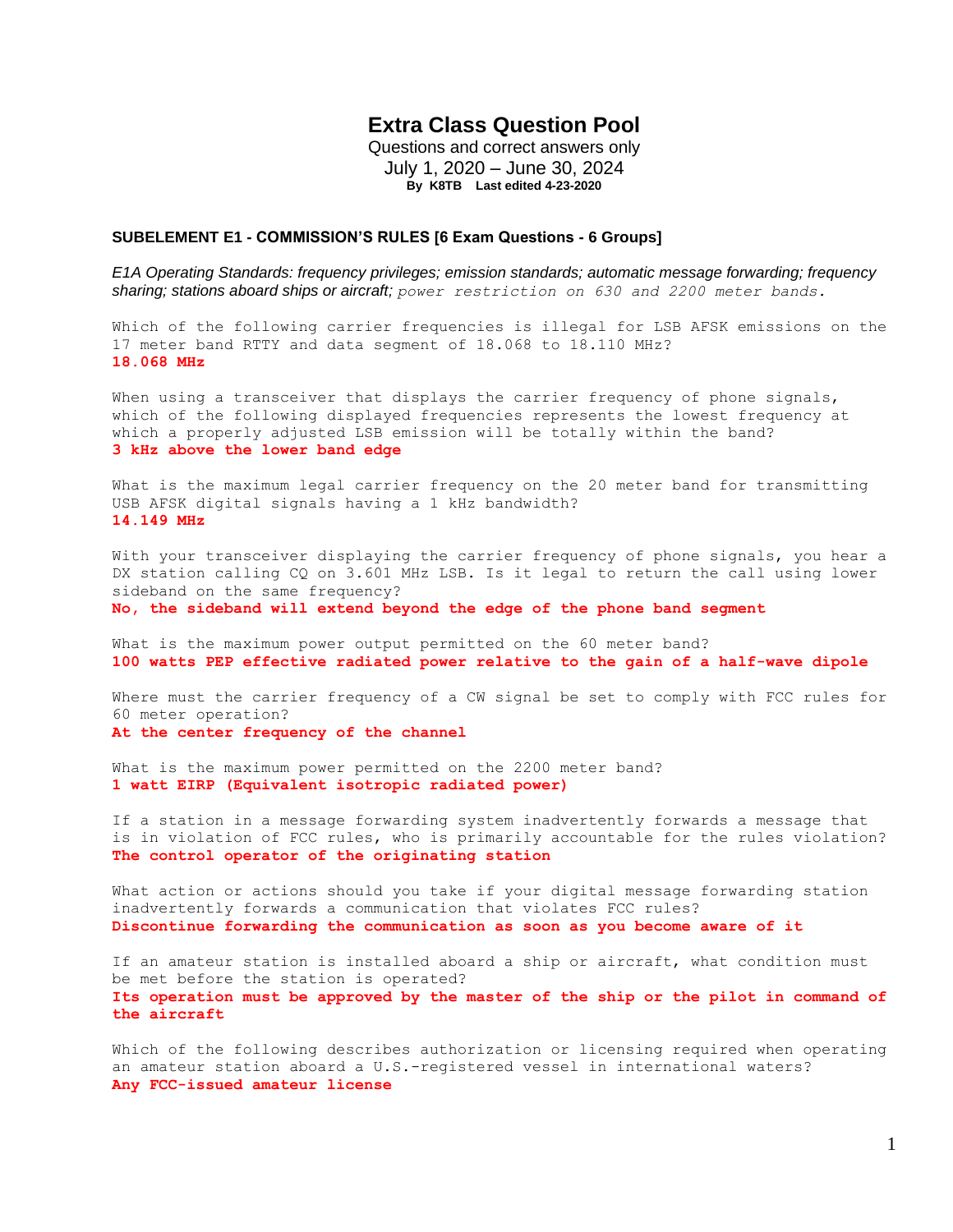# Extra Class Question Pool

Questions and correct answers only

July 1, 2020 – June 30, 2024

**By K8TB Last edited 4-23-2020**

## SUBELEMENT E1 - COMMISSION'S RULES [6 Exam Questions - 6 Groups]

*E1A Operating Standards: frequency privileges; emission standards; automatic message forwarding; frequency sharing; stations aboard ships or aircraft; power restriction on 630 and 2200 meter bands.*

Which of the following carrier frequencies is illegal for LSB AFSK emissions on the 17 meter band RTTY and data segment of 18.068 to 18.110 MHz?
**18.068 MHz**

When using a transceiver that displays the carrier frequency of phone signals, which of the following displayed frequencies represents the lowest frequency at which a properly adjusted LSB emission will be totally within the band?
**3 kHz above the lower band edge**

What is the maximum legal carrier frequency on the 20 meter band for transmitting USB AFSK digital signals having a 1 kHz bandwidth?
**14.149 MHz**

With your transceiver displaying the carrier frequency of phone signals, you hear a DX station calling CQ on 3.601 MHz LSB. Is it legal to return the call using lower sideband on the same frequency?
**No, the sideband will extend beyond the edge of the phone band segment**

What is the maximum power output permitted on the 60 meter band?
**100 watts PEP effective radiated power relative to the gain of a half-wave dipole**

Where must the carrier frequency of a CW signal be set to comply with FCC rules for 60 meter operation?
**At the center frequency of the channel**

What is the maximum power permitted on the 2200 meter band?
**1 watt EIRP (Equivalent isotropic radiated power)**

If a station in a message forwarding system inadvertently forwards a message that is in violation of FCC rules, who is primarily accountable for the rules violation?
**The control operator of the originating station**

What action or actions should you take if your digital message forwarding station inadvertently forwards a communication that violates FCC rules?
**Discontinue forwarding the communication as soon as you become aware of it**

If an amateur station is installed aboard a ship or aircraft, what condition must be met before the station is operated?
**Its operation must be approved by the master of the ship or the pilot in command of the aircraft**

Which of the following describes authorization or licensing required when operating an amateur station aboard a U.S.-registered vessel in international waters?
**Any FCC-issued amateur license**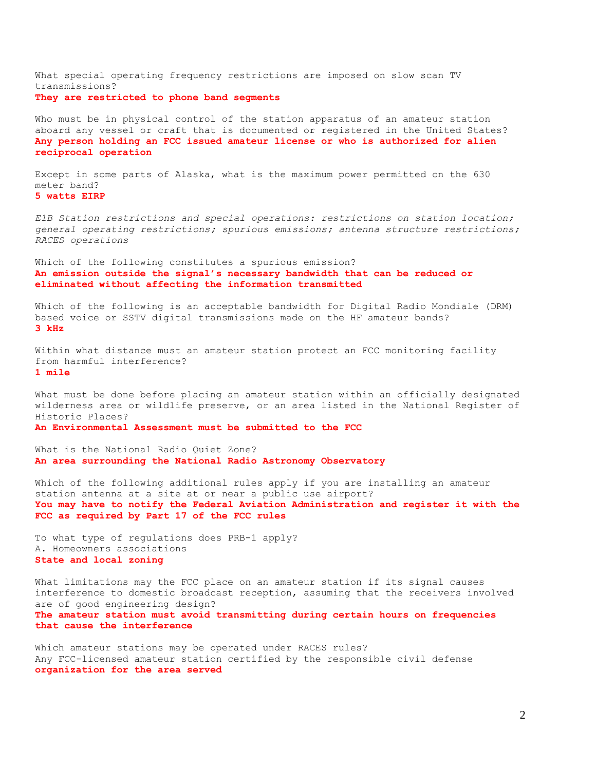What special operating frequency restrictions are imposed on slow scan TV transmissions?
**They are restricted to phone band segments**

Who must be in physical control of the station apparatus of an amateur station aboard any vessel or craft that is documented or registered in the United States?
**Any person holding an FCC issued amateur license or who is authorized for alien reciprocal operation**

Except in some parts of Alaska, what is the maximum power permitted on the 630 meter band?
**5 watts EIRP**

*E1B Station restrictions and special operations: restrictions on station location; general operating restrictions; spurious emissions; antenna structure restrictions; RACES operations*

Which of the following constitutes a spurious emission?
**An emission outside the signal's necessary bandwidth that can be reduced or eliminated without affecting the information transmitted**

Which of the following is an acceptable bandwidth for Digital Radio Mondiale (DRM) based voice or SSTV digital transmissions made on the HF amateur bands?
**3 kHz**

Within what distance must an amateur station protect an FCC monitoring facility from harmful interference?
**1 mile**

What must be done before placing an amateur station within an officially designated wilderness area or wildlife preserve, or an area listed in the National Register of Historic Places?
**An Environmental Assessment must be submitted to the FCC**

What is the National Radio Quiet Zone?
**An area surrounding the National Radio Astronomy Observatory**

Which of the following additional rules apply if you are installing an amateur station antenna at a site at or near a public use airport?
**You may have to notify the Federal Aviation Administration and register it with the FCC as required by Part 17 of the FCC rules**

To what type of regulations does PRB-1 apply?
A. Homeowners associations
**State and local zoning**

What limitations may the FCC place on an amateur station if its signal causes interference to domestic broadcast reception, assuming that the receivers involved are of good engineering design?
**The amateur station must avoid transmitting during certain hours on frequencies that cause the interference**

Which amateur stations may be operated under RACES rules?
Any FCC-licensed amateur station certified by the responsible civil defense **organization for the area served**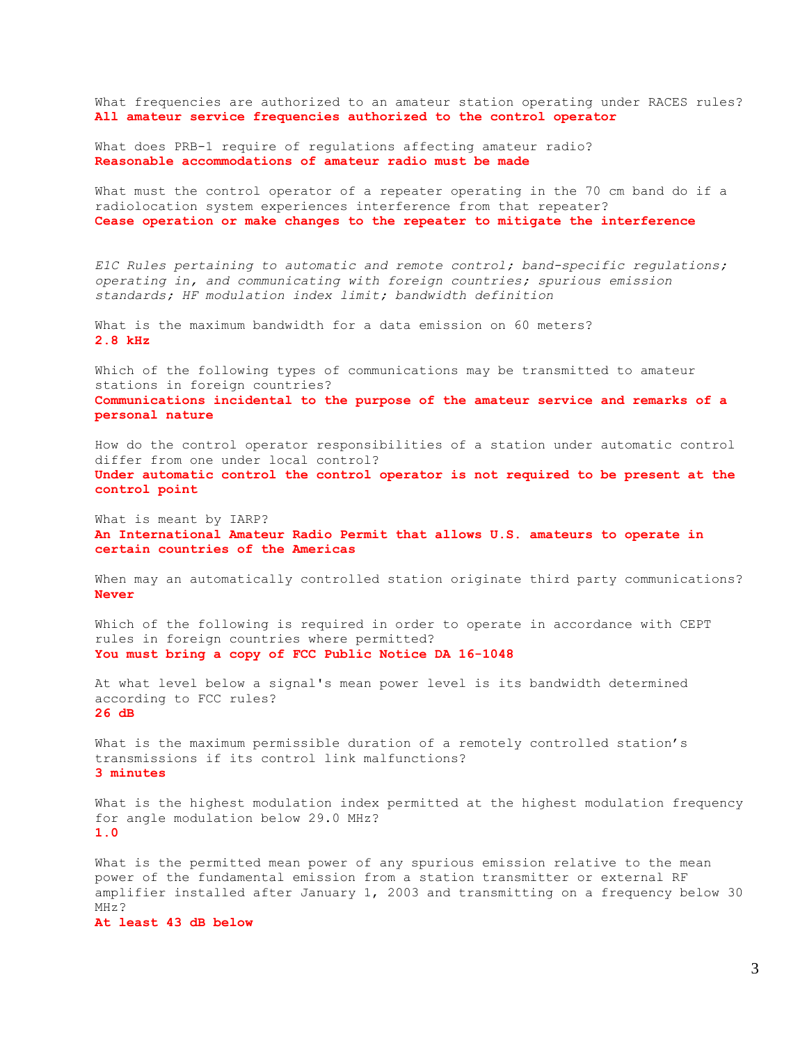What frequencies are authorized to an amateur station operating under RACES rules?
**All amateur service frequencies authorized to the control operator**

What does PRB-1 require of regulations affecting amateur radio?
**Reasonable accommodations of amateur radio must be made**

What must the control operator of a repeater operating in the 70 cm band do if a radiolocation system experiences interference from that repeater?
**Cease operation or make changes to the repeater to mitigate the interference**

*E1C Rules pertaining to automatic and remote control; band-specific regulations; operating in, and communicating with foreign countries; spurious emission standards; HF modulation index limit; bandwidth definition*

What is the maximum bandwidth for a data emission on 60 meters?
**2.8 kHz**

Which of the following types of communications may be transmitted to amateur stations in foreign countries?
**Communications incidental to the purpose of the amateur service and remarks of a personal nature**

How do the control operator responsibilities of a station under automatic control differ from one under local control?
**Under automatic control the control operator is not required to be present at the control point**

What is meant by IARP?
**An International Amateur Radio Permit that allows U.S. amateurs to operate in certain countries of the Americas**

When may an automatically controlled station originate third party communications?
**Never**

Which of the following is required in order to operate in accordance with CEPT rules in foreign countries where permitted?
**You must bring a copy of FCC Public Notice DA 16-1048**

At what level below a signal's mean power level is its bandwidth determined according to FCC rules?
**26 dB**

What is the maximum permissible duration of a remotely controlled station's transmissions if its control link malfunctions?
**3 minutes**

What is the highest modulation index permitted at the highest modulation frequency for angle modulation below 29.0 MHz?
**1.0**

What is the permitted mean power of any spurious emission relative to the mean power of the fundamental emission from a station transmitter or external RF amplifier installed after January 1, 2003 and transmitting on a frequency below 30 MHz?
**At least 43 dB below**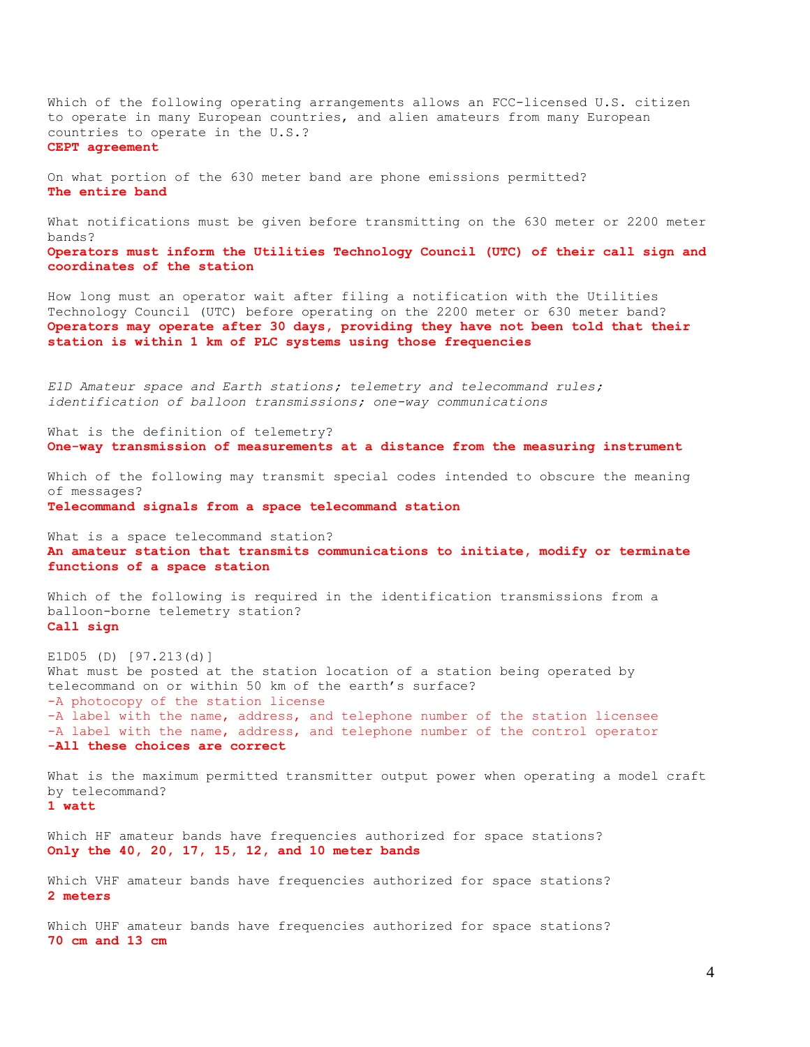Which of the following operating arrangements allows an FCC-licensed U.S. citizen to operate in many European countries, and alien amateurs from many European countries to operate in the U.S.?
**CEPT agreement**

On what portion of the 630 meter band are phone emissions permitted?
**The entire band**

What notifications must be given before transmitting on the 630 meter or 2200 meter bands?
**Operators must inform the Utilities Technology Council (UTC) of their call sign and coordinates of the station**

How long must an operator wait after filing a notification with the Utilities Technology Council (UTC) before operating on the 2200 meter or 630 meter band?
**Operators may operate after 30 days, providing they have not been told that their station is within 1 km of PLC systems using those frequencies**

*E1D Amateur space and Earth stations; telemetry and telecommand rules; identification of balloon transmissions; one-way communications*

What is the definition of telemetry?
**One-way transmission of measurements at a distance from the measuring instrument**

Which of the following may transmit special codes intended to obscure the meaning of messages?
**Telecommand signals from a space telecommand station**

What is a space telecommand station?
**An amateur station that transmits communications to initiate, modify or terminate functions of a space station**

Which of the following is required in the identification transmissions from a balloon-borne telemetry station?
**Call sign**

E1D05 (D) [97.213(d)]
What must be posted at the station location of a station being operated by telecommand on or within 50 km of the earth's surface?
-A photocopy of the station license
-A label with the name, address, and telephone number of the station licensee
-A label with the name, address, and telephone number of the control operator
**-All these choices are correct**

What is the maximum permitted transmitter output power when operating a model craft by telecommand?
**1 watt**

Which HF amateur bands have frequencies authorized for space stations?
**Only the 40, 20, 17, 15, 12, and 10 meter bands**

Which VHF amateur bands have frequencies authorized for space stations?
**2 meters**

Which UHF amateur bands have frequencies authorized for space stations?
**70 cm and 13 cm**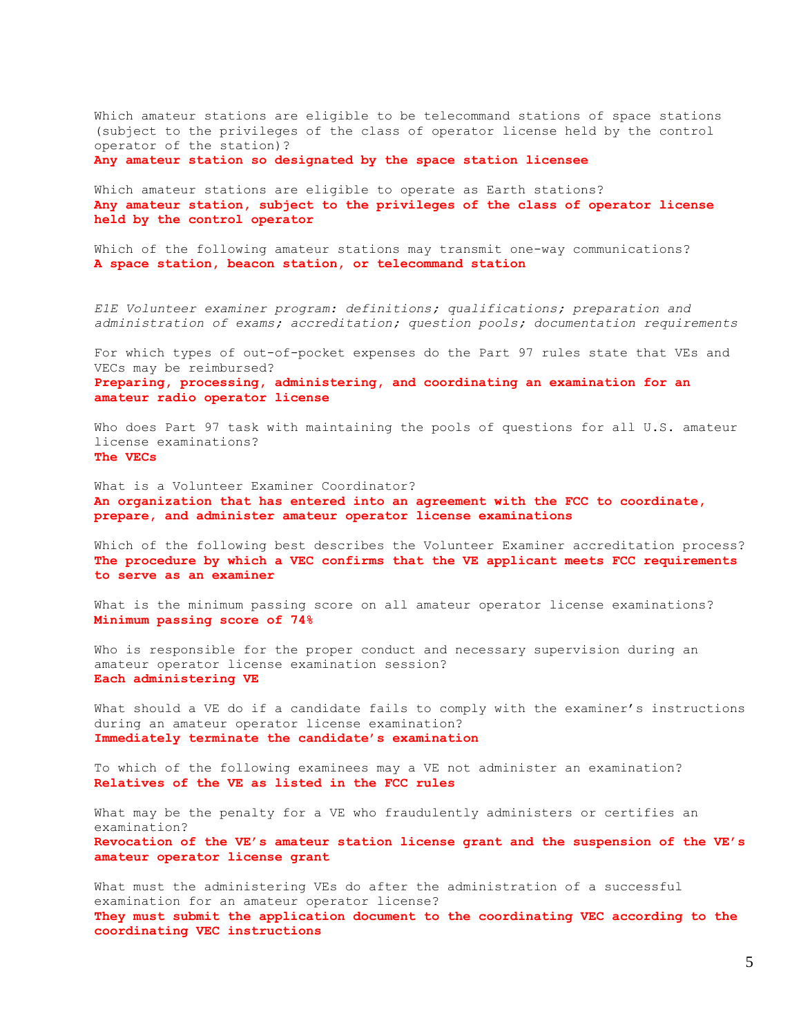Which amateur stations are eligible to be telecommand stations of space stations (subject to the privileges of the class of operator license held by the control operator of the station)?
**Any amateur station so designated by the space station licensee**

Which amateur stations are eligible to operate as Earth stations?
**Any amateur station, subject to the privileges of the class of operator license held by the control operator**

Which of the following amateur stations may transmit one-way communications?
**A space station, beacon station, or telecommand station**

*E1E Volunteer examiner program: definitions; qualifications; preparation and administration of exams; accreditation; question pools; documentation requirements*

For which types of out-of-pocket expenses do the Part 97 rules state that VEs and VECs may be reimbursed?
**Preparing, processing, administering, and coordinating an examination for an amateur radio operator license**

Who does Part 97 task with maintaining the pools of questions for all U.S. amateur license examinations?
**The VECs**

What is a Volunteer Examiner Coordinator?
**An organization that has entered into an agreement with the FCC to coordinate, prepare, and administer amateur operator license examinations**

Which of the following best describes the Volunteer Examiner accreditation process?
**The procedure by which a VEC confirms that the VE applicant meets FCC requirements to serve as an examiner**

What is the minimum passing score on all amateur operator license examinations?
**Minimum passing score of 74%**

Who is responsible for the proper conduct and necessary supervision during an amateur operator license examination session?
**Each administering VE**

What should a VE do if a candidate fails to comply with the examiner's instructions during an amateur operator license examination?
**Immediately terminate the candidate's examination**

To which of the following examinees may a VE not administer an examination?
**Relatives of the VE as listed in the FCC rules**

What may be the penalty for a VE who fraudulently administers or certifies an examination?
**Revocation of the VE's amateur station license grant and the suspension of the VE's amateur operator license grant**

What must the administering VEs do after the administration of a successful examination for an amateur operator license?
**They must submit the application document to the coordinating VEC according to the coordinating VEC instructions**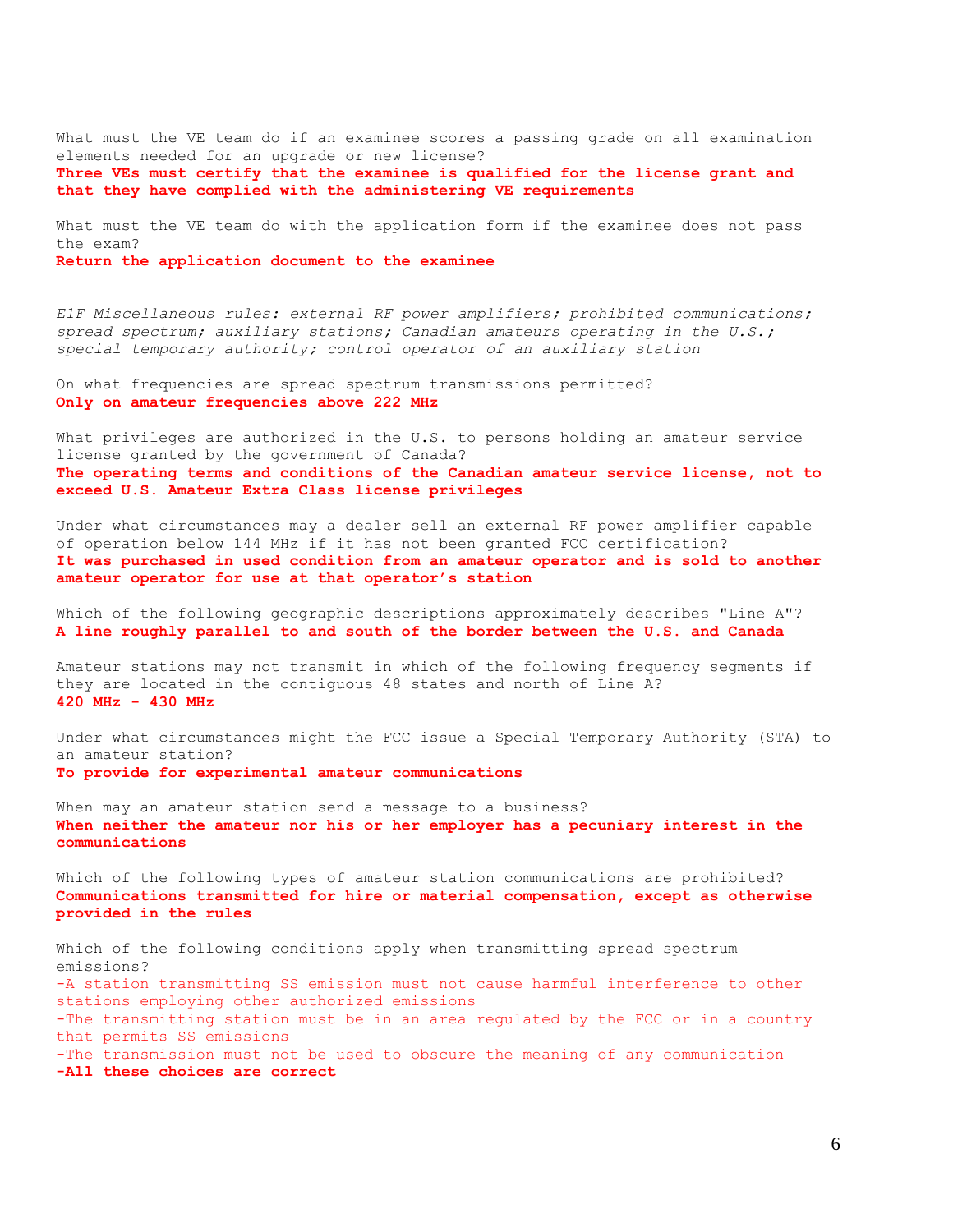What must the VE team do if an examinee scores a passing grade on all examination elements needed for an upgrade or new license?
**Three VEs must certify that the examinee is qualified for the license grant and that they have complied with the administering VE requirements**

What must the VE team do with the application form if the examinee does not pass the exam?
**Return the application document to the examinee**

*E1F Miscellaneous rules: external RF power amplifiers; prohibited communications; spread spectrum; auxiliary stations; Canadian amateurs operating in the U.S.; special temporary authority; control operator of an auxiliary station*

On what frequencies are spread spectrum transmissions permitted?
**Only on amateur frequencies above 222 MHz**

What privileges are authorized in the U.S. to persons holding an amateur service license granted by the government of Canada?
**The operating terms and conditions of the Canadian amateur service license, not to exceed U.S. Amateur Extra Class license privileges**

Under what circumstances may a dealer sell an external RF power amplifier capable of operation below 144 MHz if it has not been granted FCC certification?
**It was purchased in used condition from an amateur operator and is sold to another amateur operator for use at that operator's station**

Which of the following geographic descriptions approximately describes "Line A"?
**A line roughly parallel to and south of the border between the U.S. and Canada**

Amateur stations may not transmit in which of the following frequency segments if they are located in the contiguous 48 states and north of Line A?
**420 MHz - 430 MHz**

Under what circumstances might the FCC issue a Special Temporary Authority (STA) to an amateur station?
**To provide for experimental amateur communications**

When may an amateur station send a message to a business?
**When neither the amateur nor his or her employer has a pecuniary interest in the communications**

Which of the following types of amateur station communications are prohibited?
**Communications transmitted for hire or material compensation, except as otherwise provided in the rules**

Which of the following conditions apply when transmitting spread spectrum emissions?
-A station transmitting SS emission must not cause harmful interference to other stations employing other authorized emissions
-The transmitting station must be in an area regulated by the FCC or in a country that permits SS emissions
-The transmission must not be used to obscure the meaning of any communication
**-All these choices are correct**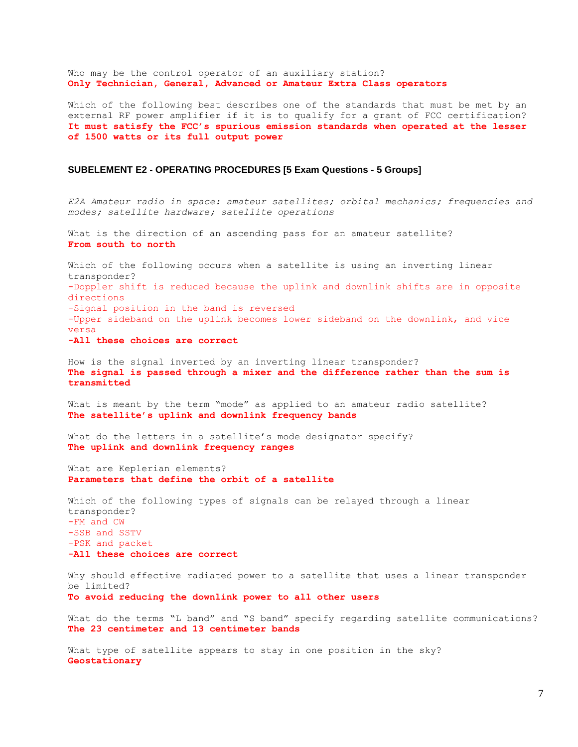Who may be the control operator of an auxiliary station?
**Only Technician, General, Advanced or Amateur Extra Class operators**

Which of the following best describes one of the standards that must be met by an external RF power amplifier if it is to qualify for a grant of FCC certification?
**It must satisfy the FCC's spurious emission standards when operated at the lesser of 1500 watts or its full output power**

## SUBELEMENT E2 - OPERATING PROCEDURES [5 Exam Questions - 5 Groups]

*E2A Amateur radio in space: amateur satellites; orbital mechanics; frequencies and modes; satellite hardware; satellite operations*

What is the direction of an ascending pass for an amateur satellite?
**From south to north**

Which of the following occurs when a satellite is using an inverting linear transponder?
-Doppler shift is reduced because the uplink and downlink shifts are in opposite directions
-Signal position in the band is reversed
-Upper sideband on the uplink becomes lower sideband on the downlink, and vice versa
**-All these choices are correct**

How is the signal inverted by an inverting linear transponder?
**The signal is passed through a mixer and the difference rather than the sum is transmitted**

What is meant by the term "mode" as applied to an amateur radio satellite?
**The satellite's uplink and downlink frequency bands**

What do the letters in a satellite's mode designator specify?
**The uplink and downlink frequency ranges**

What are Keplerian elements?
**Parameters that define the orbit of a satellite**

Which of the following types of signals can be relayed through a linear transponder?
-FM and CW
-SSB and SSTV
-PSK and packet
**-All these choices are correct**

Why should effective radiated power to a satellite that uses a linear transponder be limited?
**To avoid reducing the downlink power to all other users**

What do the terms "L band" and "S band" specify regarding satellite communications?
**The 23 centimeter and 13 centimeter bands**

What type of satellite appears to stay in one position in the sky?
**Geostationary**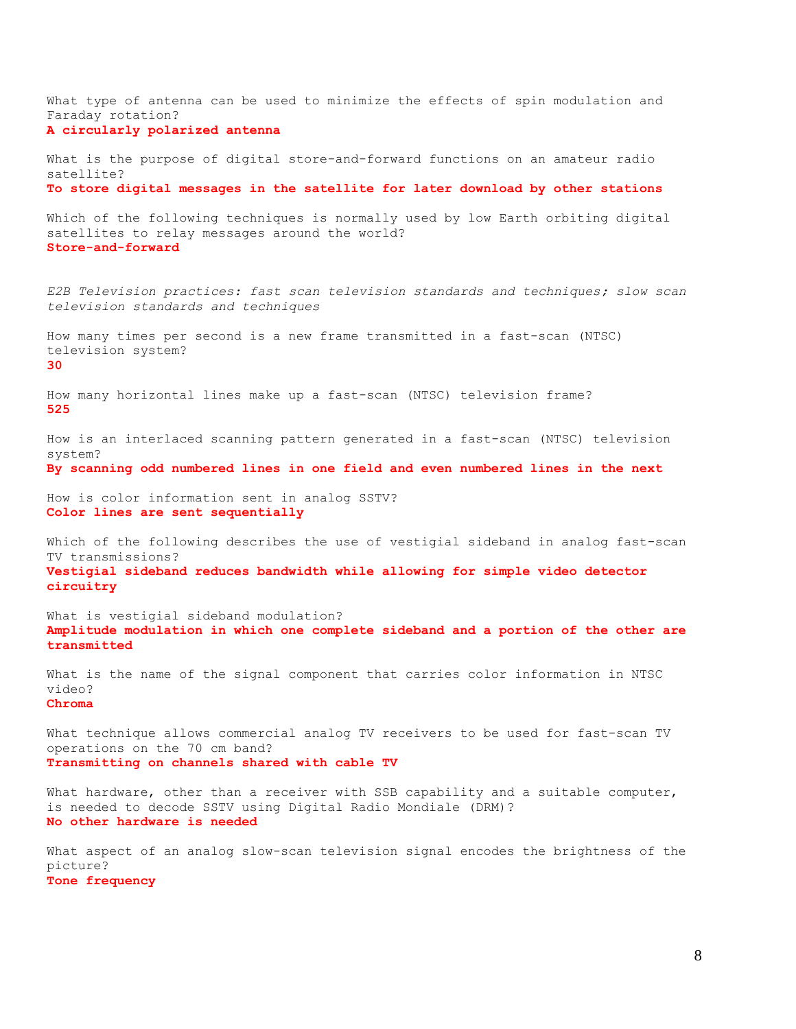What type of antenna can be used to minimize the effects of spin modulation and Faraday rotation?
**A circularly polarized antenna**

What is the purpose of digital store-and-forward functions on an amateur radio satellite?
**To store digital messages in the satellite for later download by other stations**

Which of the following techniques is normally used by low Earth orbiting digital satellites to relay messages around the world?
**Store-and-forward**

*E2B Television practices: fast scan television standards and techniques; slow scan television standards and techniques*

How many times per second is a new frame transmitted in a fast-scan (NTSC) television system?
**30**

How many horizontal lines make up a fast-scan (NTSC) television frame?
**525**

How is an interlaced scanning pattern generated in a fast-scan (NTSC) television system?
**By scanning odd numbered lines in one field and even numbered lines in the next**

How is color information sent in analog SSTV?
**Color lines are sent sequentially**

Which of the following describes the use of vestigial sideband in analog fast-scan TV transmissions?
**Vestigial sideband reduces bandwidth while allowing for simple video detector circuitry**

What is vestigial sideband modulation?
**Amplitude modulation in which one complete sideband and a portion of the other are transmitted**

What is the name of the signal component that carries color information in NTSC video?
**Chroma**

What technique allows commercial analog TV receivers to be used for fast-scan TV operations on the 70 cm band?
**Transmitting on channels shared with cable TV**

What hardware, other than a receiver with SSB capability and a suitable computer, is needed to decode SSTV using Digital Radio Mondiale (DRM)?
**No other hardware is needed**

What aspect of an analog slow-scan television signal encodes the brightness of the picture?
**Tone frequency**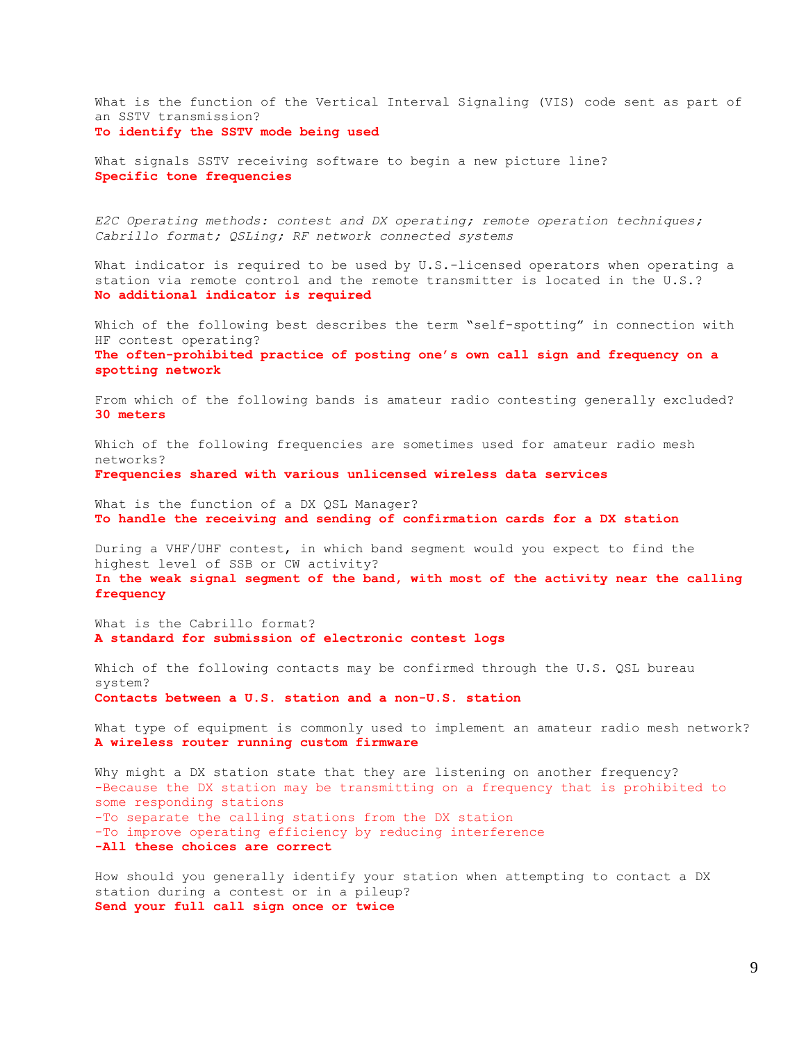What is the function of the Vertical Interval Signaling (VIS) code sent as part of an SSTV transmission?
**To identify the SSTV mode being used**

What signals SSTV receiving software to begin a new picture line?
**Specific tone frequencies**

*E2C Operating methods: contest and DX operating; remote operation techniques; Cabrillo format; QSLing; RF network connected systems*

What indicator is required to be used by U.S.-licensed operators when operating a station via remote control and the remote transmitter is located in the U.S.?
**No additional indicator is required**

Which of the following best describes the term “self-spotting” in connection with HF contest operating?
**The often-prohibited practice of posting one’s own call sign and frequency on a spotting network**

From which of the following bands is amateur radio contesting generally excluded?
**30 meters**

Which of the following frequencies are sometimes used for amateur radio mesh networks?
**Frequencies shared with various unlicensed wireless data services**

What is the function of a DX QSL Manager?
**To handle the receiving and sending of confirmation cards for a DX station**

During a VHF/UHF contest, in which band segment would you expect to find the highest level of SSB or CW activity?
**In the weak signal segment of the band, with most of the activity near the calling frequency**

What is the Cabrillo format?
**A standard for submission of electronic contest logs**

Which of the following contacts may be confirmed through the U.S. QSL bureau system?
**Contacts between a U.S. station and a non-U.S. station**

What type of equipment is commonly used to implement an amateur radio mesh network?
**A wireless router running custom firmware**

Why might a DX station state that they are listening on another frequency?
-Because the DX station may be transmitting on a frequency that is prohibited to some responding stations
-To separate the calling stations from the DX station
-To improve operating efficiency by reducing interference
**-All these choices are correct**

How should you generally identify your station when attempting to contact a DX station during a contest or in a pileup?
**Send your full call sign once or twice**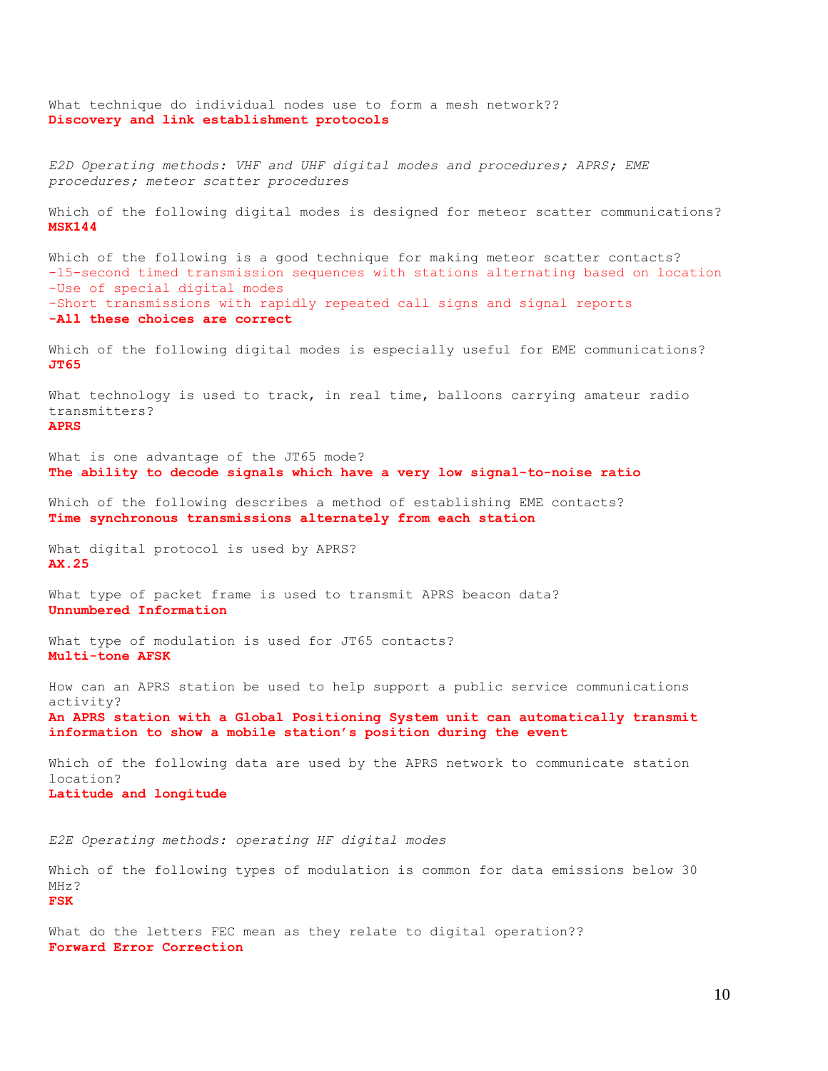What technique do individual nodes use to form a mesh network??
**Discovery and link establishment protocols**

*E2D Operating methods: VHF and UHF digital modes and procedures; APRS; EME procedures; meteor scatter procedures*

Which of the following digital modes is designed for meteor scatter communications?
**MSK144**

Which of the following is a good technique for making meteor scatter contacts?
-15-second timed transmission sequences with stations alternating based on location
-Use of special digital modes
-Short transmissions with rapidly repeated call signs and signal reports
**-All these choices are correct**

Which of the following digital modes is especially useful for EME communications?
**JT65**

What technology is used to track, in real time, balloons carrying amateur radio transmitters?
**APRS**

What is one advantage of the JT65 mode?
**The ability to decode signals which have a very low signal-to-noise ratio**

Which of the following describes a method of establishing EME contacts?
**Time synchronous transmissions alternately from each station**

What digital protocol is used by APRS?
**AX.25**

What type of packet frame is used to transmit APRS beacon data?
**Unnumbered Information**

What type of modulation is used for JT65 contacts?
**Multi-tone AFSK**

How can an APRS station be used to help support a public service communications activity?
**An APRS station with a Global Positioning System unit can automatically transmit information to show a mobile station's position during the event**

Which of the following data are used by the APRS network to communicate station location?
**Latitude and longitude**

*E2E Operating methods: operating HF digital modes*

Which of the following types of modulation is common for data emissions below 30 MHz?
**FSK**

What do the letters FEC mean as they relate to digital operation??
**Forward Error Correction**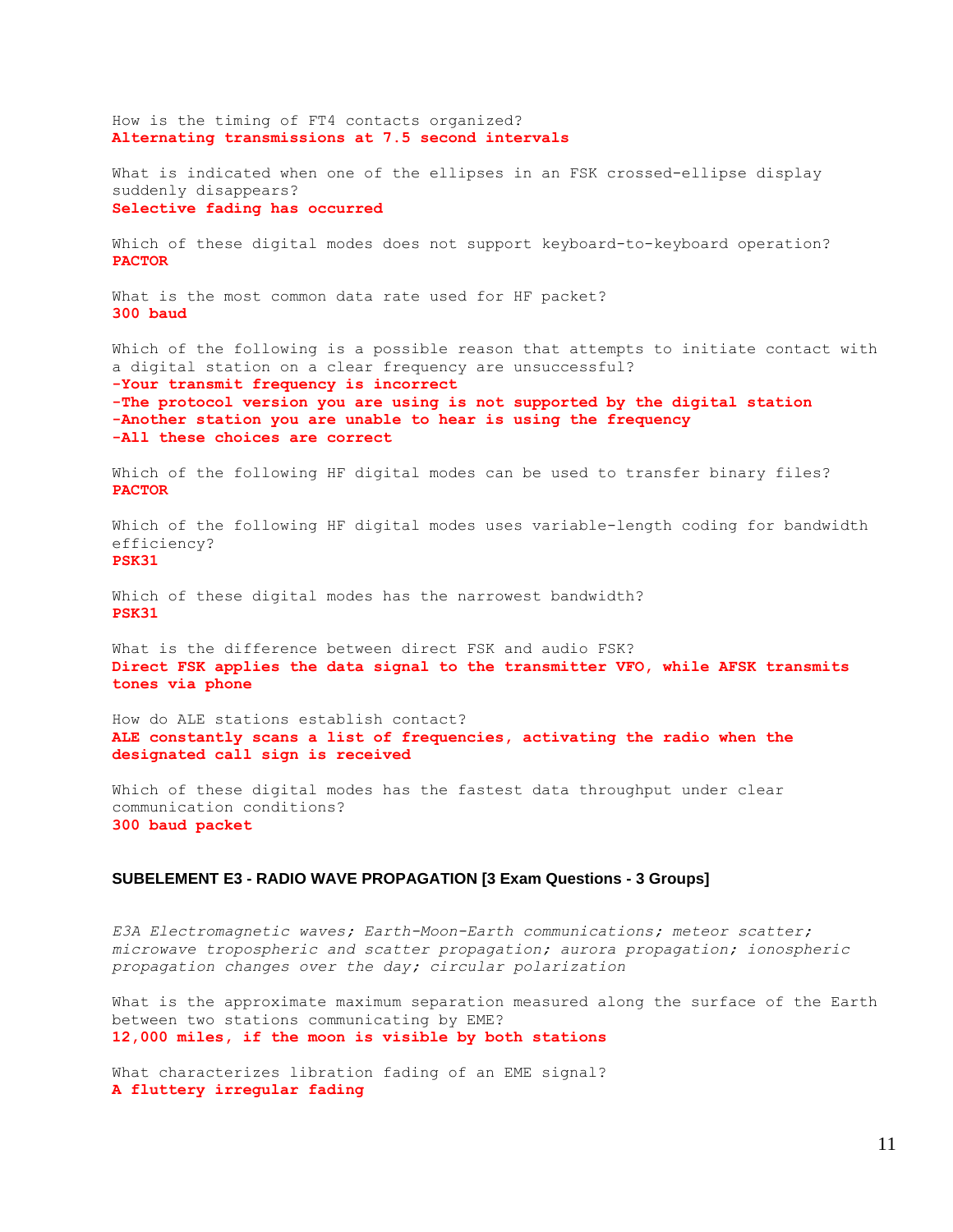How is the timing of FT4 contacts organized?
**Alternating transmissions at 7.5 second intervals**

What is indicated when one of the ellipses in an FSK crossed-ellipse display suddenly disappears?
**Selective fading has occurred**

Which of these digital modes does not support keyboard-to-keyboard operation?
**PACTOR**

What is the most common data rate used for HF packet?
**300 baud**

Which of the following is a possible reason that attempts to initiate contact with a digital station on a clear frequency are unsuccessful?
**-Your transmit frequency is incorrect**
**-The protocol version you are using is not supported by the digital station**
**-Another station you are unable to hear is using the frequency**
**-All these choices are correct**

Which of the following HF digital modes can be used to transfer binary files?
**PACTOR**

Which of the following HF digital modes uses variable-length coding for bandwidth efficiency?
**PSK31**

Which of these digital modes has the narrowest bandwidth?
**PSK31**

What is the difference between direct FSK and audio FSK?
**Direct FSK applies the data signal to the transmitter VFO, while AFSK transmits tones via phone**

How do ALE stations establish contact?
**ALE constantly scans a list of frequencies, activating the radio when the designated call sign is received**

Which of these digital modes has the fastest data throughput under clear communication conditions?
**300 baud packet**

## SUBELEMENT E3 - RADIO WAVE PROPAGATION [3 Exam Questions - 3 Groups]

*E3A Electromagnetic waves; Earth-Moon-Earth communications; meteor scatter; microwave tropospheric and scatter propagation; aurora propagation; ionospheric propagation changes over the day; circular polarization*

What is the approximate maximum separation measured along the surface of the Earth between two stations communicating by EME?
**12,000 miles, if the moon is visible by both stations**

What characterizes libration fading of an EME signal?
**A fluttery irregular fading**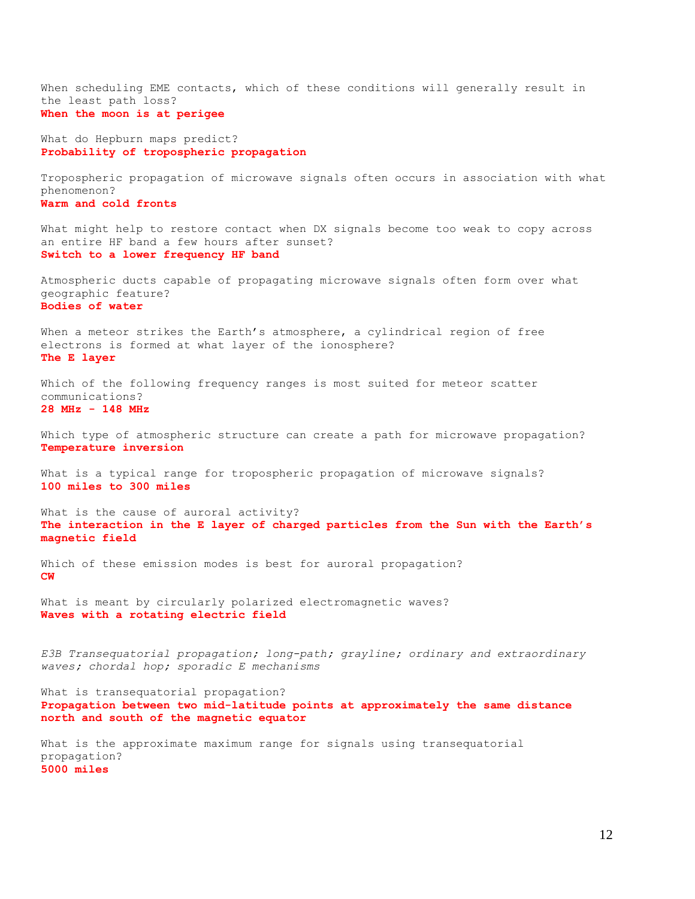When scheduling EME contacts, which of these conditions will generally result in the least path loss?
**When the moon is at perigee**

What do Hepburn maps predict?
**Probability of tropospheric propagation**

Tropospheric propagation of microwave signals often occurs in association with what phenomenon?
**Warm and cold fronts**

What might help to restore contact when DX signals become too weak to copy across an entire HF band a few hours after sunset?
**Switch to a lower frequency HF band**

Atmospheric ducts capable of propagating microwave signals often form over what geographic feature?
**Bodies of water**

When a meteor strikes the Earth's atmosphere, a cylindrical region of free electrons is formed at what layer of the ionosphere?
**The E layer**

Which of the following frequency ranges is most suited for meteor scatter communications?
**28 MHz - 148 MHz**

Which type of atmospheric structure can create a path for microwave propagation?
**Temperature inversion**

What is a typical range for tropospheric propagation of microwave signals?
**100 miles to 300 miles**

What is the cause of auroral activity?
**The interaction in the E layer of charged particles from the Sun with the Earth's magnetic field**

Which of these emission modes is best for auroral propagation?
**CW**

What is meant by circularly polarized electromagnetic waves?
**Waves with a rotating electric field**

*E3B Transequatorial propagation; long-path; grayline; ordinary and extraordinary waves; chordal hop; sporadic E mechanisms*

What is transequatorial propagation?
**Propagation between two mid-latitude points at approximately the same distance north and south of the magnetic equator**

What is the approximate maximum range for signals using transequatorial propagation?
**5000 miles**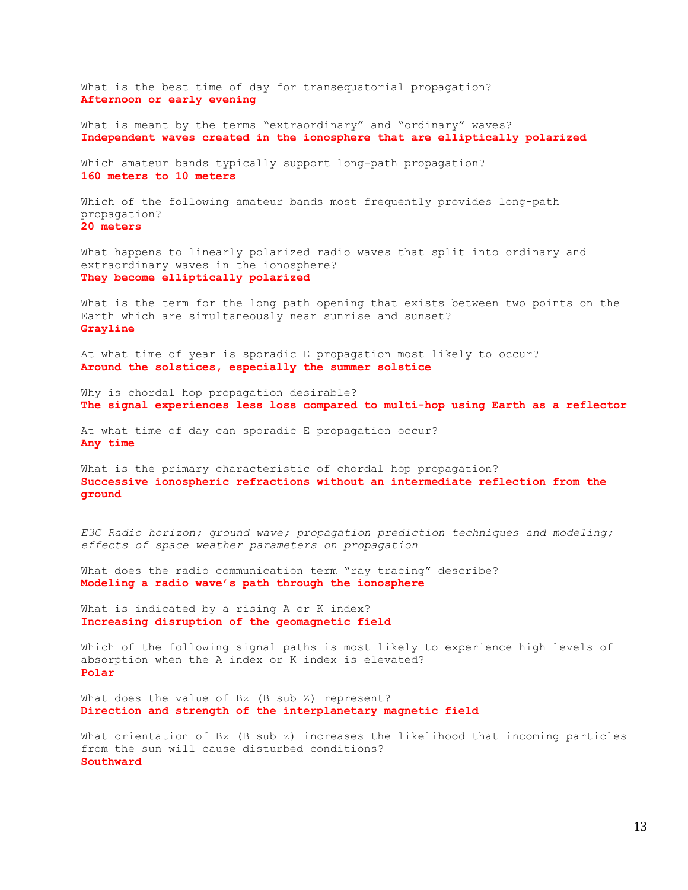What is the best time of day for transequatorial propagation?
**Afternoon or early evening**

What is meant by the terms "extraordinary" and "ordinary" waves?
**Independent waves created in the ionosphere that are elliptically polarized**

Which amateur bands typically support long-path propagation?
**160 meters to 10 meters**

Which of the following amateur bands most frequently provides long-path propagation?
**20 meters**

What happens to linearly polarized radio waves that split into ordinary and extraordinary waves in the ionosphere?
**They become elliptically polarized**

What is the term for the long path opening that exists between two points on the Earth which are simultaneously near sunrise and sunset?
**Grayline**

At what time of year is sporadic E propagation most likely to occur?
**Around the solstices, especially the summer solstice**

Why is chordal hop propagation desirable?
**The signal experiences less loss compared to multi-hop using Earth as a reflector**

At what time of day can sporadic E propagation occur?
**Any time**

What is the primary characteristic of chordal hop propagation?
**Successive ionospheric refractions without an intermediate reflection from the ground**

*E3C Radio horizon; ground wave; propagation prediction techniques and modeling; effects of space weather parameters on propagation*

What does the radio communication term "ray tracing" describe?
**Modeling a radio wave's path through the ionosphere**

What is indicated by a rising A or K index?
**Increasing disruption of the geomagnetic field**

Which of the following signal paths is most likely to experience high levels of absorption when the A index or K index is elevated?
**Polar**

What does the value of Bz (B sub Z) represent?
**Direction and strength of the interplanetary magnetic field**

What orientation of Bz (B sub z) increases the likelihood that incoming particles from the sun will cause disturbed conditions?
**Southward**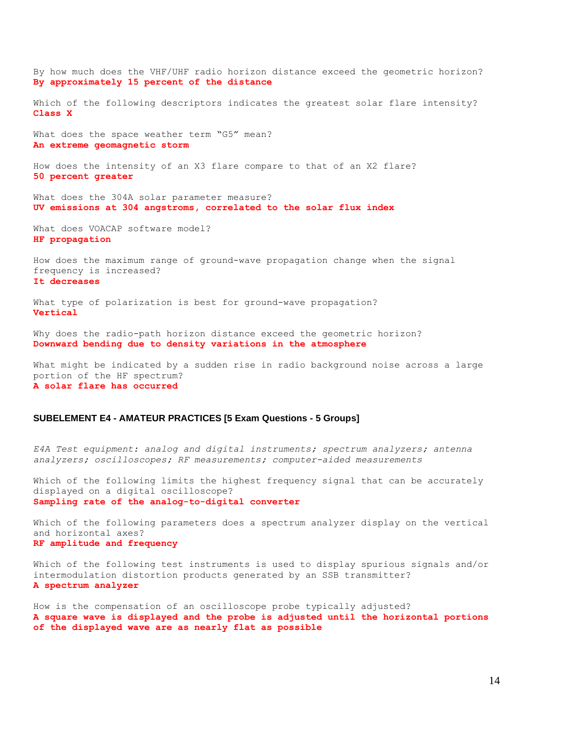By how much does the VHF/UHF radio horizon distance exceed the geometric horizon?
**By approximately 15 percent of the distance**

Which of the following descriptors indicates the greatest solar flare intensity?
**Class X**

What does the space weather term “G5” mean?
**An extreme geomagnetic storm**

How does the intensity of an X3 flare compare to that of an X2 flare?
**50 percent greater**

What does the 304A solar parameter measure?
**UV emissions at 304 angstroms, correlated to the solar flux index**

What does VOACAP software model?
**HF propagation**

How does the maximum range of ground-wave propagation change when the signal frequency is increased?
**It decreases**

What type of polarization is best for ground-wave propagation?
**Vertical**

Why does the radio-path horizon distance exceed the geometric horizon?
**Downward bending due to density variations in the atmosphere**

What might be indicated by a sudden rise in radio background noise across a large portion of the HF spectrum?
**A solar flare has occurred**

## SUBELEMENT E4 - AMATEUR PRACTICES [5 Exam Questions - 5 Groups]

*E4A Test equipment: analog and digital instruments; spectrum analyzers; antenna analyzers; oscilloscopes; RF measurements; computer-aided measurements*

Which of the following limits the highest frequency signal that can be accurately displayed on a digital oscilloscope?
**Sampling rate of the analog-to-digital converter**

Which of the following parameters does a spectrum analyzer display on the vertical and horizontal axes?
**RF amplitude and frequency**

Which of the following test instruments is used to display spurious signals and/or intermodulation distortion products generated by an SSB transmitter?
**A spectrum analyzer**

How is the compensation of an oscilloscope probe typically adjusted?
**A square wave is displayed and the probe is adjusted until the horizontal portions of the displayed wave are as nearly flat as possible**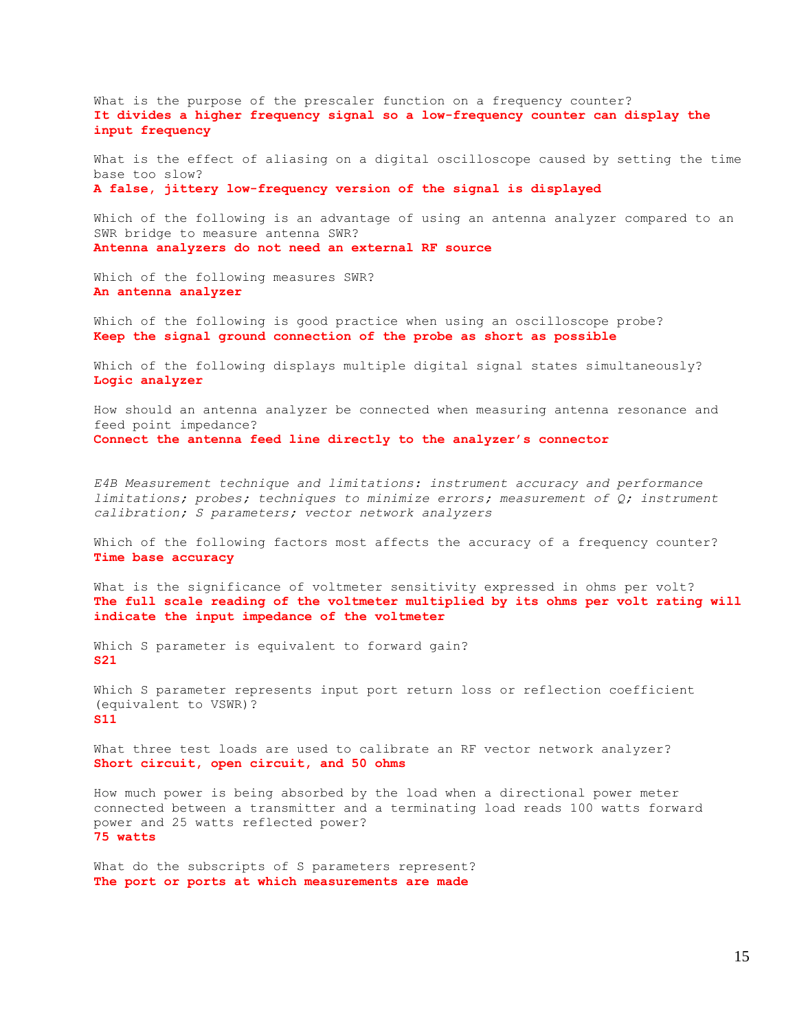What is the purpose of the prescaler function on a frequency counter?
**It divides a higher frequency signal so a low-frequency counter can display the input frequency**

What is the effect of aliasing on a digital oscilloscope caused by setting the time base too slow?
**A false, jittery low-frequency version of the signal is displayed**

Which of the following is an advantage of using an antenna analyzer compared to an SWR bridge to measure antenna SWR?
**Antenna analyzers do not need an external RF source**

Which of the following measures SWR?
**An antenna analyzer**

Which of the following is good practice when using an oscilloscope probe?
**Keep the signal ground connection of the probe as short as possible**

Which of the following displays multiple digital signal states simultaneously?
**Logic analyzer**

How should an antenna analyzer be connected when measuring antenna resonance and feed point impedance?
**Connect the antenna feed line directly to the analyzer's connector**

*E4B Measurement technique and limitations: instrument accuracy and performance limitations; probes; techniques to minimize errors; measurement of Q; instrument calibration; S parameters; vector network analyzers*

Which of the following factors most affects the accuracy of a frequency counter?
**Time base accuracy**

What is the significance of voltmeter sensitivity expressed in ohms per volt?
**The full scale reading of the voltmeter multiplied by its ohms per volt rating will indicate the input impedance of the voltmeter**

Which S parameter is equivalent to forward gain?
**S21**

Which S parameter represents input port return loss or reflection coefficient (equivalent to VSWR)?
**S11**

What three test loads are used to calibrate an RF vector network analyzer?
**Short circuit, open circuit, and 50 ohms**

How much power is being absorbed by the load when a directional power meter connected between a transmitter and a terminating load reads 100 watts forward power and 25 watts reflected power?
**75 watts**

What do the subscripts of S parameters represent?
**The port or ports at which measurements are made**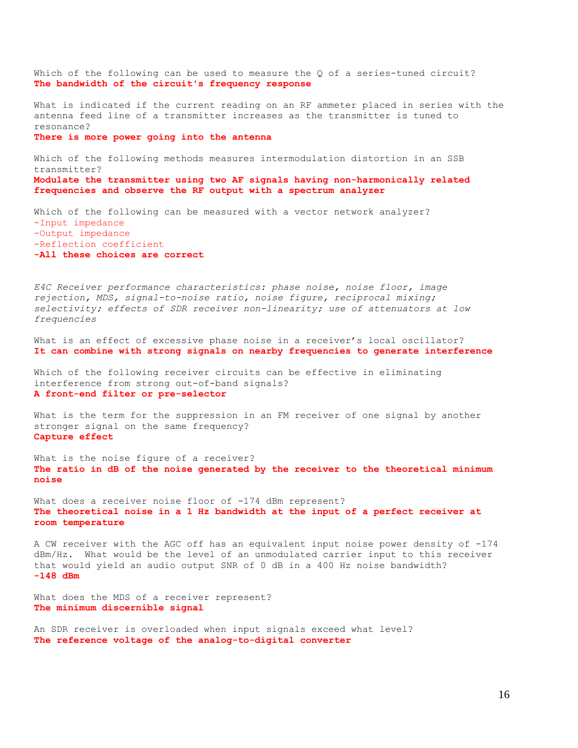Which of the following can be used to measure the Q of a series-tuned circuit?
**The bandwidth of the circuit's frequency response**

What is indicated if the current reading on an RF ammeter placed in series with the antenna feed line of a transmitter increases as the transmitter is tuned to resonance?
**There is more power going into the antenna**

Which of the following methods measures intermodulation distortion in an SSB transmitter?
**Modulate the transmitter using two AF signals having non-harmonically related frequencies and observe the RF output with a spectrum analyzer**

Which of the following can be measured with a vector network analyzer?
-Input impedance
-Output impedance
-Reflection coefficient
**-All these choices are correct**

*E4C Receiver performance characteristics: phase noise, noise floor, image rejection, MDS, signal-to-noise ratio, noise figure, reciprocal mixing; selectivity; effects of SDR receiver non-linearity; use of attenuators at low frequencies*

What is an effect of excessive phase noise in a receiver's local oscillator?
**It can combine with strong signals on nearby frequencies to generate interference**

Which of the following receiver circuits can be effective in eliminating interference from strong out-of-band signals?
**A front-end filter or pre-selector**

What is the term for the suppression in an FM receiver of one signal by another stronger signal on the same frequency?
**Capture effect**

What is the noise figure of a receiver?
**The ratio in dB of the noise generated by the receiver to the theoretical minimum noise**

What does a receiver noise floor of -174 dBm represent?
**The theoretical noise in a 1 Hz bandwidth at the input of a perfect receiver at room temperature**

A CW receiver with the AGC off has an equivalent input noise power density of -174 dBm/Hz. What would be the level of an unmodulated carrier input to this receiver that would yield an audio output SNR of 0 dB in a 400 Hz noise bandwidth?
**-148 dBm**

What does the MDS of a receiver represent?
**The minimum discernible signal**

An SDR receiver is overloaded when input signals exceed what level?
**The reference voltage of the analog-to-digital converter**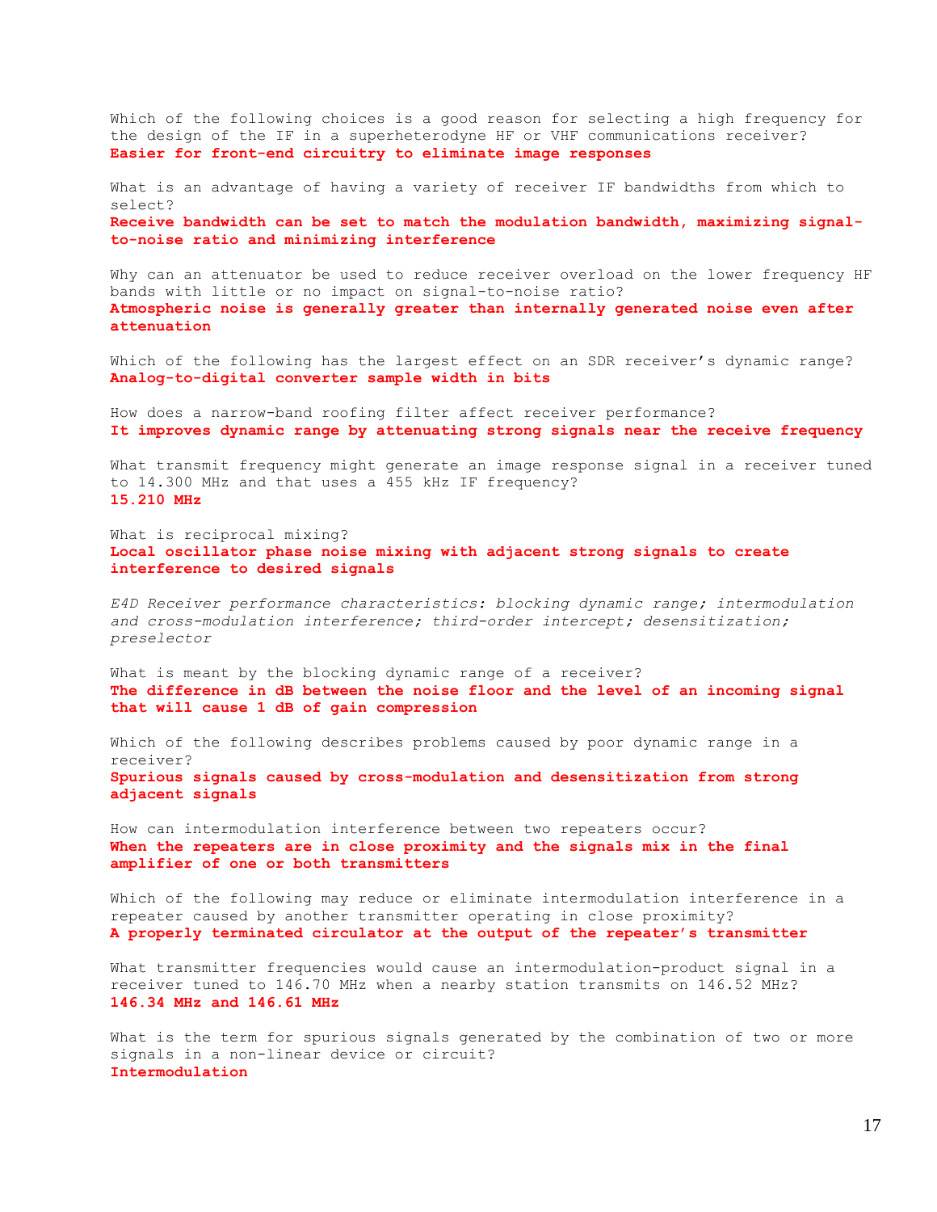Which of the following choices is a good reason for selecting a high frequency for the design of the IF in a superheterodyne HF or VHF communications receiver?
**Easier for front-end circuitry to eliminate image responses**

What is an advantage of having a variety of receiver IF bandwidths from which to select?
**Receive bandwidth can be set to match the modulation bandwidth, maximizing signal-to-noise ratio and minimizing interference**

Why can an attenuator be used to reduce receiver overload on the lower frequency HF bands with little or no impact on signal-to-noise ratio?
**Atmospheric noise is generally greater than internally generated noise even after attenuation**

Which of the following has the largest effect on an SDR receiver's dynamic range?
**Analog-to-digital converter sample width in bits**

How does a narrow-band roofing filter affect receiver performance?
**It improves dynamic range by attenuating strong signals near the receive frequency**

What transmit frequency might generate an image response signal in a receiver tuned to 14.300 MHz and that uses a 455 kHz IF frequency?
**15.210 MHz**

What is reciprocal mixing?
**Local oscillator phase noise mixing with adjacent strong signals to create interference to desired signals**

*E4D Receiver performance characteristics: blocking dynamic range; intermodulation and cross-modulation interference; third-order intercept; desensitization; preselector*

What is meant by the blocking dynamic range of a receiver?
**The difference in dB between the noise floor and the level of an incoming signal that will cause 1 dB of gain compression**

Which of the following describes problems caused by poor dynamic range in a receiver?
**Spurious signals caused by cross-modulation and desensitization from strong adjacent signals**

How can intermodulation interference between two repeaters occur?
**When the repeaters are in close proximity and the signals mix in the final amplifier of one or both transmitters**

Which of the following may reduce or eliminate intermodulation interference in a repeater caused by another transmitter operating in close proximity?
**A properly terminated circulator at the output of the repeater's transmitter**

What transmitter frequencies would cause an intermodulation-product signal in a receiver tuned to 146.70 MHz when a nearby station transmits on 146.52 MHz?
**146.34 MHz and 146.61 MHz**

What is the term for spurious signals generated by the combination of two or more signals in a non-linear device or circuit?
**Intermodulation**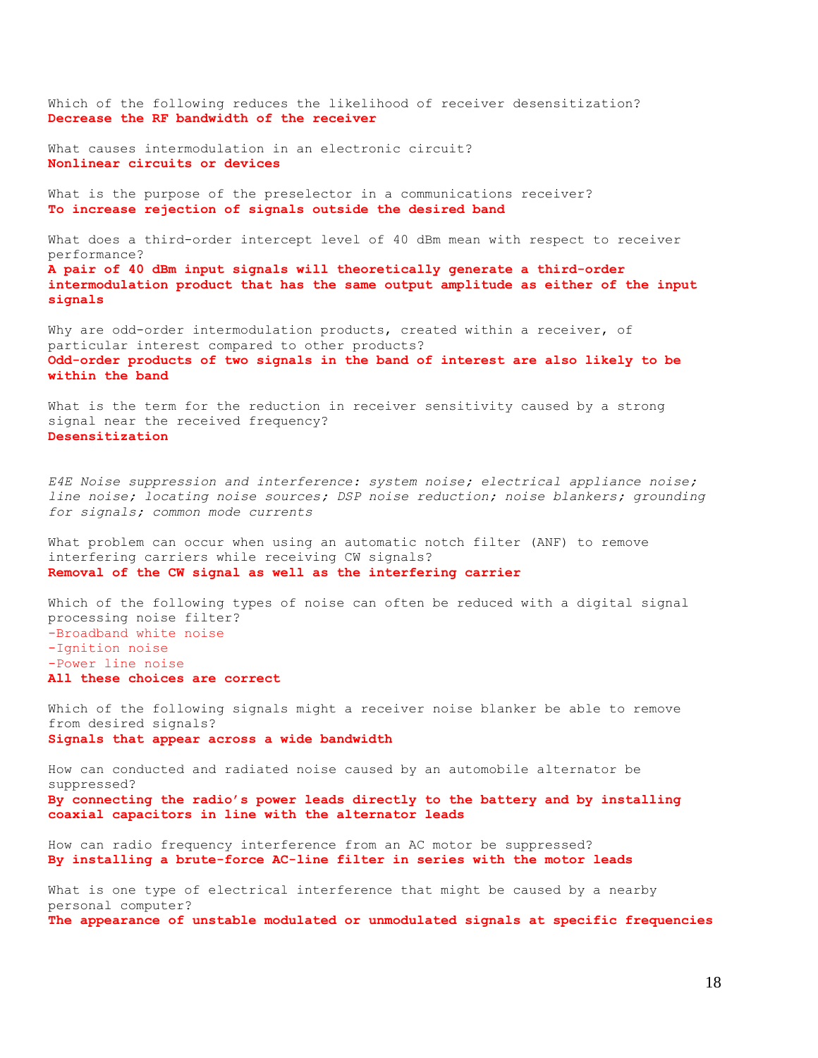Which of the following reduces the likelihood of receiver desensitization?
**Decrease the RF bandwidth of the receiver**

What causes intermodulation in an electronic circuit?
**Nonlinear circuits or devices**

What is the purpose of the preselector in a communications receiver?
**To increase rejection of signals outside the desired band**

What does a third-order intercept level of 40 dBm mean with respect to receiver performance?
**A pair of 40 dBm input signals will theoretically generate a third-order intermodulation product that has the same output amplitude as either of the input signals**

Why are odd-order intermodulation products, created within a receiver, of particular interest compared to other products?
**Odd-order products of two signals in the band of interest are also likely to be within the band**

What is the term for the reduction in receiver sensitivity caused by a strong signal near the received frequency?
**Desensitization**

*E4E Noise suppression and interference: system noise; electrical appliance noise; line noise; locating noise sources; DSP noise reduction; noise blankers; grounding for signals; common mode currents*

What problem can occur when using an automatic notch filter (ANF) to remove interfering carriers while receiving CW signals?
**Removal of the CW signal as well as the interfering carrier**

Which of the following types of noise can often be reduced with a digital signal processing noise filter?
-Broadband white noise
-Ignition noise
-Power line noise
**All these choices are correct**

Which of the following signals might a receiver noise blanker be able to remove from desired signals?
**Signals that appear across a wide bandwidth**

How can conducted and radiated noise caused by an automobile alternator be suppressed?
**By connecting the radio's power leads directly to the battery and by installing coaxial capacitors in line with the alternator leads**

How can radio frequency interference from an AC motor be suppressed?
**By installing a brute-force AC-line filter in series with the motor leads**

What is one type of electrical interference that might be caused by a nearby personal computer?
**The appearance of unstable modulated or unmodulated signals at specific frequencies**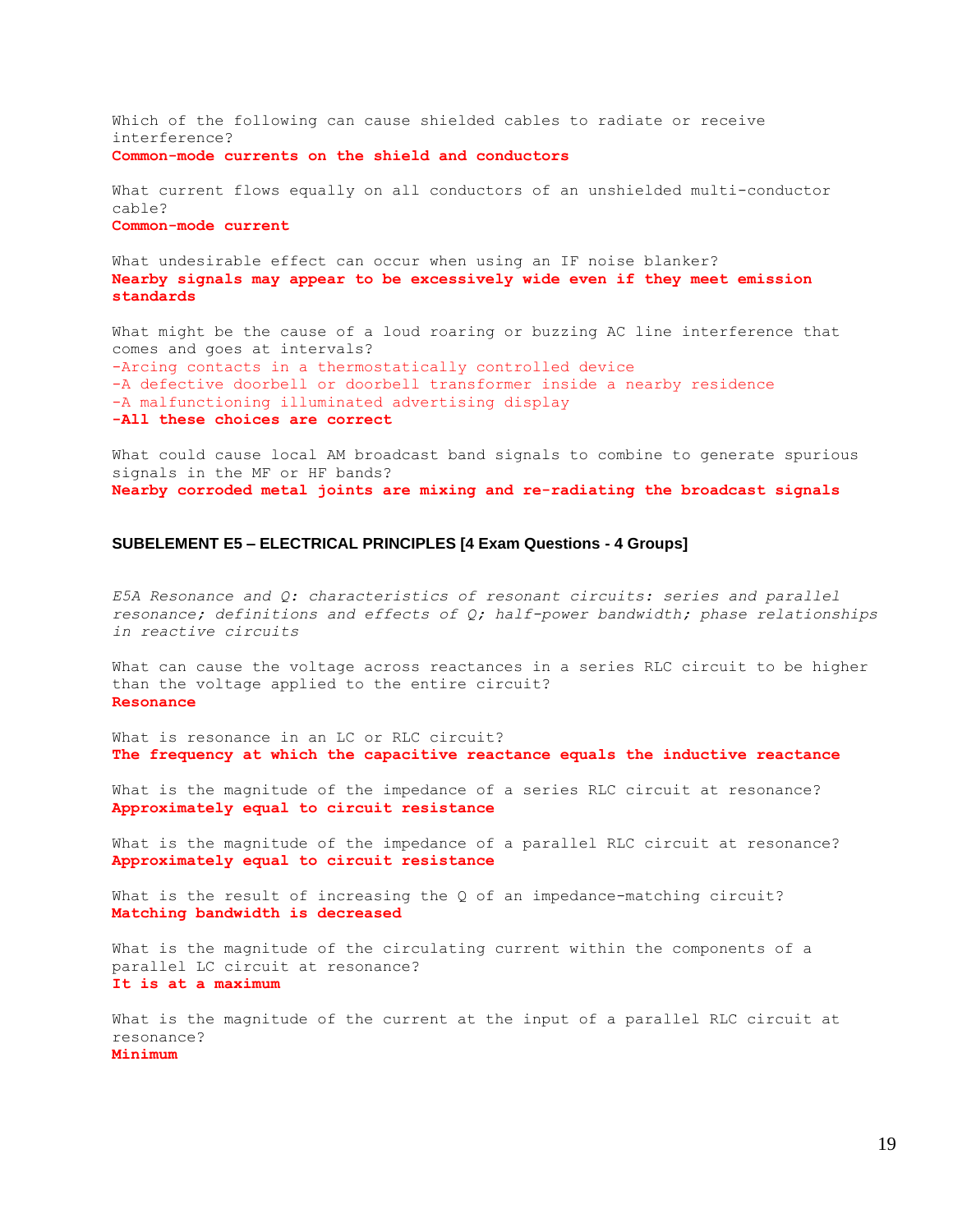Which of the following can cause shielded cables to radiate or receive interference?
**Common-mode currents on the shield and conductors**

What current flows equally on all conductors of an unshielded multi-conductor cable?
**Common-mode current**

What undesirable effect can occur when using an IF noise blanker?
**Nearby signals may appear to be excessively wide even if they meet emission standards**

What might be the cause of a loud roaring or buzzing AC line interference that comes and goes at intervals?
-Arcing contacts in a thermostatically controlled device
-A defective doorbell or doorbell transformer inside a nearby residence
-A malfunctioning illuminated advertising display
**-All these choices are correct**

What could cause local AM broadcast band signals to combine to generate spurious signals in the MF or HF bands?
**Nearby corroded metal joints are mixing and re-radiating the broadcast signals**

## SUBELEMENT E5 – ELECTRICAL PRINCIPLES [4 Exam Questions - 4 Groups]

*E5A Resonance and Q: characteristics of resonant circuits: series and parallel resonance; definitions and effects of Q; half-power bandwidth; phase relationships in reactive circuits*

What can cause the voltage across reactances in a series RLC circuit to be higher than the voltage applied to the entire circuit?
**Resonance**

What is resonance in an LC or RLC circuit?
**The frequency at which the capacitive reactance equals the inductive reactance**

What is the magnitude of the impedance of a series RLC circuit at resonance?
**Approximately equal to circuit resistance**

What is the magnitude of the impedance of a parallel RLC circuit at resonance?
**Approximately equal to circuit resistance**

What is the result of increasing the Q of an impedance-matching circuit?
**Matching bandwidth is decreased**

What is the magnitude of the circulating current within the components of a parallel LC circuit at resonance?
**It is at a maximum**

What is the magnitude of the current at the input of a parallel RLC circuit at resonance?
**Minimum**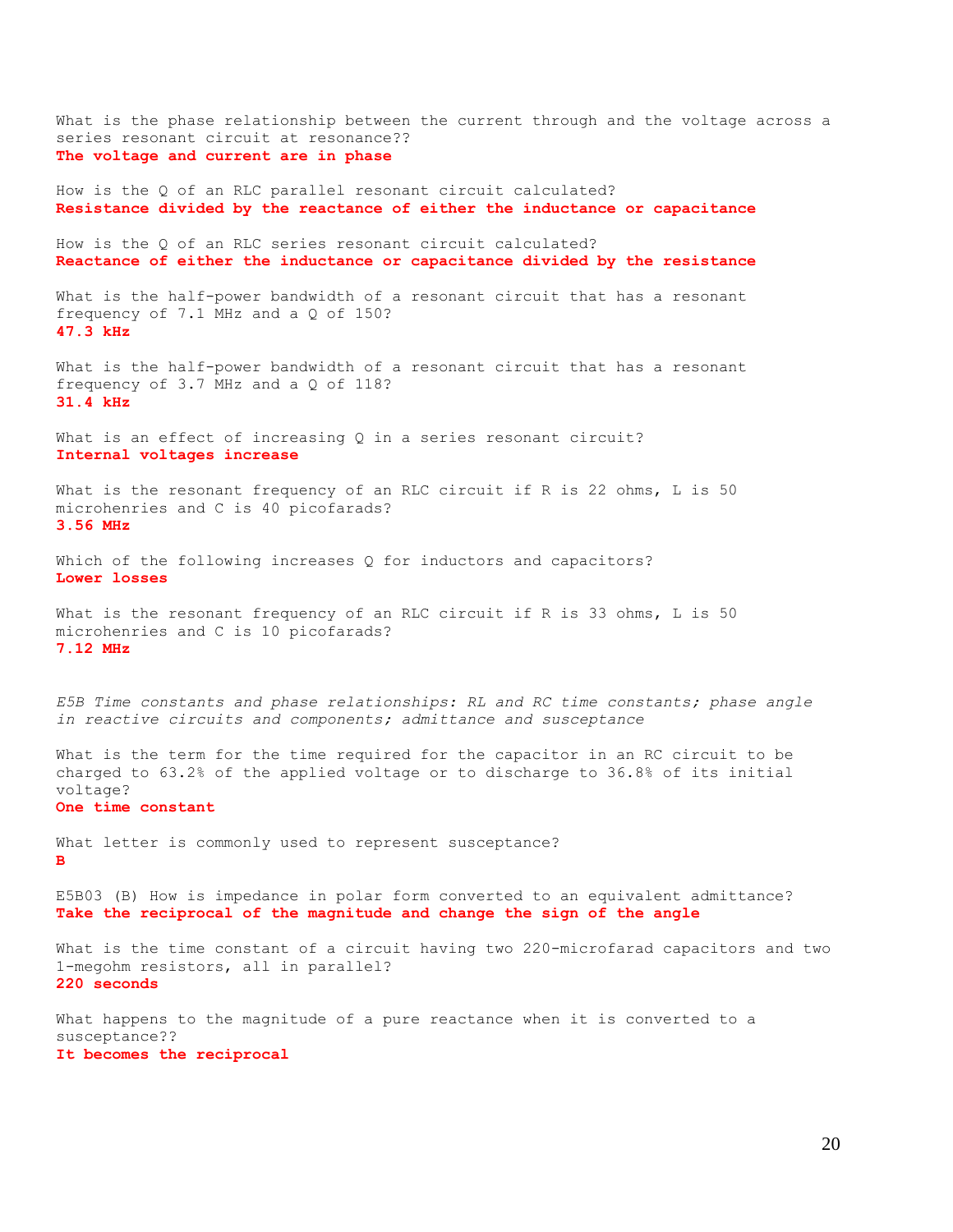What is the phase relationship between the current through and the voltage across a series resonant circuit at resonance??
**The voltage and current are in phase**

How is the Q of an RLC parallel resonant circuit calculated?
**Resistance divided by the reactance of either the inductance or capacitance**

How is the Q of an RLC series resonant circuit calculated?
**Reactance of either the inductance or capacitance divided by the resistance**

What is the half-power bandwidth of a resonant circuit that has a resonant frequency of 7.1 MHz and a Q of 150?
**47.3 kHz**

What is the half-power bandwidth of a resonant circuit that has a resonant frequency of 3.7 MHz and a Q of 118?
**31.4 kHz**

What is an effect of increasing Q in a series resonant circuit?
**Internal voltages increase**

What is the resonant frequency of an RLC circuit if R is 22 ohms, L is 50 microhenries and C is 40 picofarads?
**3.56 MHz**

Which of the following increases Q for inductors and capacitors?
**Lower losses**

What is the resonant frequency of an RLC circuit if R is 33 ohms, L is 50 microhenries and C is 10 picofarads?
**7.12 MHz**

*E5B Time constants and phase relationships: RL and RC time constants; phase angle in reactive circuits and components; admittance and susceptance*

What is the term for the time required for the capacitor in an RC circuit to be charged to 63.2% of the applied voltage or to discharge to 36.8% of its initial voltage?
**One time constant**

What letter is commonly used to represent susceptance?
**B**

E5B03 (B) How is impedance in polar form converted to an equivalent admittance?
**Take the reciprocal of the magnitude and change the sign of the angle**

What is the time constant of a circuit having two 220-microfarad capacitors and two 1-megohm resistors, all in parallel?
**220 seconds**

What happens to the magnitude of a pure reactance when it is converted to a susceptance??
**It becomes the reciprocal**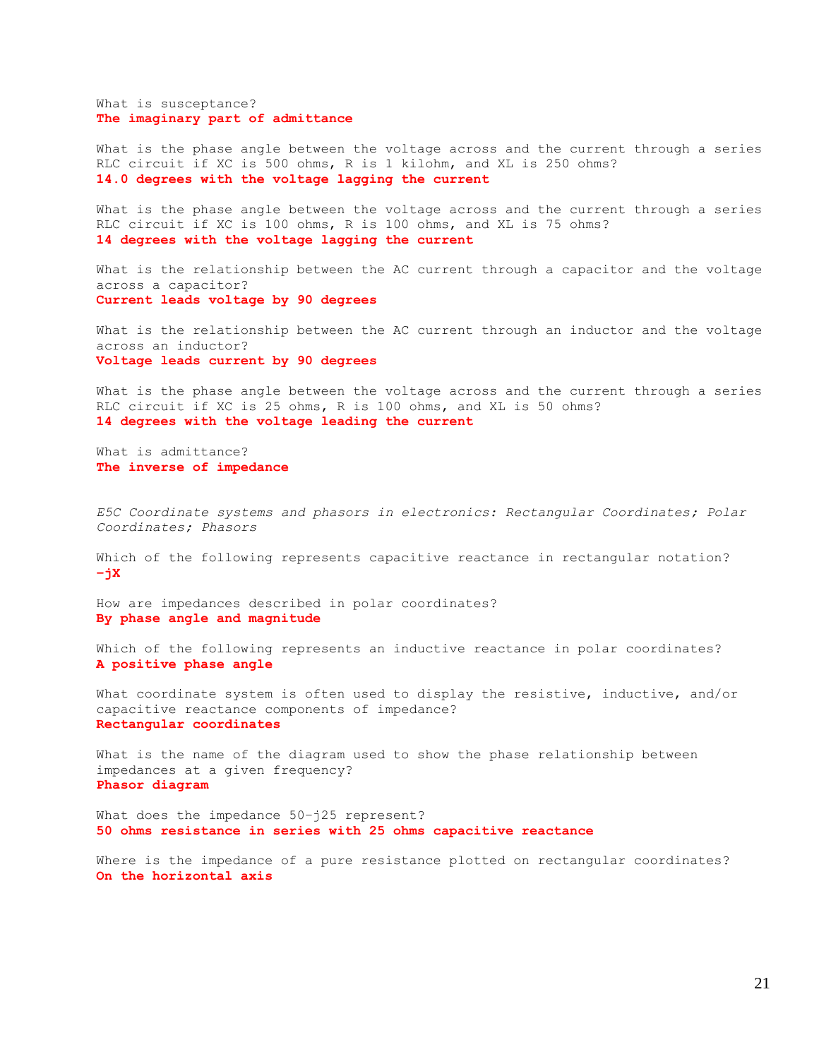What is susceptance?
**The imaginary part of admittance**

What is the phase angle between the voltage across and the current through a series RLC circuit if XC is 500 ohms, R is 1 kilohm, and XL is 250 ohms?
**14.0 degrees with the voltage lagging the current**

What is the phase angle between the voltage across and the current through a series RLC circuit if XC is 100 ohms, R is 100 ohms, and XL is 75 ohms?
**14 degrees with the voltage lagging the current**

What is the relationship between the AC current through a capacitor and the voltage across a capacitor?
**Current leads voltage by 90 degrees**

What is the relationship between the AC current through an inductor and the voltage across an inductor?
**Voltage leads current by 90 degrees**

What is the phase angle between the voltage across and the current through a series RLC circuit if XC is 25 ohms, R is 100 ohms, and XL is 50 ohms?
**14 degrees with the voltage leading the current**

What is admittance?
**The inverse of impedance**

*E5C Coordinate systems and phasors in electronics: Rectangular Coordinates; Polar Coordinates; Phasors*

Which of the following represents capacitive reactance in rectangular notation?
**–jX**

How are impedances described in polar coordinates?
**By phase angle and magnitude**

Which of the following represents an inductive reactance in polar coordinates?
**A positive phase angle**

What coordinate system is often used to display the resistive, inductive, and/or capacitive reactance components of impedance?
**Rectangular coordinates**

What is the name of the diagram used to show the phase relationship between impedances at a given frequency?
**Phasor diagram**

What does the impedance 50–j25 represent?
**50 ohms resistance in series with 25 ohms capacitive reactance**

Where is the impedance of a pure resistance plotted on rectangular coordinates?
**On the horizontal axis**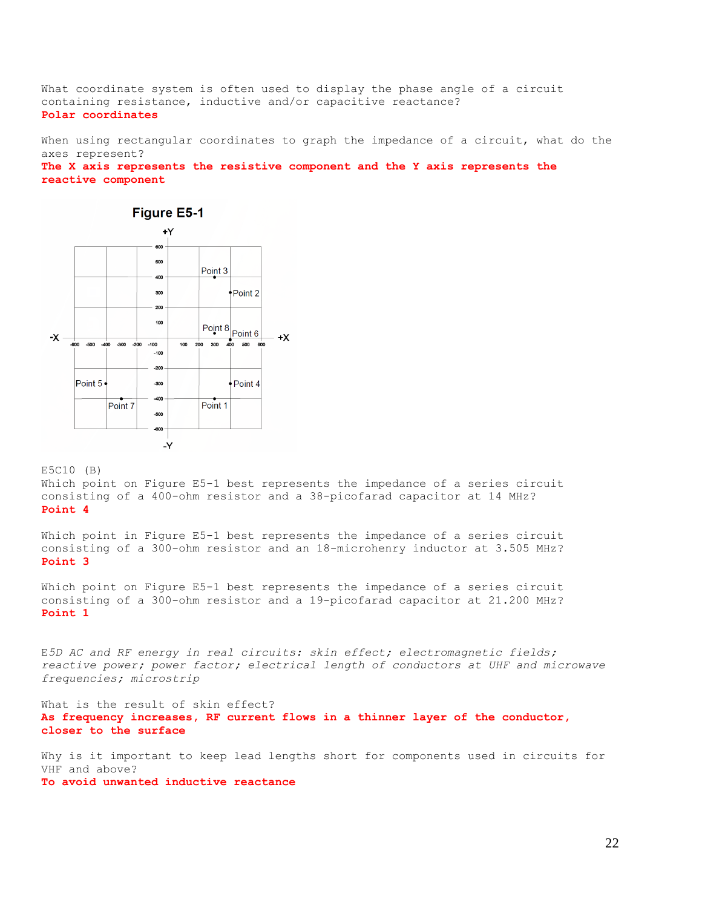What coordinate system is often used to display the phase angle of a circuit containing resistance, inductive and/or capacitive reactance?
**Polar coordinates**

When using rectangular coordinates to graph the impedance of a circuit, what do the axes represent?
**The X axis represents the resistive component and the Y axis represents the reactive component**

Figure E5-1

E5C10 (B)
Which point on Figure E5-1 best represents the impedance of a series circuit consisting of a 400-ohm resistor and a 38-picofarad capacitor at 14 MHz?
**Point 4**

Which point in Figure E5-1 best represents the impedance of a series circuit consisting of a 300-ohm resistor and an 18-microhenry inductor at 3.505 MHz?
**Point 3**

Which point on Figure E5-1 best represents the impedance of a series circuit consisting of a 300-ohm resistor and a 19-picofarad capacitor at 21.200 MHz?
**Point 1**

*E5D AC and RF energy in real circuits: skin effect; electromagnetic fields; reactive power; power factor; electrical length of conductors at UHF and microwave frequencies; microstrip*

What is the result of skin effect?
**As frequency increases, RF current flows in a thinner layer of the conductor, closer to the surface**

Why is it important to keep lead lengths short for components used in circuits for VHF and above?
**To avoid unwanted inductive reactance**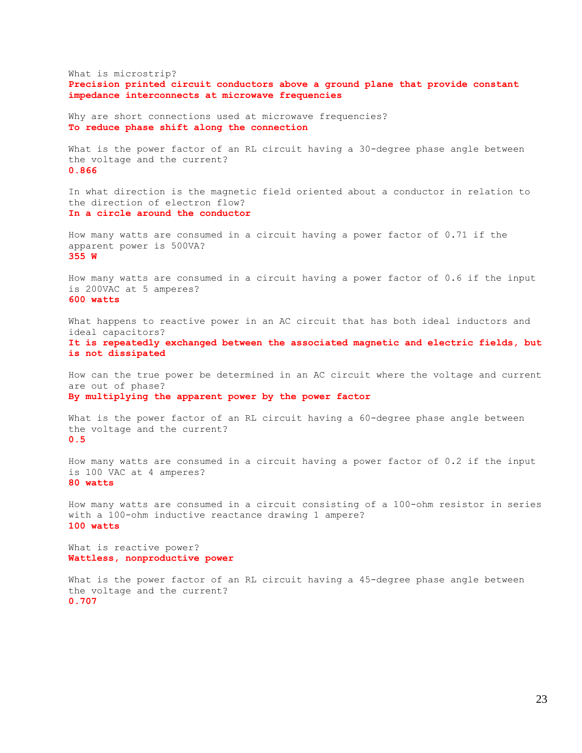What is microstrip?
**Precision printed circuit conductors above a ground plane that provide constant impedance interconnects at microwave frequencies**

Why are short connections used at microwave frequencies?
**To reduce phase shift along the connection**

What is the power factor of an RL circuit having a 30-degree phase angle between the voltage and the current?
**0.866**

In what direction is the magnetic field oriented about a conductor in relation to the direction of electron flow?
**In a circle around the conductor**

How many watts are consumed in a circuit having a power factor of 0.71 if the apparent power is 500VA?
**355 W**

How many watts are consumed in a circuit having a power factor of 0.6 if the input is 200VAC at 5 amperes?
**600 watts**

What happens to reactive power in an AC circuit that has both ideal inductors and ideal capacitors?
**It is repeatedly exchanged between the associated magnetic and electric fields, but is not dissipated**

How can the true power be determined in an AC circuit where the voltage and current are out of phase?
**By multiplying the apparent power by the power factor**

What is the power factor of an RL circuit having a 60-degree phase angle between the voltage and the current?
**0.5**

How many watts are consumed in a circuit having a power factor of 0.2 if the input is 100 VAC at 4 amperes?
**80 watts**

How many watts are consumed in a circuit consisting of a 100-ohm resistor in series with a 100-ohm inductive reactance drawing 1 ampere?
**100 watts**

What is reactive power?
**Wattless, nonproductive power**

What is the power factor of an RL circuit having a 45-degree phase angle between the voltage and the current?
**0.707**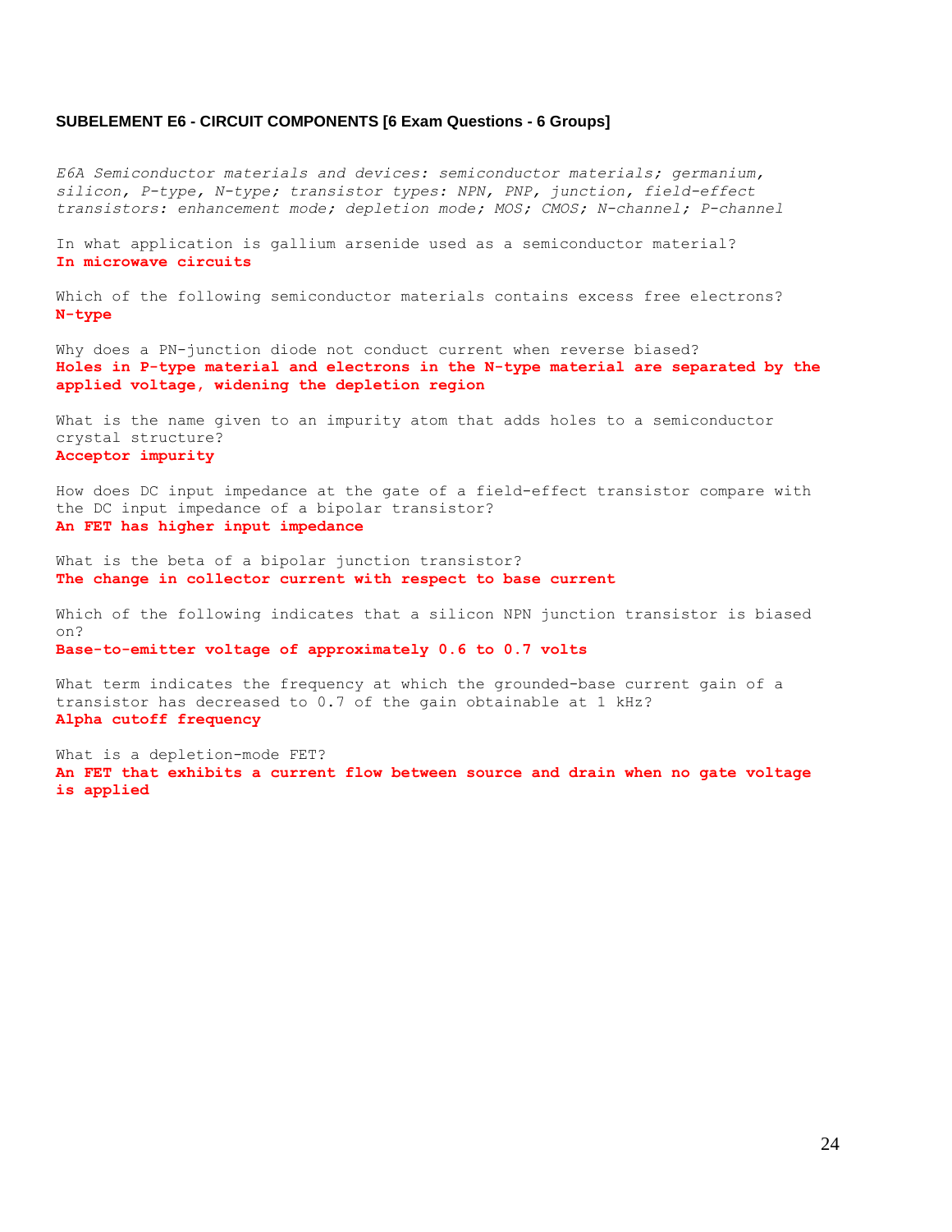## SUBELEMENT E6 - CIRCUIT COMPONENTS [6 Exam Questions - 6 Groups]

*E6A Semiconductor materials and devices: semiconductor materials; germanium, silicon, P-type, N-type; transistor types: NPN, PNP, junction, field-effect transistors: enhancement mode; depletion mode; MOS; CMOS; N-channel; P-channel*

In what application is gallium arsenide used as a semiconductor material?
**In microwave circuits**

Which of the following semiconductor materials contains excess free electrons?
**N-type**

Why does a PN-junction diode not conduct current when reverse biased?
**Holes in P-type material and electrons in the N-type material are separated by the applied voltage, widening the depletion region**

What is the name given to an impurity atom that adds holes to a semiconductor crystal structure?
**Acceptor impurity**

How does DC input impedance at the gate of a field-effect transistor compare with the DC input impedance of a bipolar transistor?
**An FET has higher input impedance**

What is the beta of a bipolar junction transistor?
**The change in collector current with respect to base current**

Which of the following indicates that a silicon NPN junction transistor is biased on?
**Base-to-emitter voltage of approximately 0.6 to 0.7 volts**

What term indicates the frequency at which the grounded-base current gain of a transistor has decreased to 0.7 of the gain obtainable at 1 kHz?
**Alpha cutoff frequency**

What is a depletion-mode FET?
**An FET that exhibits a current flow between source and drain when no gate voltage is applied**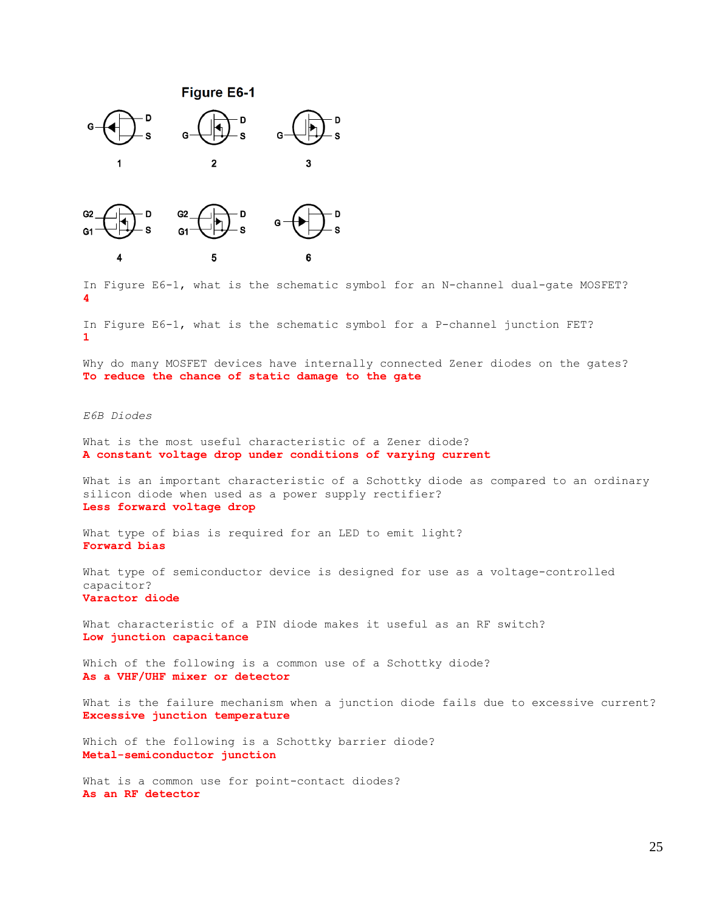**Figure E6-1**

G D S — 1 &nbsp;&nbsp; G D S — 2 &nbsp;&nbsp; G D S — 3

G2 G1 D S — 4 &nbsp;&nbsp; G2 G1 D S — 5 &nbsp;&nbsp; G D S — 6

In Figure E6-1, what is the schematic symbol for an N-channel dual-gate MOSFET?
**4**

In Figure E6-1, what is the schematic symbol for a P-channel junction FET?
**1**

Why do many MOSFET devices have internally connected Zener diodes on the gates?
**To reduce the chance of static damage to the gate**

*E6B Diodes*

What is the most useful characteristic of a Zener diode?
**A constant voltage drop under conditions of varying current**

What is an important characteristic of a Schottky diode as compared to an ordinary silicon diode when used as a power supply rectifier?
**Less forward voltage drop**

What type of bias is required for an LED to emit light?
**Forward bias**

What type of semiconductor device is designed for use as a voltage-controlled capacitor?
**Varactor diode**

What characteristic of a PIN diode makes it useful as an RF switch?
**Low junction capacitance**

Which of the following is a common use of a Schottky diode?
**As a VHF/UHF mixer or detector**

What is the failure mechanism when a junction diode fails due to excessive current?
**Excessive junction temperature**

Which of the following is a Schottky barrier diode?
**Metal-semiconductor junction**

What is a common use for point-contact diodes?
**As an RF detector**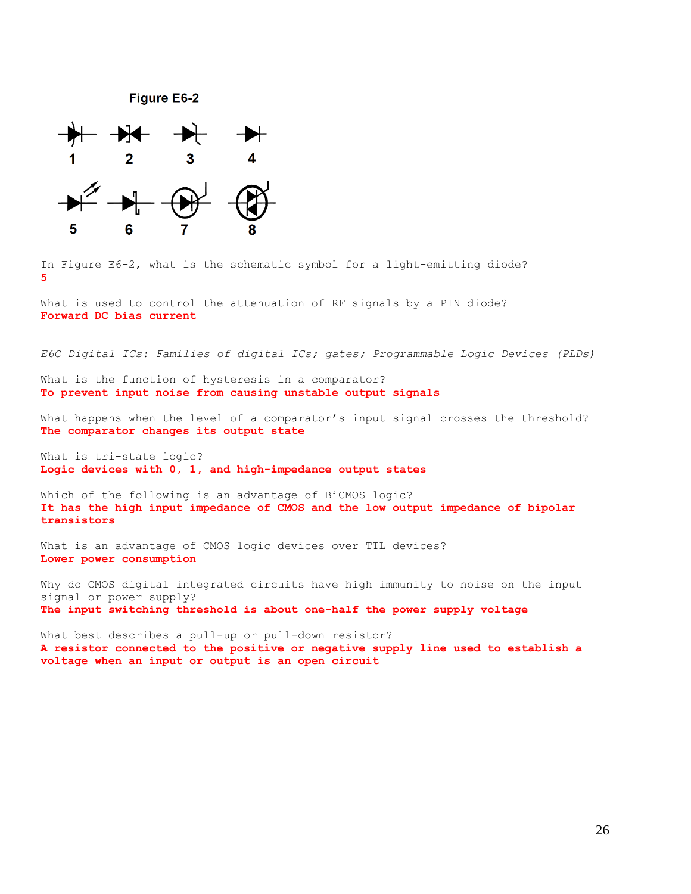**Figure E6-2**

1 2 3 4

5 6 7 8

In Figure E6-2, what is the schematic symbol for a light-emitting diode?
**5**

What is used to control the attenuation of RF signals by a PIN diode?
**Forward DC bias current**

*E6C Digital ICs: Families of digital ICs; gates; Programmable Logic Devices (PLDs)*

What is the function of hysteresis in a comparator?
**To prevent input noise from causing unstable output signals**

What happens when the level of a comparator's input signal crosses the threshold?
**The comparator changes its output state**

What is tri-state logic?
**Logic devices with 0, 1, and high-impedance output states**

Which of the following is an advantage of BiCMOS logic?
**It has the high input impedance of CMOS and the low output impedance of bipolar transistors**

What is an advantage of CMOS logic devices over TTL devices?
**Lower power consumption**

Why do CMOS digital integrated circuits have high immunity to noise on the input signal or power supply?
**The input switching threshold is about one-half the power supply voltage**

What best describes a pull-up or pull-down resistor?
**A resistor connected to the positive or negative supply line used to establish a voltage when an input or output is an open circuit**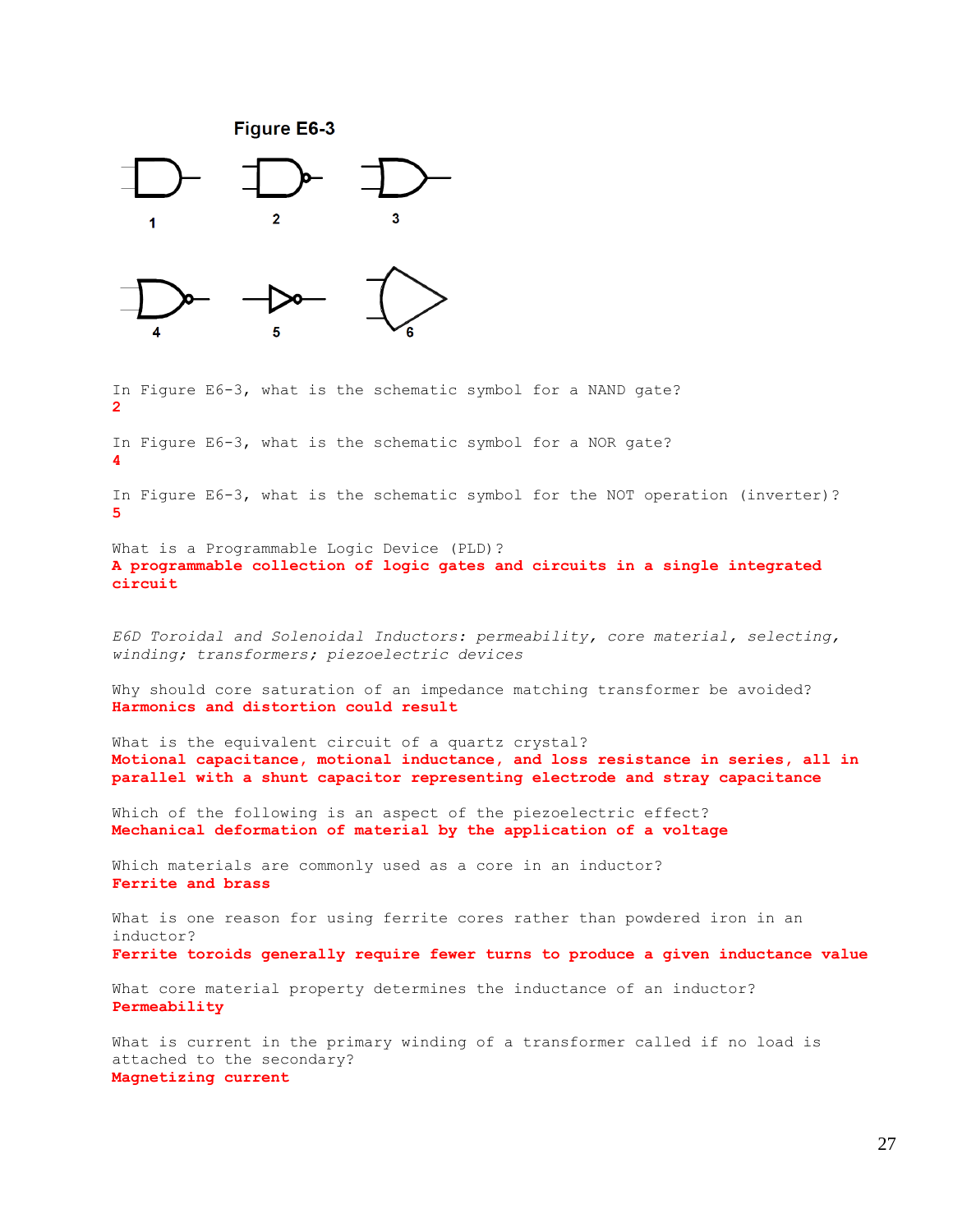**Figure E6-3**

1 2 3

4 5 6

In Figure E6-3, what is the schematic symbol for a NAND gate?
**2**

In Figure E6-3, what is the schematic symbol for a NOR gate?
**4**

In Figure E6-3, what is the schematic symbol for the NOT operation (inverter)?
**5**

What is a Programmable Logic Device (PLD)?
**A programmable collection of logic gates and circuits in a single integrated circuit**

*E6D Toroidal and Solenoidal Inductors: permeability, core material, selecting, winding; transformers; piezoelectric devices*

Why should core saturation of an impedance matching transformer be avoided?
**Harmonics and distortion could result**

What is the equivalent circuit of a quartz crystal?
**Motional capacitance, motional inductance, and loss resistance in series, all in parallel with a shunt capacitor representing electrode and stray capacitance**

Which of the following is an aspect of the piezoelectric effect?
**Mechanical deformation of material by the application of a voltage**

Which materials are commonly used as a core in an inductor?
**Ferrite and brass**

What is one reason for using ferrite cores rather than powdered iron in an inductor?
**Ferrite toroids generally require fewer turns to produce a given inductance value**

What core material property determines the inductance of an inductor?
**Permeability**

What is current in the primary winding of a transformer called if no load is attached to the secondary?
**Magnetizing current**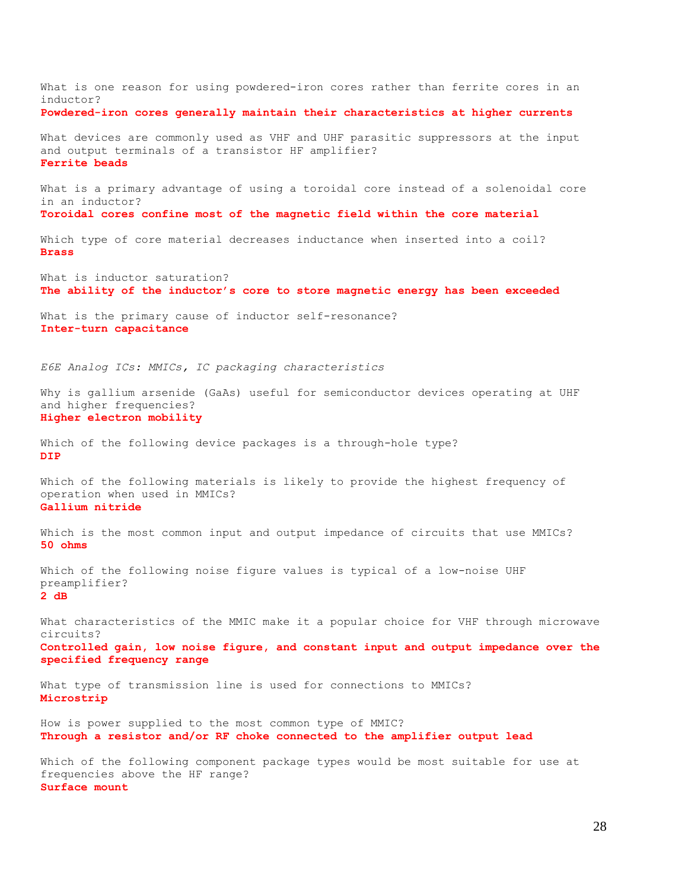What is one reason for using powdered-iron cores rather than ferrite cores in an inductor?
**Powdered-iron cores generally maintain their characteristics at higher currents**

What devices are commonly used as VHF and UHF parasitic suppressors at the input and output terminals of a transistor HF amplifier?
**Ferrite beads**

What is a primary advantage of using a toroidal core instead of a solenoidal core in an inductor?
**Toroidal cores confine most of the magnetic field within the core material**

Which type of core material decreases inductance when inserted into a coil?
**Brass**

What is inductor saturation?
**The ability of the inductor's core to store magnetic energy has been exceeded**

What is the primary cause of inductor self-resonance?
**Inter-turn capacitance**

*E6E Analog ICs: MMICs, IC packaging characteristics*

Why is gallium arsenide (GaAs) useful for semiconductor devices operating at UHF and higher frequencies?
**Higher electron mobility**

Which of the following device packages is a through-hole type?
**DIP**

Which of the following materials is likely to provide the highest frequency of operation when used in MMICs?
**Gallium nitride**

Which is the most common input and output impedance of circuits that use MMICs?
**50 ohms**

Which of the following noise figure values is typical of a low-noise UHF preamplifier?
**2 dB**

What characteristics of the MMIC make it a popular choice for VHF through microwave circuits?
**Controlled gain, low noise figure, and constant input and output impedance over the specified frequency range**

What type of transmission line is used for connections to MMICs?
**Microstrip**

How is power supplied to the most common type of MMIC?
**Through a resistor and/or RF choke connected to the amplifier output lead**

Which of the following component package types would be most suitable for use at frequencies above the HF range?
**Surface mount**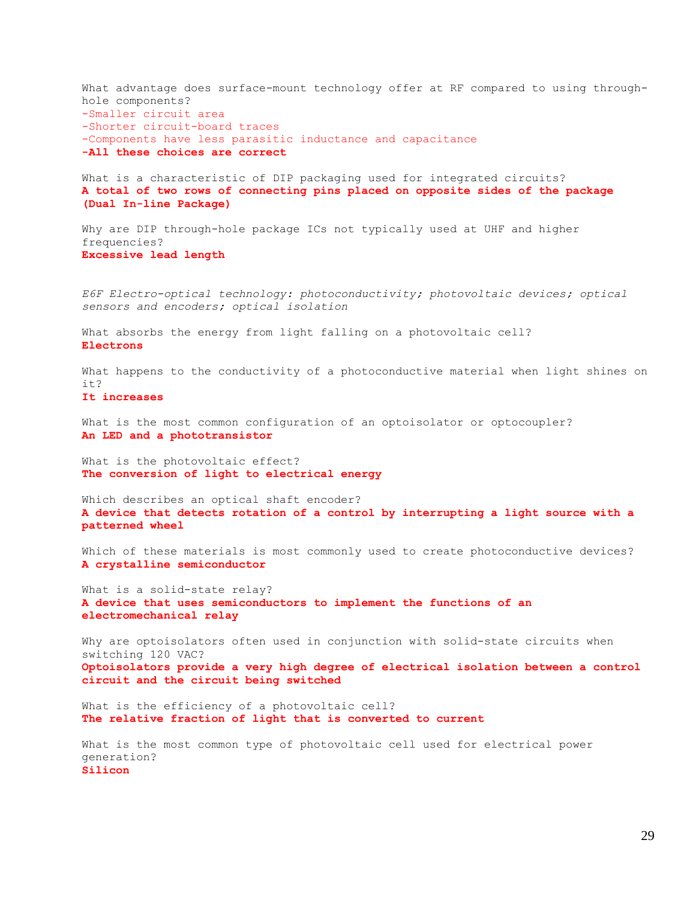What advantage does surface-mount technology offer at RF compared to using through-hole components?
-Smaller circuit area
-Shorter circuit-board traces
-Components have less parasitic inductance and capacitance
**-All these choices are correct**

What is a characteristic of DIP packaging used for integrated circuits?
**A total of two rows of connecting pins placed on opposite sides of the package (Dual In-line Package)**

Why are DIP through-hole package ICs not typically used at UHF and higher frequencies?
**Excessive lead length**

*E6F Electro-optical technology: photoconductivity; photovoltaic devices; optical sensors and encoders; optical isolation*

What absorbs the energy from light falling on a photovoltaic cell?
**Electrons**

What happens to the conductivity of a photoconductive material when light shines on it?
**It increases**

What is the most common configuration of an optoisolator or optocoupler?
**An LED and a phototransistor**

What is the photovoltaic effect?
**The conversion of light to electrical energy**

Which describes an optical shaft encoder?
**A device that detects rotation of a control by interrupting a light source with a patterned wheel**

Which of these materials is most commonly used to create photoconductive devices?
**A crystalline semiconductor**

What is a solid-state relay?
**A device that uses semiconductors to implement the functions of an electromechanical relay**

Why are optoisolators often used in conjunction with solid-state circuits when switching 120 VAC?
**Optoisolators provide a very high degree of electrical isolation between a control circuit and the circuit being switched**

What is the efficiency of a photovoltaic cell?
**The relative fraction of light that is converted to current**

What is the most common type of photovoltaic cell used for electrical power generation?
**Silicon**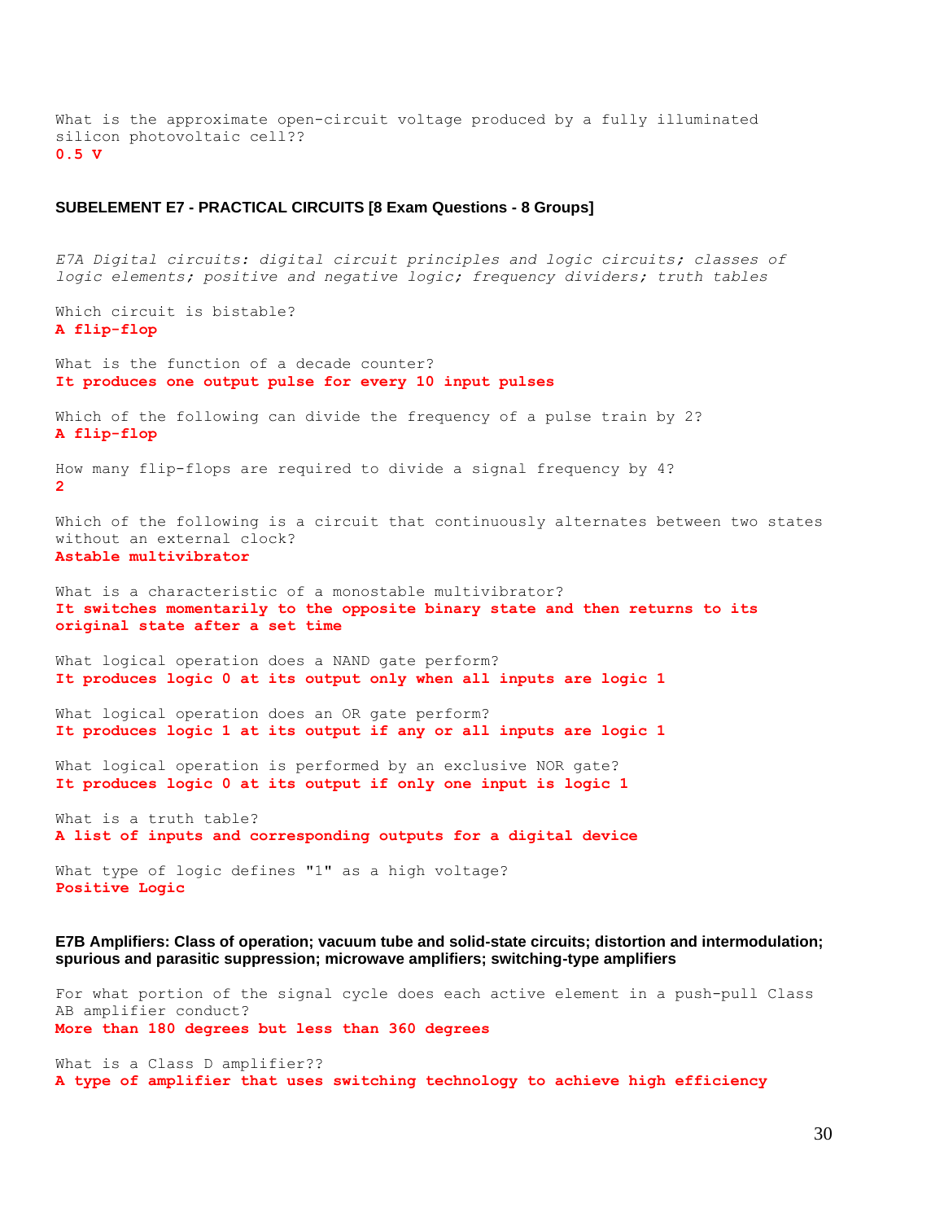What is the approximate open-circuit voltage produced by a fully illuminated silicon photovoltaic cell??
**0.5 V**

### SUBELEMENT E7 - PRACTICAL CIRCUITS [8 Exam Questions - 8 Groups]

*E7A Digital circuits: digital circuit principles and logic circuits; classes of logic elements; positive and negative logic; frequency dividers; truth tables*

Which circuit is bistable?
**A flip-flop**

What is the function of a decade counter?
**It produces one output pulse for every 10 input pulses**

Which of the following can divide the frequency of a pulse train by 2?
**A flip-flop**

How many flip-flops are required to divide a signal frequency by 4?
**2**

Which of the following is a circuit that continuously alternates between two states without an external clock?
**Astable multivibrator**

What is a characteristic of a monostable multivibrator?
**It switches momentarily to the opposite binary state and then returns to its original state after a set time**

What logical operation does a NAND gate perform?
**It produces logic 0 at its output only when all inputs are logic 1**

What logical operation does an OR gate perform?
**It produces logic 1 at its output if any or all inputs are logic 1**

What logical operation is performed by an exclusive NOR gate?
**It produces logic 0 at its output if only one input is logic 1**

What is a truth table?
**A list of inputs and corresponding outputs for a digital device**

What type of logic defines "1" as a high voltage?
**Positive Logic**

**E7B Amplifiers: Class of operation; vacuum tube and solid-state circuits; distortion and intermodulation; spurious and parasitic suppression; microwave amplifiers; switching-type amplifiers**

For what portion of the signal cycle does each active element in a push-pull Class AB amplifier conduct?
**More than 180 degrees but less than 360 degrees**

What is a Class D amplifier??
**A type of amplifier that uses switching technology to achieve high efficiency**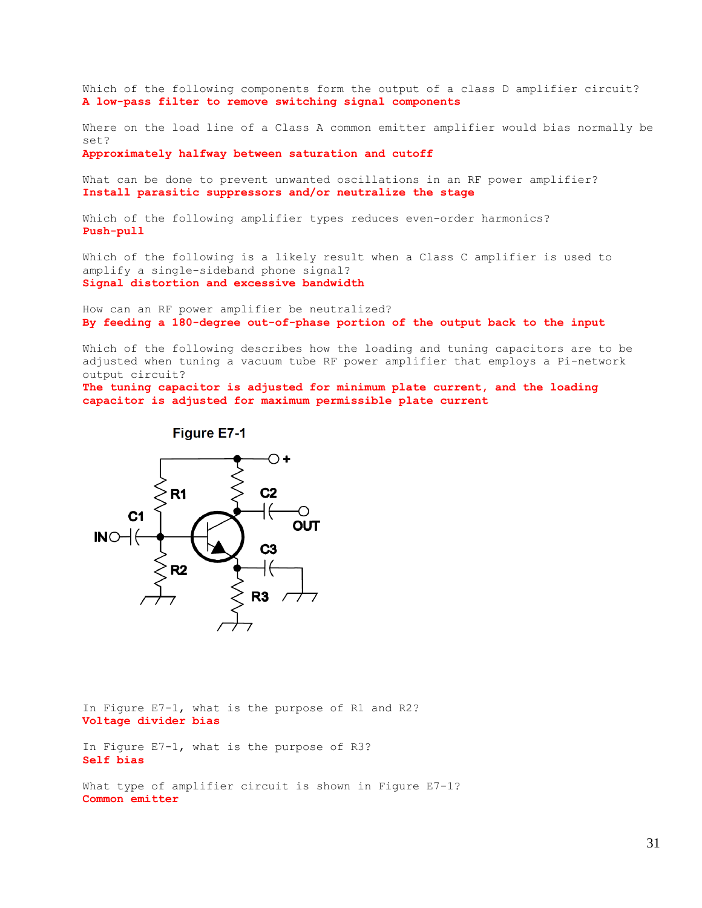Which of the following components form the output of a class D amplifier circuit?
**A low-pass filter to remove switching signal components**

Where on the load line of a Class A common emitter amplifier would bias normally be set?
**Approximately halfway between saturation and cutoff**

What can be done to prevent unwanted oscillations in an RF power amplifier?
**Install parasitic suppressors and/or neutralize the stage**

Which of the following amplifier types reduces even-order harmonics?
**Push-pull**

Which of the following is a likely result when a Class C amplifier is used to amplify a single-sideband phone signal?
**Signal distortion and excessive bandwidth**

How can an RF power amplifier be neutralized?
**By feeding a 180-degree out-of-phase portion of the output back to the input**

Which of the following describes how the loading and tuning capacitors are to be adjusted when tuning a vacuum tube RF power amplifier that employs a Pi-network output circuit?
**The tuning capacitor is adjusted for minimum plate current, and the loading capacitor is adjusted for maximum permissible plate current**

Figure E7-1

In Figure E7-1, what is the purpose of R1 and R2?
**Voltage divider bias**

In Figure E7-1, what is the purpose of R3?
**Self bias**

What type of amplifier circuit is shown in Figure E7-1?
**Common emitter**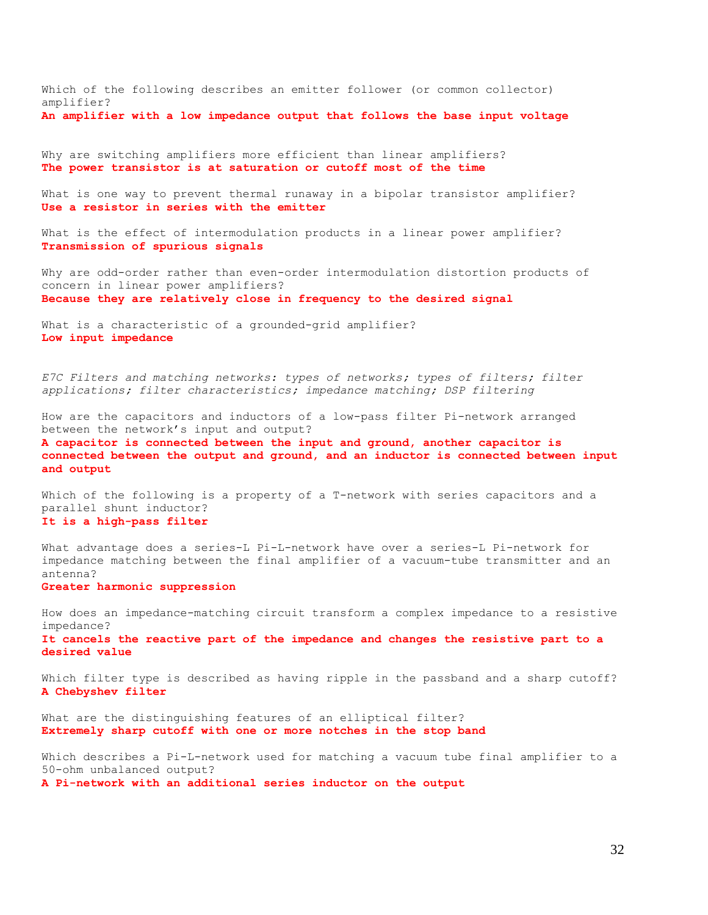Which of the following describes an emitter follower (or common collector) amplifier?
**An amplifier with a low impedance output that follows the base input voltage**

Why are switching amplifiers more efficient than linear amplifiers?
**The power transistor is at saturation or cutoff most of the time**

What is one way to prevent thermal runaway in a bipolar transistor amplifier?
**Use a resistor in series with the emitter**

What is the effect of intermodulation products in a linear power amplifier?
**Transmission of spurious signals**

Why are odd-order rather than even-order intermodulation distortion products of concern in linear power amplifiers?
**Because they are relatively close in frequency to the desired signal**

What is a characteristic of a grounded-grid amplifier?
**Low input impedance**

*E7C Filters and matching networks: types of networks; types of filters; filter applications; filter characteristics; impedance matching; DSP filtering*

How are the capacitors and inductors of a low-pass filter Pi-network arranged between the network's input and output?
**A capacitor is connected between the input and ground, another capacitor is connected between the output and ground, and an inductor is connected between input and output**

Which of the following is a property of a T-network with series capacitors and a parallel shunt inductor?
**It is a high-pass filter**

What advantage does a series-L Pi-L-network have over a series-L Pi-network for impedance matching between the final amplifier of a vacuum-tube transmitter and an antenna?
**Greater harmonic suppression**

How does an impedance-matching circuit transform a complex impedance to a resistive impedance?
**It cancels the reactive part of the impedance and changes the resistive part to a desired value**

Which filter type is described as having ripple in the passband and a sharp cutoff?
**A Chebyshev filter**

What are the distinguishing features of an elliptical filter?
**Extremely sharp cutoff with one or more notches in the stop band**

Which describes a Pi-L-network used for matching a vacuum tube final amplifier to a 50-ohm unbalanced output?
**A Pi-network with an additional series inductor on the output**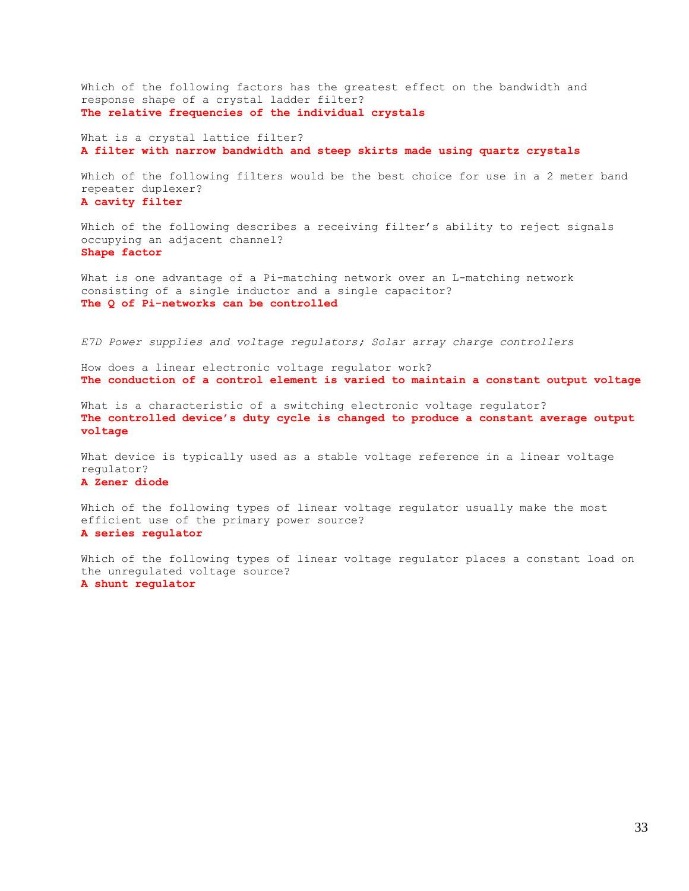Which of the following factors has the greatest effect on the bandwidth and response shape of a crystal ladder filter?
**The relative frequencies of the individual crystals**

What is a crystal lattice filter?
**A filter with narrow bandwidth and steep skirts made using quartz crystals**

Which of the following filters would be the best choice for use in a 2 meter band repeater duplexer?
**A cavity filter**

Which of the following describes a receiving filter's ability to reject signals occupying an adjacent channel?
**Shape factor**

What is one advantage of a Pi-matching network over an L-matching network consisting of a single inductor and a single capacitor?
**The Q of Pi-networks can be controlled**

*E7D Power supplies and voltage regulators; Solar array charge controllers*

How does a linear electronic voltage regulator work?
**The conduction of a control element is varied to maintain a constant output voltage**

What is a characteristic of a switching electronic voltage regulator?
**The controlled device's duty cycle is changed to produce a constant average output voltage**

What device is typically used as a stable voltage reference in a linear voltage regulator?
**A Zener diode**

Which of the following types of linear voltage regulator usually make the most efficient use of the primary power source?
**A series regulator**

Which of the following types of linear voltage regulator places a constant load on the unregulated voltage source?
**A shunt regulator**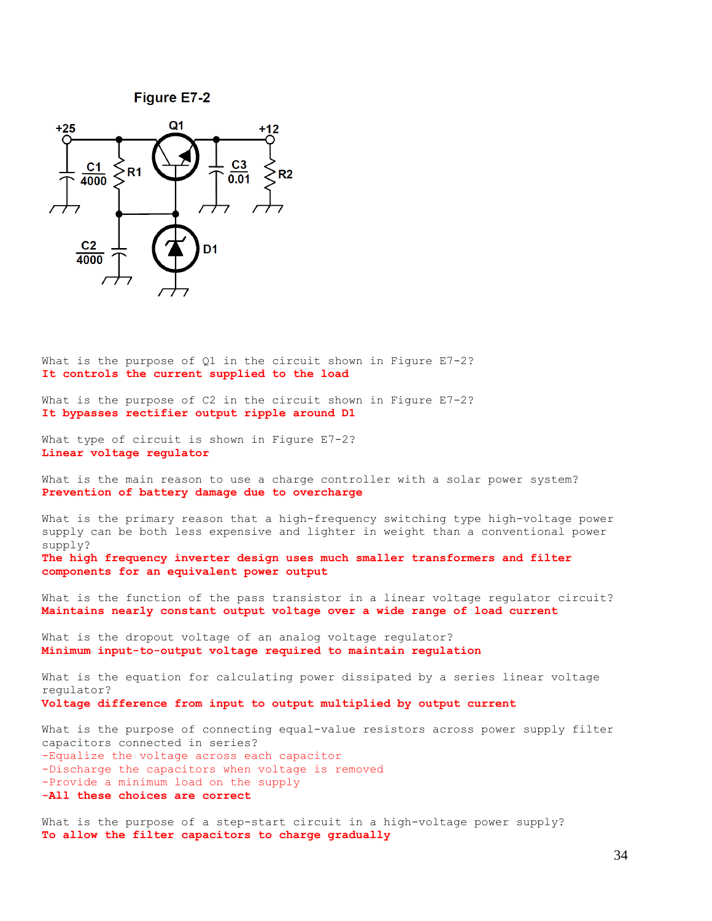Figure E7-2

What is the purpose of Q1 in the circuit shown in Figure E7-2?
**It controls the current supplied to the load**

What is the purpose of C2 in the circuit shown in Figure E7-2?
**It bypasses rectifier output ripple around D1**

What type of circuit is shown in Figure E7-2?
**Linear voltage regulator**

What is the main reason to use a charge controller with a solar power system?
**Prevention of battery damage due to overcharge**

What is the primary reason that a high-frequency switching type high-voltage power supply can be both less expensive and lighter in weight than a conventional power supply?
**The high frequency inverter design uses much smaller transformers and filter components for an equivalent power output**

What is the function of the pass transistor in a linear voltage regulator circuit?
**Maintains nearly constant output voltage over a wide range of load current**

What is the dropout voltage of an analog voltage regulator?
**Minimum input-to-output voltage required to maintain regulation**

What is the equation for calculating power dissipated by a series linear voltage regulator?
**Voltage difference from input to output multiplied by output current**

What is the purpose of connecting equal-value resistors across power supply filter capacitors connected in series?
-Equalize the voltage across each capacitor
-Discharge the capacitors when voltage is removed
-Provide a minimum load on the supply
**-All these choices are correct**

What is the purpose of a step-start circuit in a high-voltage power supply?
**To allow the filter capacitors to charge gradually**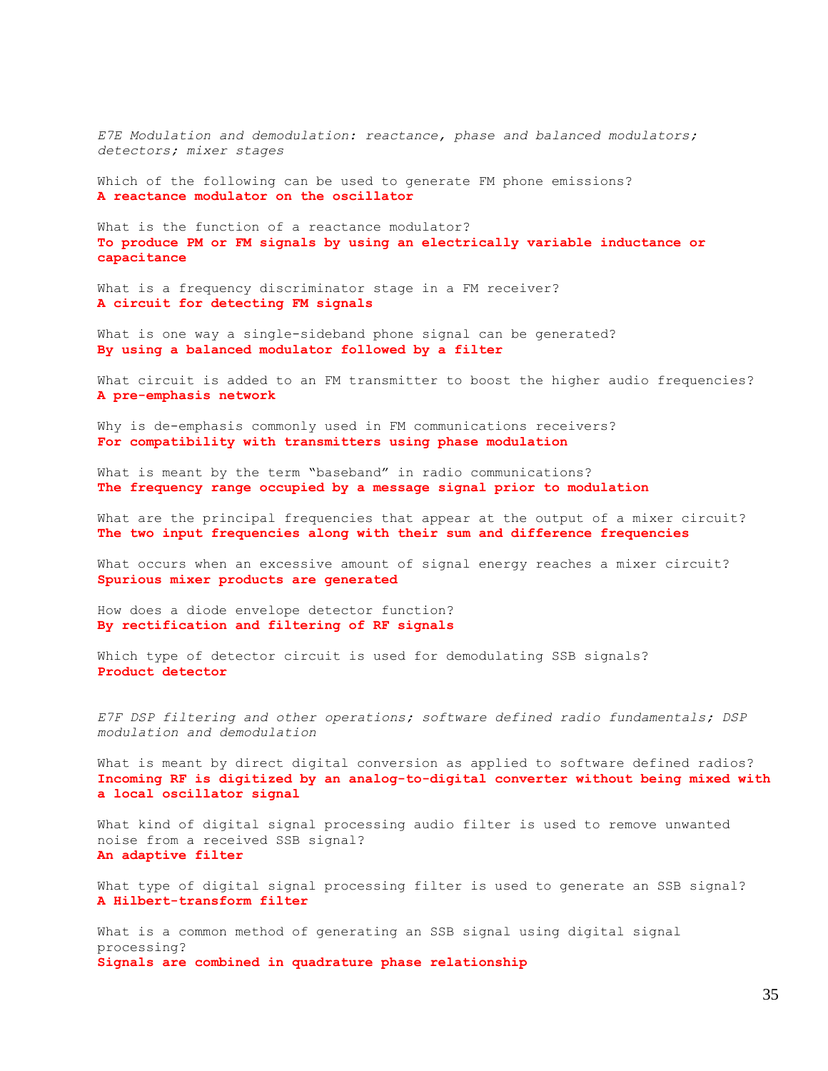*E7E Modulation and demodulation: reactance, phase and balanced modulators; detectors; mixer stages*

Which of the following can be used to generate FM phone emissions?
**A reactance modulator on the oscillator**

What is the function of a reactance modulator?
**To produce PM or FM signals by using an electrically variable inductance or capacitance**

What is a frequency discriminator stage in a FM receiver?
**A circuit for detecting FM signals**

What is one way a single-sideband phone signal can be generated?
**By using a balanced modulator followed by a filter**

What circuit is added to an FM transmitter to boost the higher audio frequencies?
**A pre-emphasis network**

Why is de-emphasis commonly used in FM communications receivers?
**For compatibility with transmitters using phase modulation**

What is meant by the term "baseband" in radio communications?
**The frequency range occupied by a message signal prior to modulation**

What are the principal frequencies that appear at the output of a mixer circuit?
**The two input frequencies along with their sum and difference frequencies**

What occurs when an excessive amount of signal energy reaches a mixer circuit?
**Spurious mixer products are generated**

How does a diode envelope detector function?
**By rectification and filtering of RF signals**

Which type of detector circuit is used for demodulating SSB signals?
**Product detector**

*E7F DSP filtering and other operations; software defined radio fundamentals; DSP modulation and demodulation*

What is meant by direct digital conversion as applied to software defined radios?
**Incoming RF is digitized by an analog-to-digital converter without being mixed with a local oscillator signal**

What kind of digital signal processing audio filter is used to remove unwanted noise from a received SSB signal?
**An adaptive filter**

What type of digital signal processing filter is used to generate an SSB signal?
**A Hilbert-transform filter**

What is a common method of generating an SSB signal using digital signal processing?
**Signals are combined in quadrature phase relationship**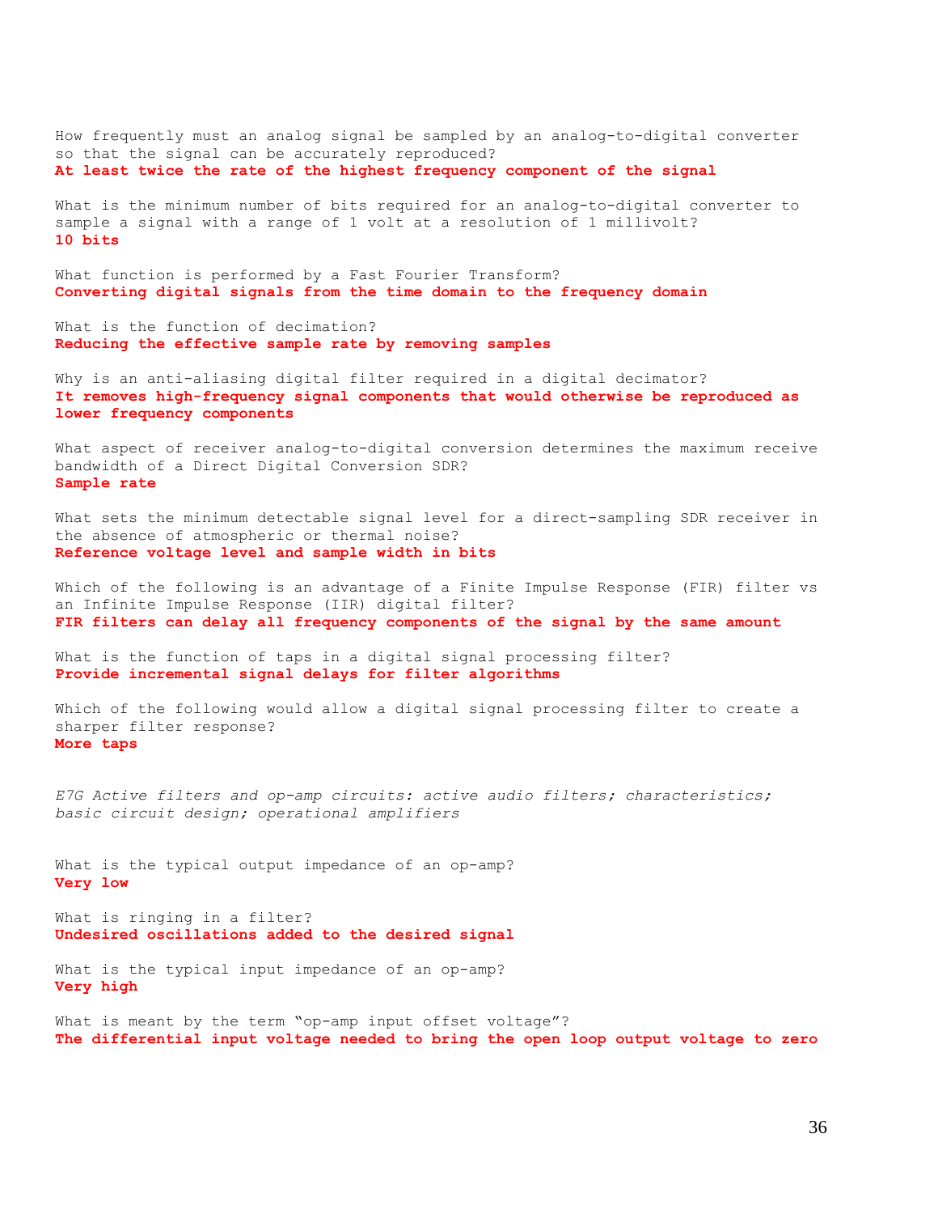How frequently must an analog signal be sampled by an analog-to-digital converter so that the signal can be accurately reproduced?
**At least twice the rate of the highest frequency component of the signal**

What is the minimum number of bits required for an analog-to-digital converter to sample a signal with a range of 1 volt at a resolution of 1 millivolt?
**10 bits**

What function is performed by a Fast Fourier Transform?
**Converting digital signals from the time domain to the frequency domain**

What is the function of decimation?
**Reducing the effective sample rate by removing samples**

Why is an anti-aliasing digital filter required in a digital decimator?
**It removes high-frequency signal components that would otherwise be reproduced as lower frequency components**

What aspect of receiver analog-to-digital conversion determines the maximum receive bandwidth of a Direct Digital Conversion SDR?
**Sample rate**

What sets the minimum detectable signal level for a direct-sampling SDR receiver in the absence of atmospheric or thermal noise?
**Reference voltage level and sample width in bits**

Which of the following is an advantage of a Finite Impulse Response (FIR) filter vs an Infinite Impulse Response (IIR) digital filter?
**FIR filters can delay all frequency components of the signal by the same amount**

What is the function of taps in a digital signal processing filter?
**Provide incremental signal delays for filter algorithms**

Which of the following would allow a digital signal processing filter to create a sharper filter response?
**More taps**

*E7G Active filters and op-amp circuits: active audio filters; characteristics; basic circuit design; operational amplifiers*

What is the typical output impedance of an op-amp?
**Very low**

What is ringing in a filter?
**Undesired oscillations added to the desired signal**

What is the typical input impedance of an op-amp?
**Very high**

What is meant by the term "op-amp input offset voltage"?
**The differential input voltage needed to bring the open loop output voltage to zero**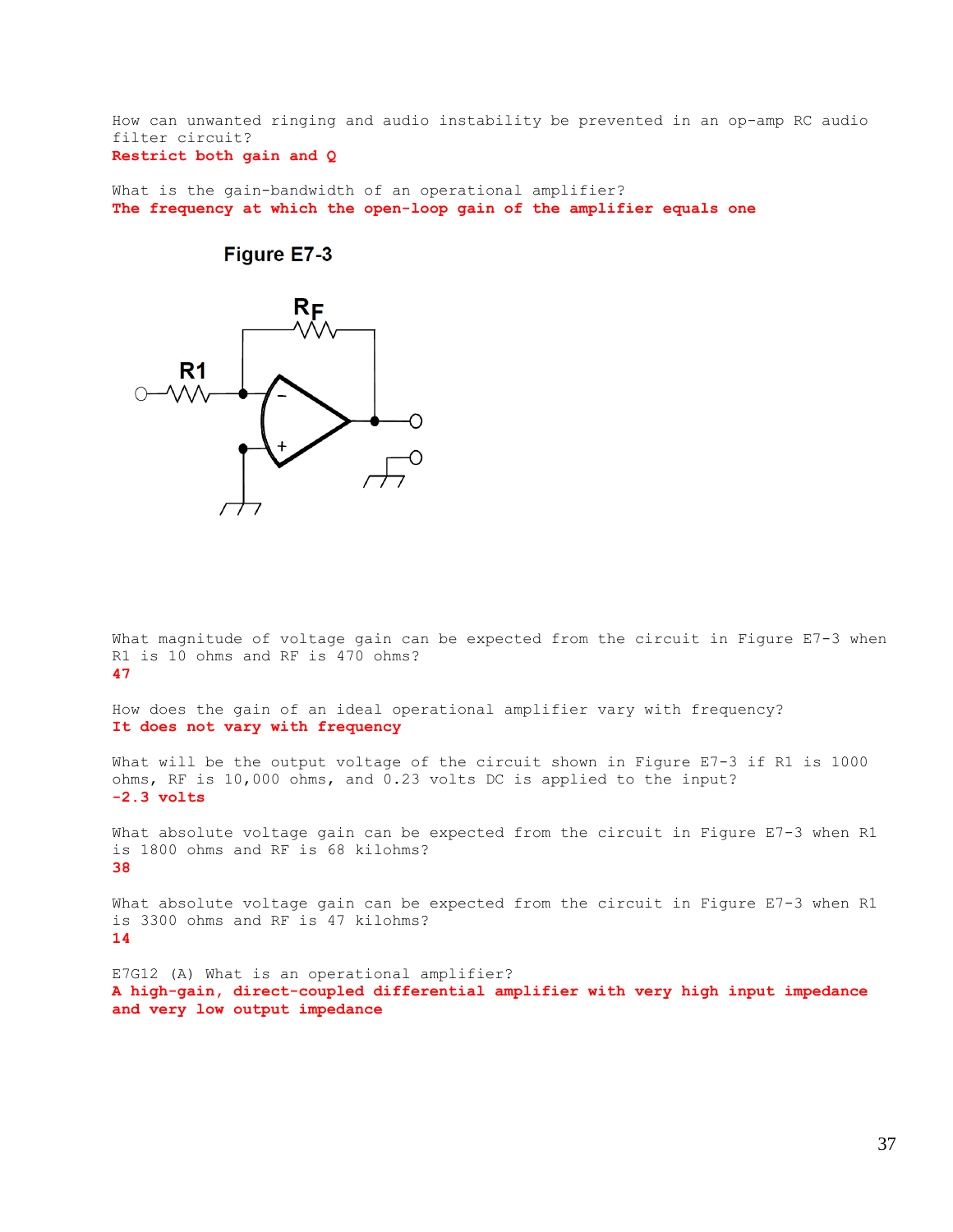How can unwanted ringing and audio instability be prevented in an op-amp RC audio filter circuit?
**Restrict both gain and Q**

What is the gain-bandwidth of an operational amplifier?
**The frequency at which the open-loop gain of the amplifier equals one**

**Figure E7-3**

What magnitude of voltage gain can be expected from the circuit in Figure E7-3 when R1 is 10 ohms and RF is 470 ohms?
**47**

How does the gain of an ideal operational amplifier vary with frequency?
**It does not vary with frequency**

What will be the output voltage of the circuit shown in Figure E7-3 if R1 is 1000 ohms, RF is 10,000 ohms, and 0.23 volts DC is applied to the input?
**-2.3 volts**

What absolute voltage gain can be expected from the circuit in Figure E7-3 when R1 is 1800 ohms and RF is 68 kilohms?
**38**

What absolute voltage gain can be expected from the circuit in Figure E7-3 when R1 is 3300 ohms and RF is 47 kilohms?
**14**

E7G12 (A) What is an operational amplifier?
**A high-gain, direct-coupled differential amplifier with very high input impedance and very low output impedance**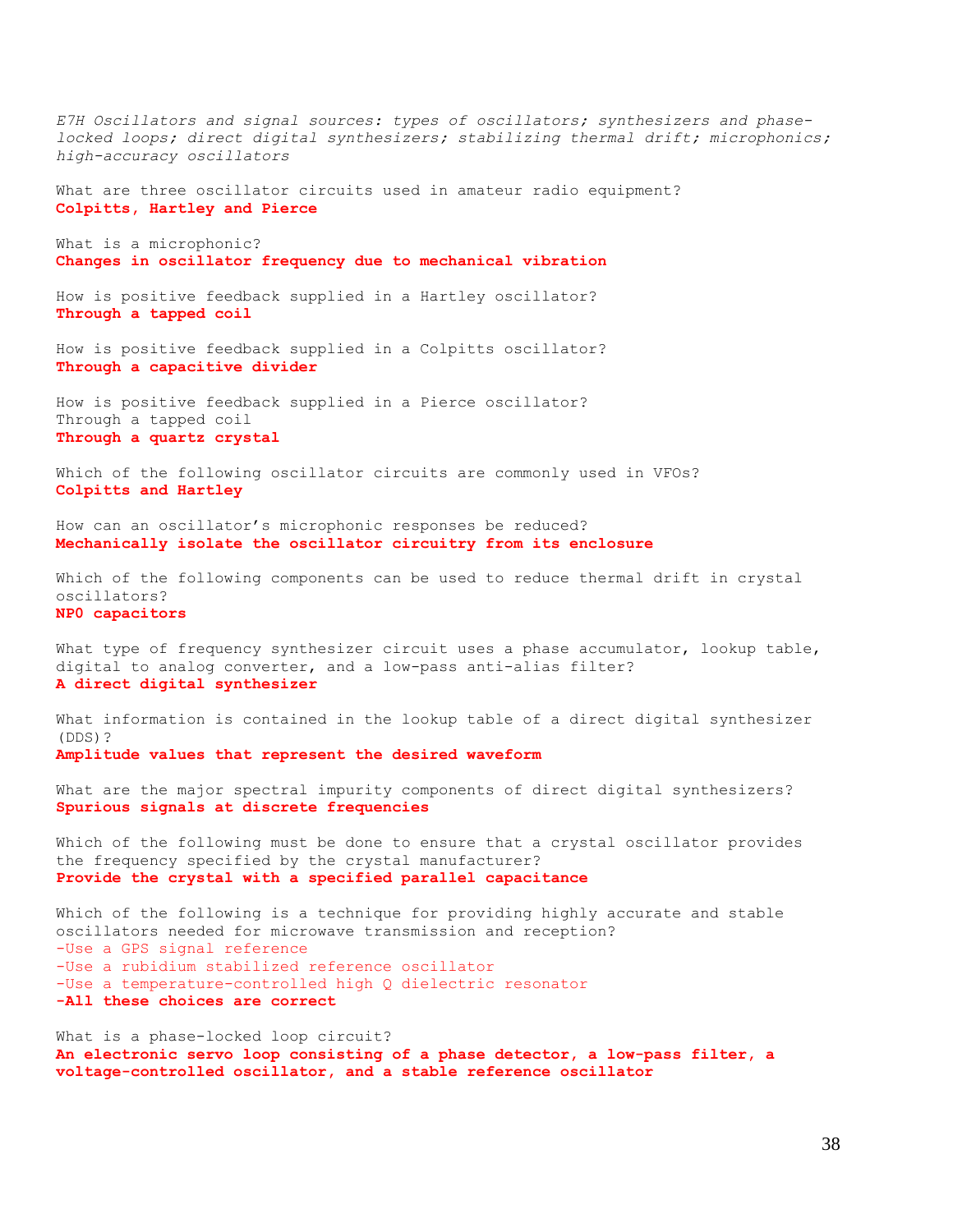*E7H Oscillators and signal sources: types of oscillators; synthesizers and phase-locked loops; direct digital synthesizers; stabilizing thermal drift; microphonics; high-accuracy oscillators*

What are three oscillator circuits used in amateur radio equipment?
**Colpitts, Hartley and Pierce**

What is a microphonic?
**Changes in oscillator frequency due to mechanical vibration**

How is positive feedback supplied in a Hartley oscillator?
**Through a tapped coil**

How is positive feedback supplied in a Colpitts oscillator?
**Through a capacitive divider**

How is positive feedback supplied in a Pierce oscillator?
Through a tapped coil
**Through a quartz crystal**

Which of the following oscillator circuits are commonly used in VFOs?
**Colpitts and Hartley**

How can an oscillator's microphonic responses be reduced?
**Mechanically isolate the oscillator circuitry from its enclosure**

Which of the following components can be used to reduce thermal drift in crystal oscillators?
**NP0 capacitors**

What type of frequency synthesizer circuit uses a phase accumulator, lookup table, digital to analog converter, and a low-pass anti-alias filter?
**A direct digital synthesizer**

What information is contained in the lookup table of a direct digital synthesizer (DDS)?
**Amplitude values that represent the desired waveform**

What are the major spectral impurity components of direct digital synthesizers?
**Spurious signals at discrete frequencies**

Which of the following must be done to ensure that a crystal oscillator provides the frequency specified by the crystal manufacturer?
**Provide the crystal with a specified parallel capacitance**

Which of the following is a technique for providing highly accurate and stable oscillators needed for microwave transmission and reception?
-Use a GPS signal reference
-Use a rubidium stabilized reference oscillator
-Use a temperature-controlled high Q dielectric resonator
**-All these choices are correct**

What is a phase-locked loop circuit?
**An electronic servo loop consisting of a phase detector, a low-pass filter, a voltage-controlled oscillator, and a stable reference oscillator**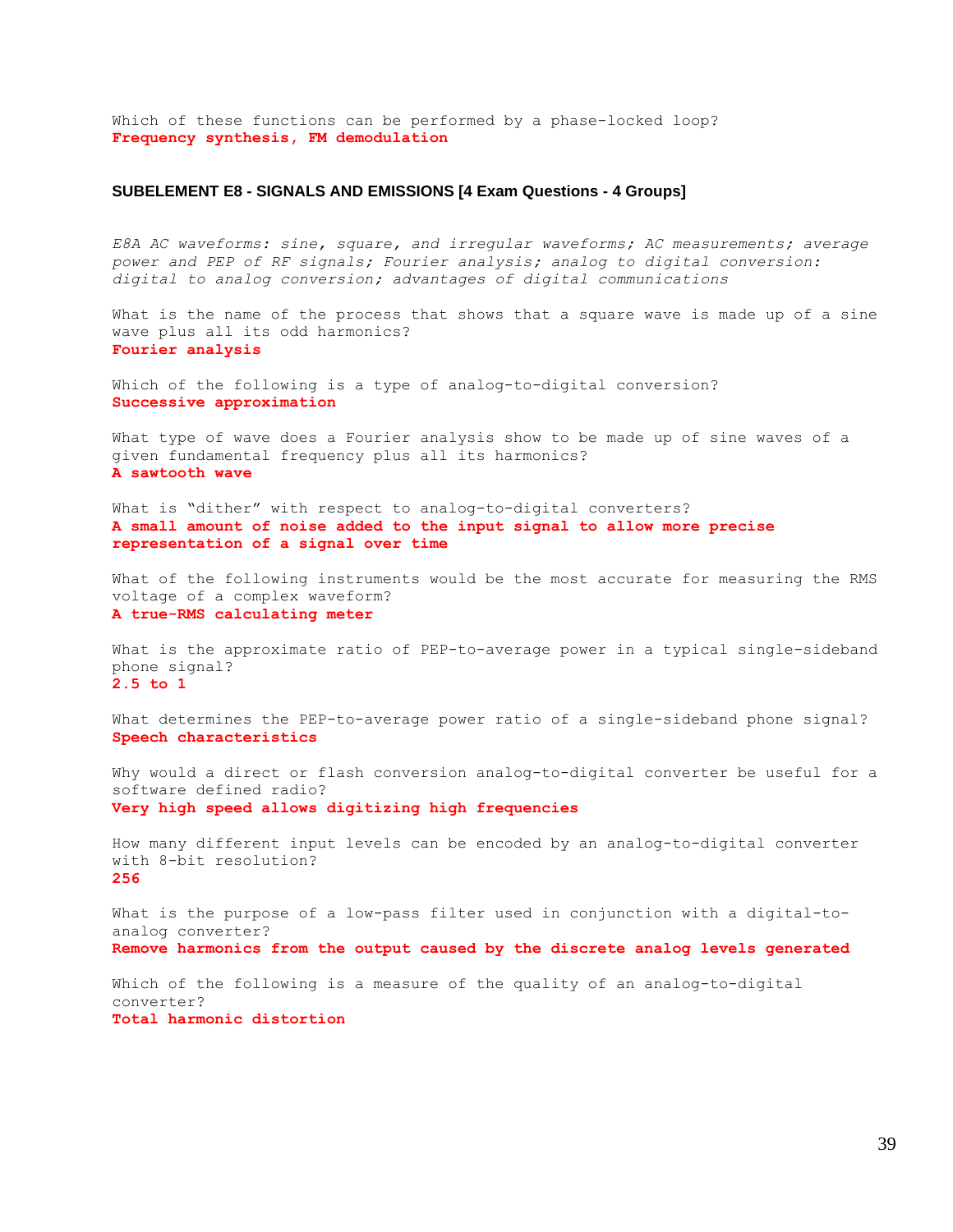Which of these functions can be performed by a phase-locked loop?
**Frequency synthesis, FM demodulation**

## SUBELEMENT E8 - SIGNALS AND EMISSIONS [4 Exam Questions - 4 Groups]

*E8A AC waveforms: sine, square, and irregular waveforms; AC measurements; average power and PEP of RF signals; Fourier analysis; analog to digital conversion: digital to analog conversion; advantages of digital communications*

What is the name of the process that shows that a square wave is made up of a sine wave plus all its odd harmonics?
**Fourier analysis**

Which of the following is a type of analog-to-digital conversion?
**Successive approximation**

What type of wave does a Fourier analysis show to be made up of sine waves of a given fundamental frequency plus all its harmonics?
**A sawtooth wave**

What is "dither" with respect to analog-to-digital converters?
**A small amount of noise added to the input signal to allow more precise representation of a signal over time**

What of the following instruments would be the most accurate for measuring the RMS voltage of a complex waveform?
**A true-RMS calculating meter**

What is the approximate ratio of PEP-to-average power in a typical single-sideband phone signal?
**2.5 to 1**

What determines the PEP-to-average power ratio of a single-sideband phone signal?
**Speech characteristics**

Why would a direct or flash conversion analog-to-digital converter be useful for a software defined radio?
**Very high speed allows digitizing high frequencies**

How many different input levels can be encoded by an analog-to-digital converter with 8-bit resolution?
**256**

What is the purpose of a low-pass filter used in conjunction with a digital-to-analog converter?
**Remove harmonics from the output caused by the discrete analog levels generated**

Which of the following is a measure of the quality of an analog-to-digital converter?
**Total harmonic distortion**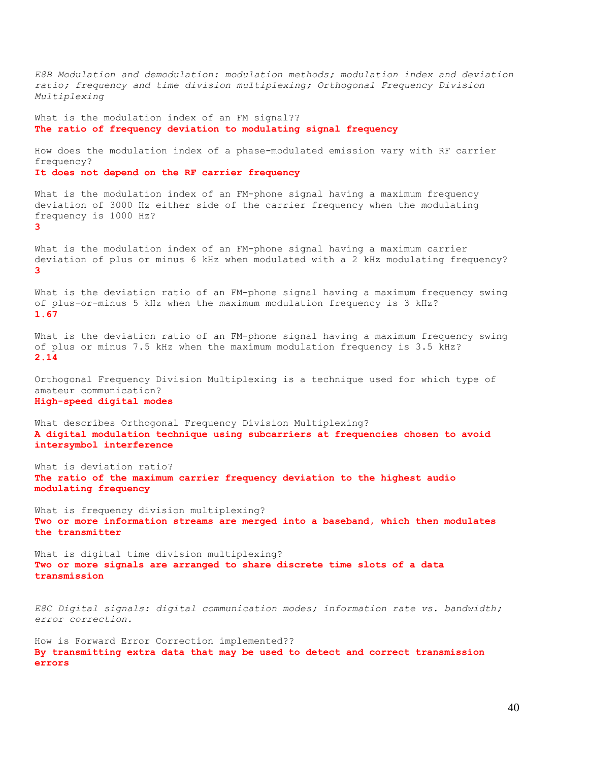*E8B Modulation and demodulation: modulation methods; modulation index and deviation ratio; frequency and time division multiplexing; Orthogonal Frequency Division Multiplexing*

What is the modulation index of an FM signal??
**The ratio of frequency deviation to modulating signal frequency**

How does the modulation index of a phase-modulated emission vary with RF carrier frequency?
**It does not depend on the RF carrier frequency**

What is the modulation index of an FM-phone signal having a maximum frequency deviation of 3000 Hz either side of the carrier frequency when the modulating frequency is 1000 Hz?
**3**

What is the modulation index of an FM-phone signal having a maximum carrier deviation of plus or minus 6 kHz when modulated with a 2 kHz modulating frequency?
**3**

What is the deviation ratio of an FM-phone signal having a maximum frequency swing of plus-or-minus 5 kHz when the maximum modulation frequency is 3 kHz?
**1.67**

What is the deviation ratio of an FM-phone signal having a maximum frequency swing of plus or minus 7.5 kHz when the maximum modulation frequency is 3.5 kHz?
**2.14**

Orthogonal Frequency Division Multiplexing is a technique used for which type of amateur communication?
**High-speed digital modes**

What describes Orthogonal Frequency Division Multiplexing?
**A digital modulation technique using subcarriers at frequencies chosen to avoid intersymbol interference**

What is deviation ratio?
**The ratio of the maximum carrier frequency deviation to the highest audio modulating frequency**

What is frequency division multiplexing?
**Two or more information streams are merged into a baseband, which then modulates the transmitter**

What is digital time division multiplexing?
**Two or more signals are arranged to share discrete time slots of a data transmission**

*E8C Digital signals: digital communication modes; information rate vs. bandwidth; error correction.*

How is Forward Error Correction implemented??
**By transmitting extra data that may be used to detect and correct transmission errors**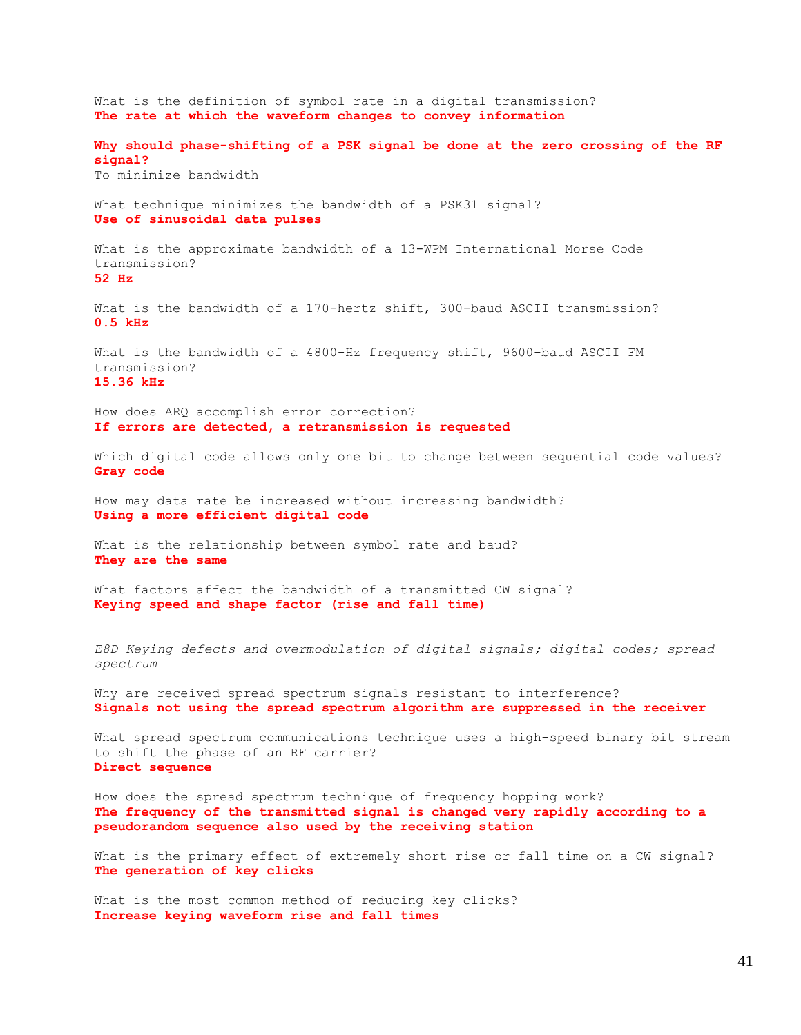What is the definition of symbol rate in a digital transmission?
**The rate at which the waveform changes to convey information**

**Why should phase-shifting of a PSK signal be done at the zero crossing of the RF signal?**
To minimize bandwidth

What technique minimizes the bandwidth of a PSK31 signal?
**Use of sinusoidal data pulses**

What is the approximate bandwidth of a 13-WPM International Morse Code transmission?
**52 Hz**

What is the bandwidth of a 170-hertz shift, 300-baud ASCII transmission?
**0.5 kHz**

What is the bandwidth of a 4800-Hz frequency shift, 9600-baud ASCII FM transmission?
**15.36 kHz**

How does ARQ accomplish error correction?
**If errors are detected, a retransmission is requested**

Which digital code allows only one bit to change between sequential code values?
**Gray code**

How may data rate be increased without increasing bandwidth?
**Using a more efficient digital code**

What is the relationship between symbol rate and baud?
**They are the same**

What factors affect the bandwidth of a transmitted CW signal?
**Keying speed and shape factor (rise and fall time)**

*E8D Keying defects and overmodulation of digital signals; digital codes; spread spectrum*

Why are received spread spectrum signals resistant to interference?
**Signals not using the spread spectrum algorithm are suppressed in the receiver**

What spread spectrum communications technique uses a high-speed binary bit stream to shift the phase of an RF carrier?
**Direct sequence**

How does the spread spectrum technique of frequency hopping work?
**The frequency of the transmitted signal is changed very rapidly according to a pseudorandom sequence also used by the receiving station**

What is the primary effect of extremely short rise or fall time on a CW signal?
**The generation of key clicks**

What is the most common method of reducing key clicks?
**Increase keying waveform rise and fall times**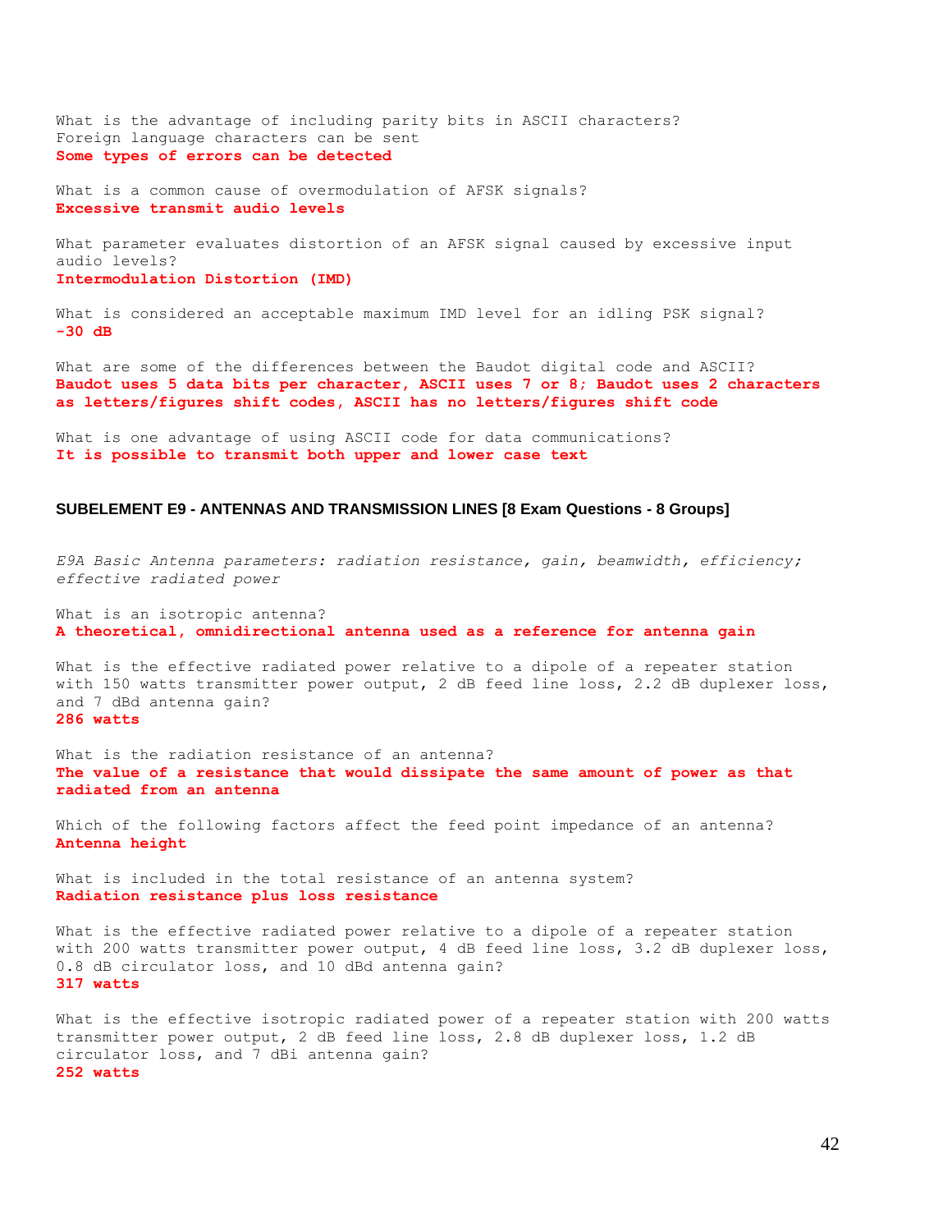What is the advantage of including parity bits in ASCII characters?
Foreign language characters can be sent
**Some types of errors can be detected**

What is a common cause of overmodulation of AFSK signals?
**Excessive transmit audio levels**

What parameter evaluates distortion of an AFSK signal caused by excessive input audio levels?
**Intermodulation Distortion (IMD)**

What is considered an acceptable maximum IMD level for an idling PSK signal?
**-30 dB**

What are some of the differences between the Baudot digital code and ASCII?
**Baudot uses 5 data bits per character, ASCII uses 7 or 8; Baudot uses 2 characters as letters/figures shift codes, ASCII has no letters/figures shift code**

What is one advantage of using ASCII code for data communications?
**It is possible to transmit both upper and lower case text**

## SUBELEMENT E9 - ANTENNAS AND TRANSMISSION LINES [8 Exam Questions - 8 Groups]

*E9A Basic Antenna parameters: radiation resistance, gain, beamwidth, efficiency; effective radiated power*

What is an isotropic antenna?
**A theoretical, omnidirectional antenna used as a reference for antenna gain**

What is the effective radiated power relative to a dipole of a repeater station with 150 watts transmitter power output, 2 dB feed line loss, 2.2 dB duplexer loss, and 7 dBd antenna gain?
**286 watts**

What is the radiation resistance of an antenna?
**The value of a resistance that would dissipate the same amount of power as that radiated from an antenna**

Which of the following factors affect the feed point impedance of an antenna?
**Antenna height**

What is included in the total resistance of an antenna system?
**Radiation resistance plus loss resistance**

What is the effective radiated power relative to a dipole of a repeater station with 200 watts transmitter power output, 4 dB feed line loss, 3.2 dB duplexer loss, 0.8 dB circulator loss, and 10 dBd antenna gain?
**317 watts**

What is the effective isotropic radiated power of a repeater station with 200 watts transmitter power output, 2 dB feed line loss, 2.8 dB duplexer loss, 1.2 dB circulator loss, and 7 dBi antenna gain?
**252 watts**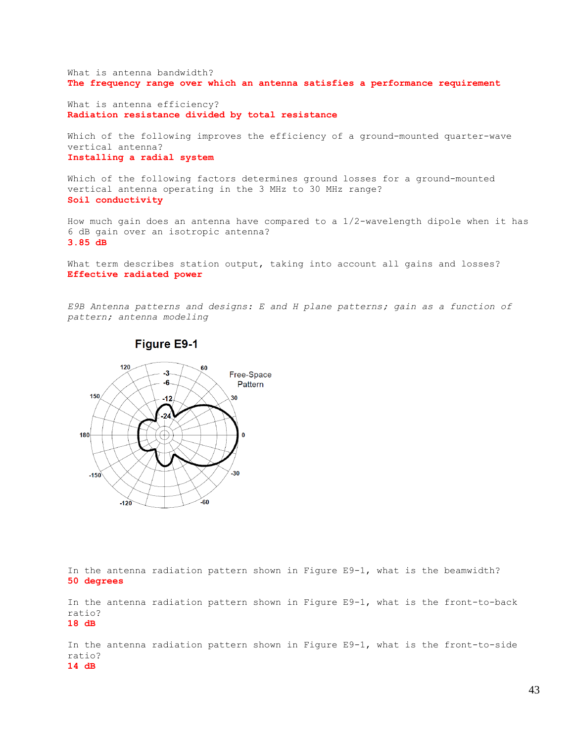What is antenna bandwidth?
**The frequency range over which an antenna satisfies a performance requirement**

What is antenna efficiency?
**Radiation resistance divided by total resistance**

Which of the following improves the efficiency of a ground-mounted quarter-wave vertical antenna?
**Installing a radial system**

Which of the following factors determines ground losses for a ground-mounted vertical antenna operating in the 3 MHz to 30 MHz range?
**Soil conductivity**

How much gain does an antenna have compared to a 1/2-wavelength dipole when it has 6 dB gain over an isotropic antenna?
**3.85 dB**

What term describes station output, taking into account all gains and losses?
**Effective radiated power**

*E9B Antenna patterns and designs: E and H plane patterns; gain as a function of pattern; antenna modeling*

**Figure E9-1**

In the antenna radiation pattern shown in Figure E9-1, what is the beamwidth?
**50 degrees**

In the antenna radiation pattern shown in Figure E9-1, what is the front-to-back ratio?
**18 dB**

In the antenna radiation pattern shown in Figure E9-1, what is the front-to-side ratio?
**14 dB**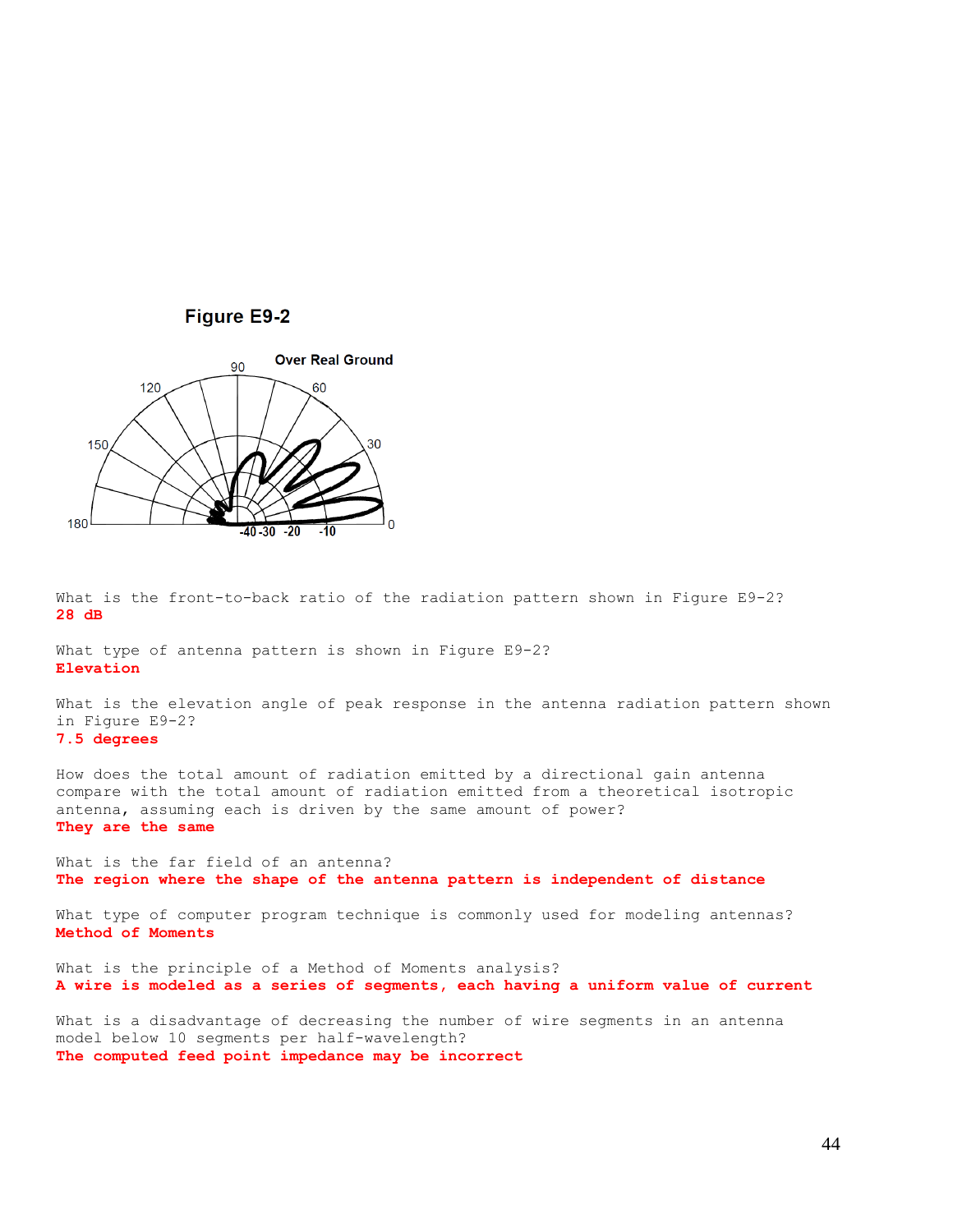Figure E9-2

What is the front-to-back ratio of the radiation pattern shown in Figure E9-2?
**28 dB**

What type of antenna pattern is shown in Figure E9-2?
**Elevation**

What is the elevation angle of peak response in the antenna radiation pattern shown in Figure E9-2?
**7.5 degrees**

How does the total amount of radiation emitted by a directional gain antenna compare with the total amount of radiation emitted from a theoretical isotropic antenna, assuming each is driven by the same amount of power?
**They are the same**

What is the far field of an antenna?
**The region where the shape of the antenna pattern is independent of distance**

What type of computer program technique is commonly used for modeling antennas?
**Method of Moments**

What is the principle of a Method of Moments analysis?
**A wire is modeled as a series of segments, each having a uniform value of current**

What is a disadvantage of decreasing the number of wire segments in an antenna model below 10 segments per half-wavelength?
**The computed feed point impedance may be incorrect**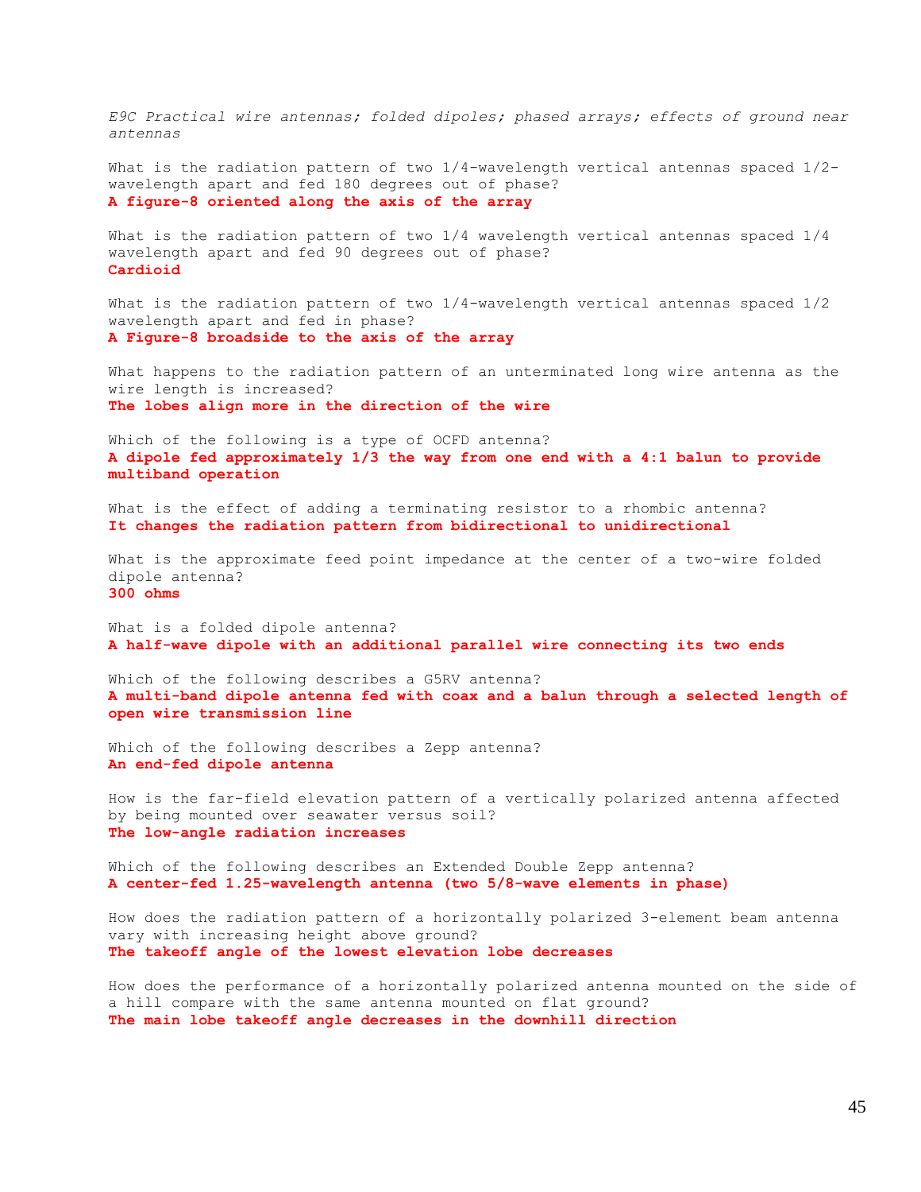*E9C Practical wire antennas; folded dipoles; phased arrays; effects of ground near antennas*

What is the radiation pattern of two 1/4-wavelength vertical antennas spaced 1/2-wavelength apart and fed 180 degrees out of phase?
**A figure-8 oriented along the axis of the array**

What is the radiation pattern of two 1/4 wavelength vertical antennas spaced 1/4 wavelength apart and fed 90 degrees out of phase?
**Cardioid**

What is the radiation pattern of two 1/4-wavelength vertical antennas spaced 1/2 wavelength apart and fed in phase?
**A Figure-8 broadside to the axis of the array**

What happens to the radiation pattern of an unterminated long wire antenna as the wire length is increased?
**The lobes align more in the direction of the wire**

Which of the following is a type of OCFD antenna?
**A dipole fed approximately 1/3 the way from one end with a 4:1 balun to provide multiband operation**

What is the effect of adding a terminating resistor to a rhombic antenna?
**It changes the radiation pattern from bidirectional to unidirectional**

What is the approximate feed point impedance at the center of a two-wire folded dipole antenna?
**300 ohms**

What is a folded dipole antenna?
**A half-wave dipole with an additional parallel wire connecting its two ends**

Which of the following describes a G5RV antenna?
**A multi-band dipole antenna fed with coax and a balun through a selected length of open wire transmission line**

Which of the following describes a Zepp antenna?
**An end-fed dipole antenna**

How is the far-field elevation pattern of a vertically polarized antenna affected by being mounted over seawater versus soil?
**The low-angle radiation increases**

Which of the following describes an Extended Double Zepp antenna?
**A center-fed 1.25-wavelength antenna (two 5/8-wave elements in phase)**

How does the radiation pattern of a horizontally polarized 3-element beam antenna vary with increasing height above ground?
**The takeoff angle of the lowest elevation lobe decreases**

How does the performance of a horizontally polarized antenna mounted on the side of a hill compare with the same antenna mounted on flat ground?
**The main lobe takeoff angle decreases in the downhill direction**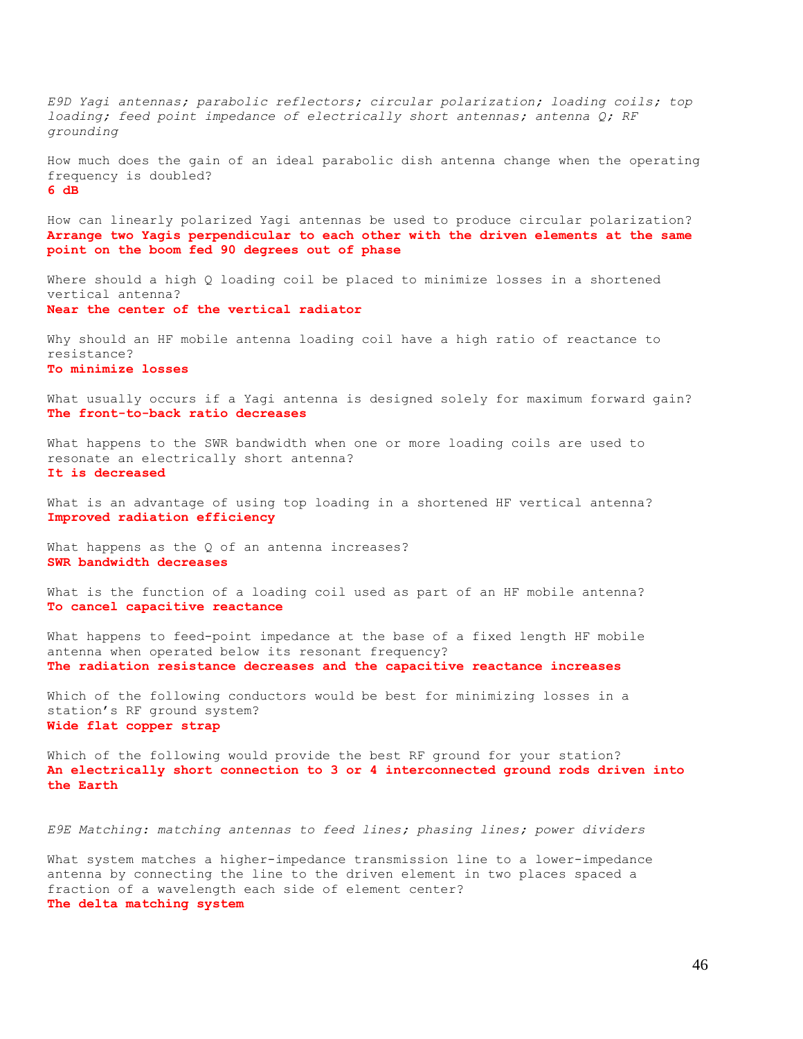*E9D Yagi antennas; parabolic reflectors; circular polarization; loading coils; top loading; feed point impedance of electrically short antennas; antenna Q; RF grounding*

How much does the gain of an ideal parabolic dish antenna change when the operating frequency is doubled?
**6 dB**

How can linearly polarized Yagi antennas be used to produce circular polarization?
**Arrange two Yagis perpendicular to each other with the driven elements at the same point on the boom fed 90 degrees out of phase**

Where should a high Q loading coil be placed to minimize losses in a shortened vertical antenna?
**Near the center of the vertical radiator**

Why should an HF mobile antenna loading coil have a high ratio of reactance to resistance?
**To minimize losses**

What usually occurs if a Yagi antenna is designed solely for maximum forward gain?
**The front-to-back ratio decreases**

What happens to the SWR bandwidth when one or more loading coils are used to resonate an electrically short antenna?
**It is decreased**

What is an advantage of using top loading in a shortened HF vertical antenna?
**Improved radiation efficiency**

What happens as the Q of an antenna increases?
**SWR bandwidth decreases**

What is the function of a loading coil used as part of an HF mobile antenna?
**To cancel capacitive reactance**

What happens to feed-point impedance at the base of a fixed length HF mobile antenna when operated below its resonant frequency?
**The radiation resistance decreases and the capacitive reactance increases**

Which of the following conductors would be best for minimizing losses in a station's RF ground system?
**Wide flat copper strap**

Which of the following would provide the best RF ground for your station?
**An electrically short connection to 3 or 4 interconnected ground rods driven into the Earth**

*E9E Matching: matching antennas to feed lines; phasing lines; power dividers*

What system matches a higher-impedance transmission line to a lower-impedance antenna by connecting the line to the driven element in two places spaced a fraction of a wavelength each side of element center?
**The delta matching system**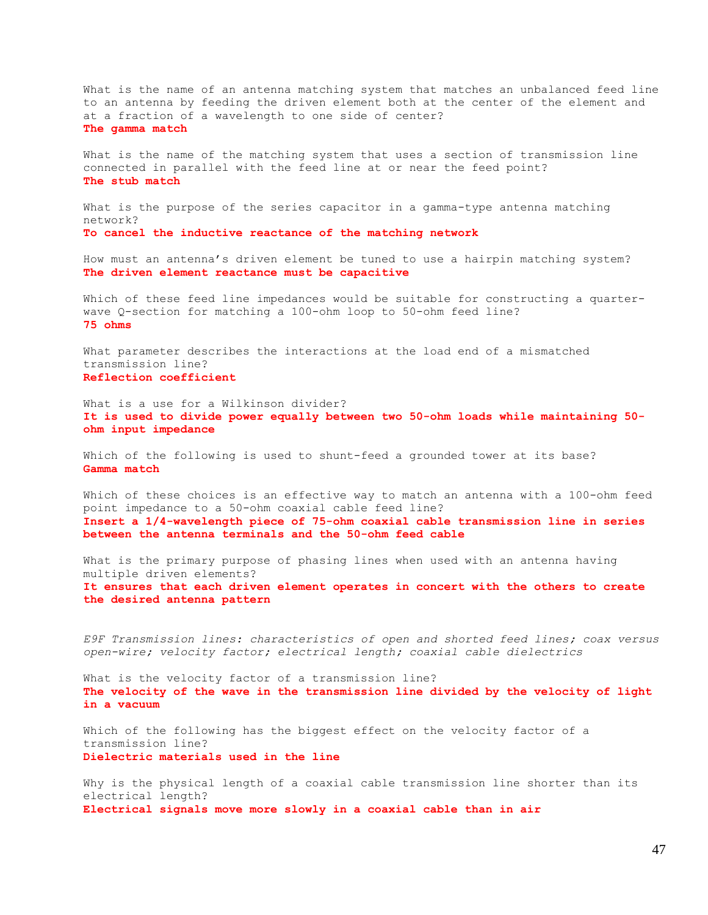What is the name of an antenna matching system that matches an unbalanced feed line to an antenna by feeding the driven element both at the center of the element and at a fraction of a wavelength to one side of center?
**The gamma match**

What is the name of the matching system that uses a section of transmission line connected in parallel with the feed line at or near the feed point?
**The stub match**

What is the purpose of the series capacitor in a gamma-type antenna matching network?
**To cancel the inductive reactance of the matching network**

How must an antenna's driven element be tuned to use a hairpin matching system?
**The driven element reactance must be capacitive**

Which of these feed line impedances would be suitable for constructing a quarter-wave Q-section for matching a 100-ohm loop to 50-ohm feed line?
**75 ohms**

What parameter describes the interactions at the load end of a mismatched transmission line?
**Reflection coefficient**

What is a use for a Wilkinson divider?
**It is used to divide power equally between two 50-ohm loads while maintaining 50-ohm input impedance**

Which of the following is used to shunt-feed a grounded tower at its base?
**Gamma match**

Which of these choices is an effective way to match an antenna with a 100-ohm feed point impedance to a 50-ohm coaxial cable feed line?
**Insert a 1/4-wavelength piece of 75-ohm coaxial cable transmission line in series between the antenna terminals and the 50-ohm feed cable**

What is the primary purpose of phasing lines when used with an antenna having multiple driven elements?
**It ensures that each driven element operates in concert with the others to create the desired antenna pattern**

*E9F Transmission lines: characteristics of open and shorted feed lines; coax versus open-wire; velocity factor; electrical length; coaxial cable dielectrics*

What is the velocity factor of a transmission line?
**The velocity of the wave in the transmission line divided by the velocity of light in a vacuum**

Which of the following has the biggest effect on the velocity factor of a transmission line?
**Dielectric materials used in the line**

Why is the physical length of a coaxial cable transmission line shorter than its electrical length?
**Electrical signals move more slowly in a coaxial cable than in air**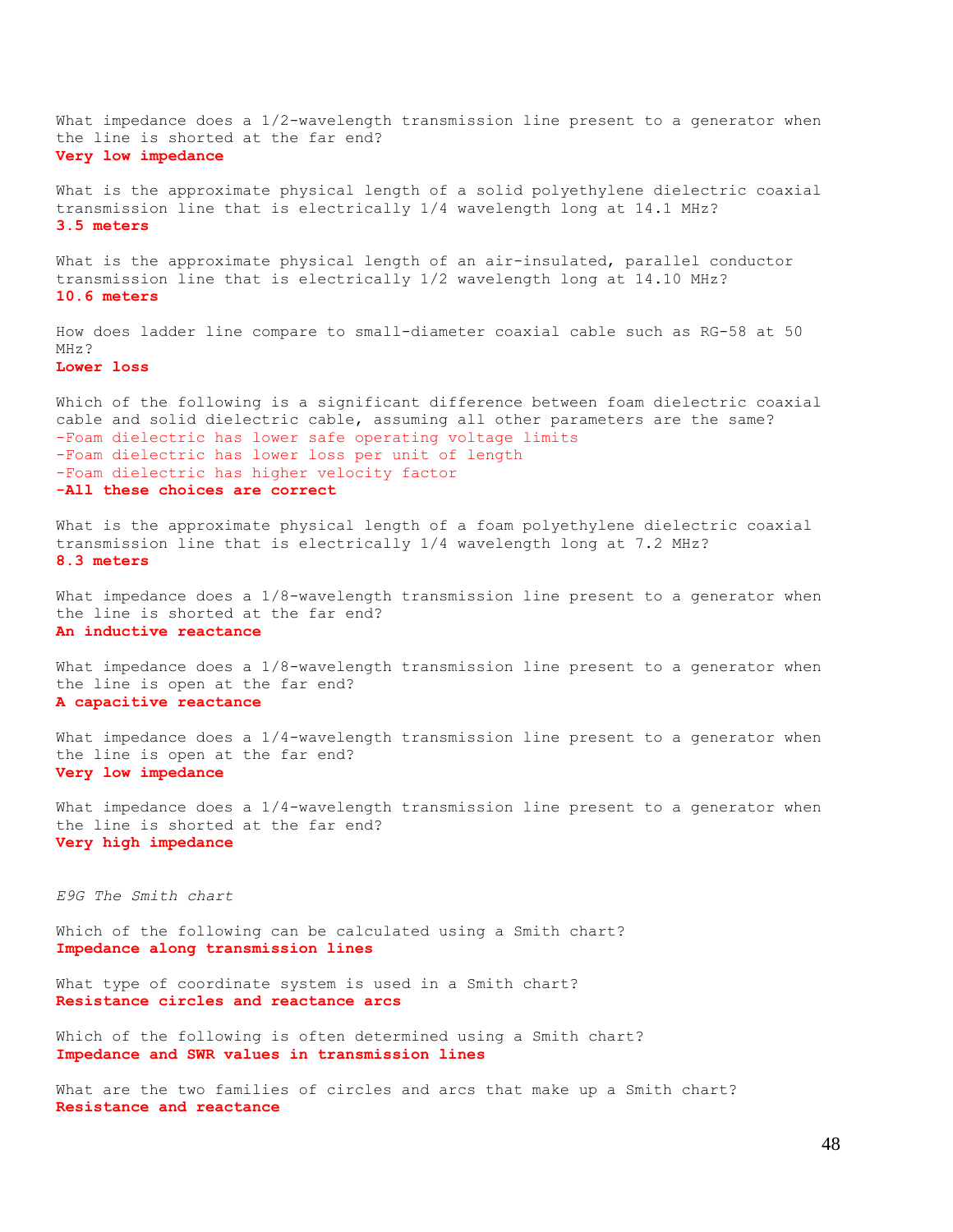What impedance does a 1/2-wavelength transmission line present to a generator when the line is shorted at the far end?
**Very low impedance**

What is the approximate physical length of a solid polyethylene dielectric coaxial transmission line that is electrically 1/4 wavelength long at 14.1 MHz?
**3.5 meters**

What is the approximate physical length of an air-insulated, parallel conductor transmission line that is electrically 1/2 wavelength long at 14.10 MHz?
**10.6 meters**

How does ladder line compare to small-diameter coaxial cable such as RG-58 at 50 MHz?
**Lower loss**

Which of the following is a significant difference between foam dielectric coaxial cable and solid dielectric cable, assuming all other parameters are the same?
-Foam dielectric has lower safe operating voltage limits
-Foam dielectric has lower loss per unit of length
-Foam dielectric has higher velocity factor
**-All these choices are correct**

What is the approximate physical length of a foam polyethylene dielectric coaxial transmission line that is electrically 1/4 wavelength long at 7.2 MHz?
**8.3 meters**

What impedance does a 1/8-wavelength transmission line present to a generator when the line is shorted at the far end?
**An inductive reactance**

What impedance does a 1/8-wavelength transmission line present to a generator when the line is open at the far end?
**A capacitive reactance**

What impedance does a 1/4-wavelength transmission line present to a generator when the line is open at the far end?
**Very low impedance**

What impedance does a 1/4-wavelength transmission line present to a generator when the line is shorted at the far end?
**Very high impedance**

*E9G The Smith chart*

Which of the following can be calculated using a Smith chart?
**Impedance along transmission lines**

What type of coordinate system is used in a Smith chart?
**Resistance circles and reactance arcs**

Which of the following is often determined using a Smith chart?
**Impedance and SWR values in transmission lines**

What are the two families of circles and arcs that make up a Smith chart?
**Resistance and reactance**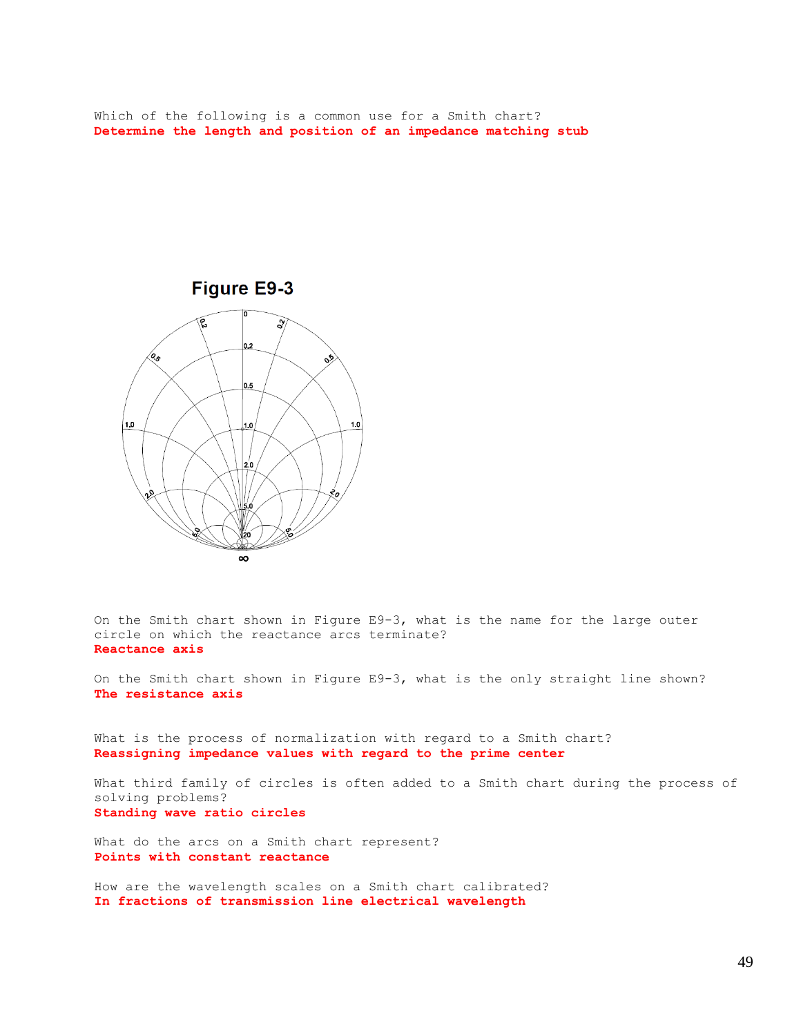Which of the following is a common use for a Smith chart?
**Determine the length and position of an impedance matching stub**

**Figure E9-3**

On the Smith chart shown in Figure E9-3, what is the name for the large outer circle on which the reactance arcs terminate?
**Reactance axis**

On the Smith chart shown in Figure E9-3, what is the only straight line shown?
**The resistance axis**

What is the process of normalization with regard to a Smith chart?
**Reassigning impedance values with regard to the prime center**

What third family of circles is often added to a Smith chart during the process of solving problems?
**Standing wave ratio circles**

What do the arcs on a Smith chart represent?
**Points with constant reactance**

How are the wavelength scales on a Smith chart calibrated?
**In fractions of transmission line electrical wavelength**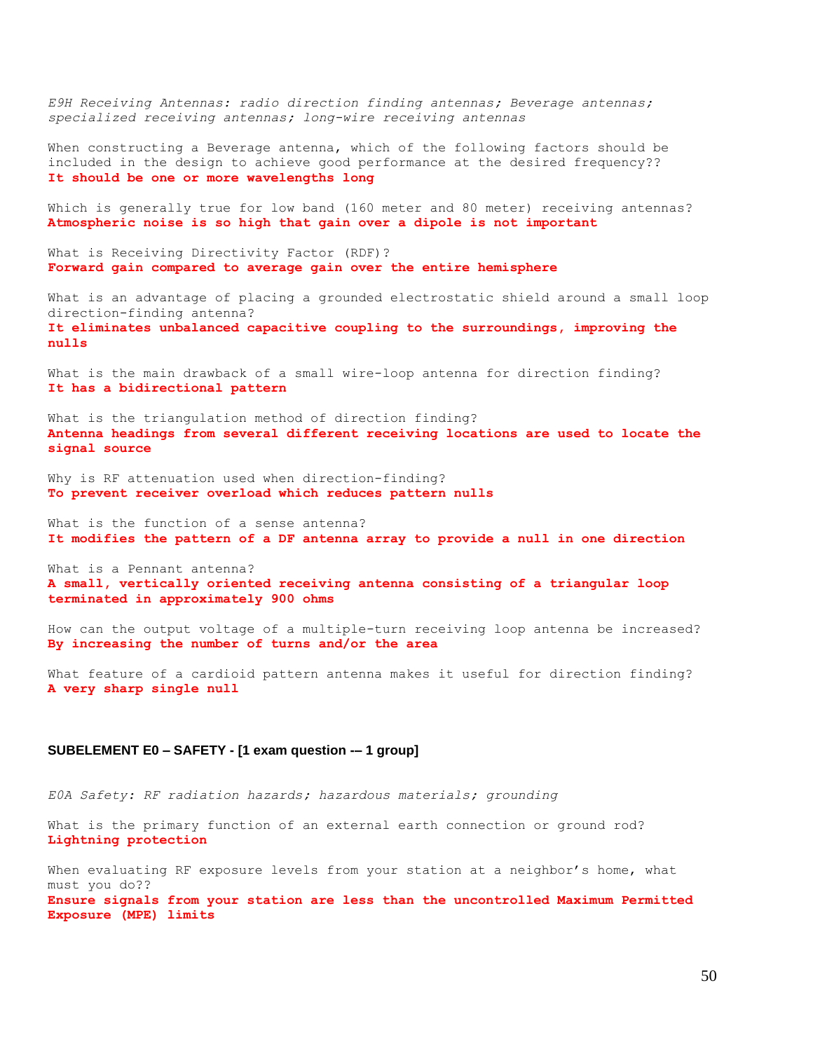*E9H Receiving Antennas: radio direction finding antennas; Beverage antennas; specialized receiving antennas; long-wire receiving antennas*

When constructing a Beverage antenna, which of the following factors should be included in the design to achieve good performance at the desired frequency??
**It should be one or more wavelengths long**

Which is generally true for low band (160 meter and 80 meter) receiving antennas?
**Atmospheric noise is so high that gain over a dipole is not important**

What is Receiving Directivity Factor (RDF)?
**Forward gain compared to average gain over the entire hemisphere**

What is an advantage of placing a grounded electrostatic shield around a small loop direction-finding antenna?
**It eliminates unbalanced capacitive coupling to the surroundings, improving the nulls**

What is the main drawback of a small wire-loop antenna for direction finding?
**It has a bidirectional pattern**

What is the triangulation method of direction finding?
**Antenna headings from several different receiving locations are used to locate the signal source**

Why is RF attenuation used when direction-finding?
**To prevent receiver overload which reduces pattern nulls**

What is the function of a sense antenna?
**It modifies the pattern of a DF antenna array to provide a null in one direction**

What is a Pennant antenna?
**A small, vertically oriented receiving antenna consisting of a triangular loop terminated in approximately 900 ohms**

How can the output voltage of a multiple-turn receiving loop antenna be increased?
**By increasing the number of turns and/or the area**

What feature of a cardioid pattern antenna makes it useful for direction finding?
**A very sharp single null**

## SUBELEMENT E0 – SAFETY - [1 exam question -– 1 group]

*E0A Safety: RF radiation hazards; hazardous materials; grounding*

What is the primary function of an external earth connection or ground rod?
**Lightning protection**

When evaluating RF exposure levels from your station at a neighbor's home, what must you do??
**Ensure signals from your station are less than the uncontrolled Maximum Permitted Exposure (MPE) limits**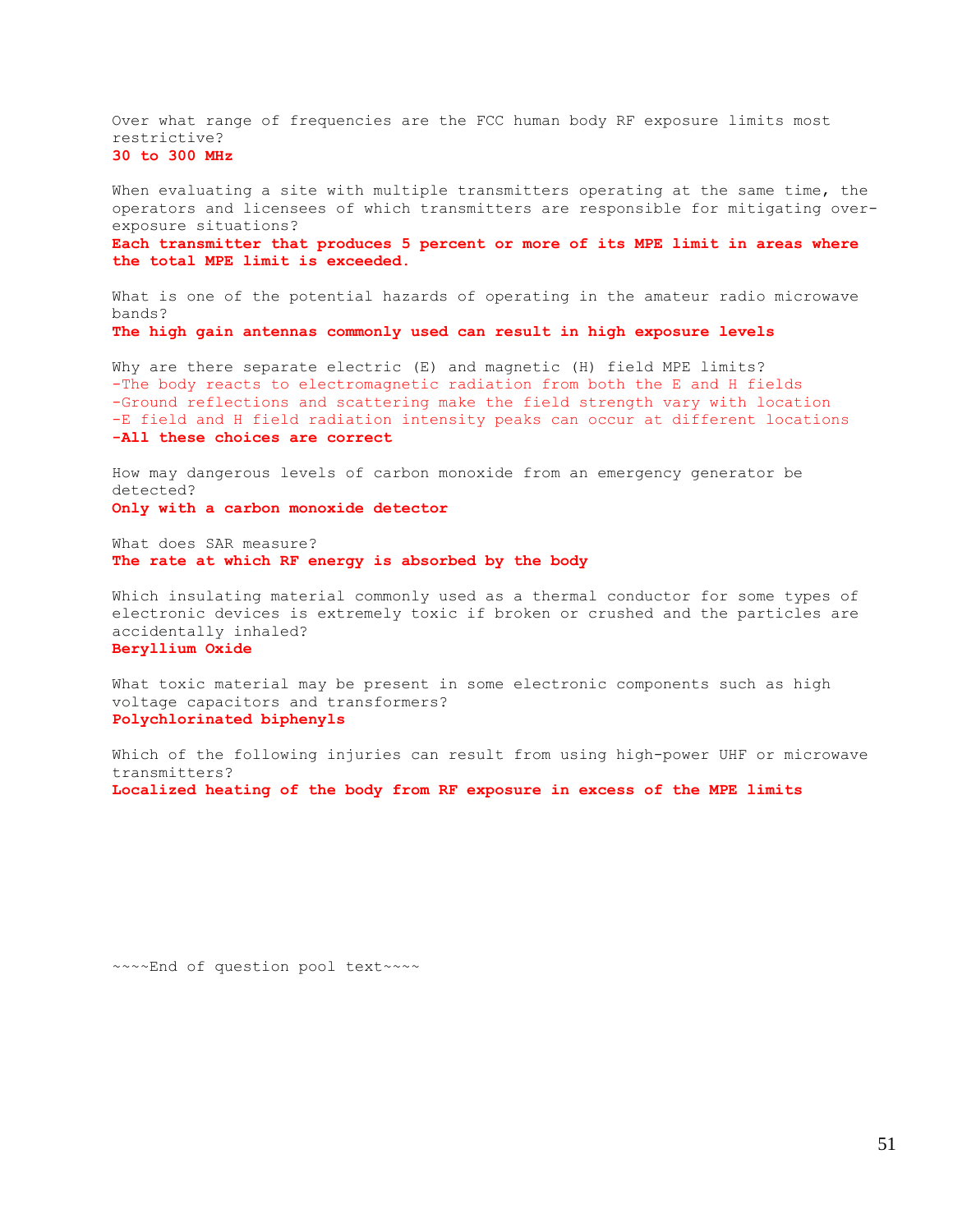Over what range of frequencies are the FCC human body RF exposure limits most restrictive?
**30 to 300 MHz**

When evaluating a site with multiple transmitters operating at the same time, the operators and licensees of which transmitters are responsible for mitigating over-exposure situations?
**Each transmitter that produces 5 percent or more of its MPE limit in areas where the total MPE limit is exceeded.**

What is one of the potential hazards of operating in the amateur radio microwave bands?
**The high gain antennas commonly used can result in high exposure levels**

Why are there separate electric (E) and magnetic (H) field MPE limits?
-The body reacts to electromagnetic radiation from both the E and H fields
-Ground reflections and scattering make the field strength vary with location
-E field and H field radiation intensity peaks can occur at different locations
**-All these choices are correct**

How may dangerous levels of carbon monoxide from an emergency generator be detected?
**Only with a carbon monoxide detector**

What does SAR measure?
**The rate at which RF energy is absorbed by the body**

Which insulating material commonly used as a thermal conductor for some types of electronic devices is extremely toxic if broken or crushed and the particles are accidentally inhaled?
**Beryllium Oxide**

What toxic material may be present in some electronic components such as high voltage capacitors and transformers?
**Polychlorinated biphenyls**

Which of the following injuries can result from using high-power UHF or microwave transmitters?
**Localized heating of the body from RF exposure in excess of the MPE limits**

~~~~End of question pool text~~~~